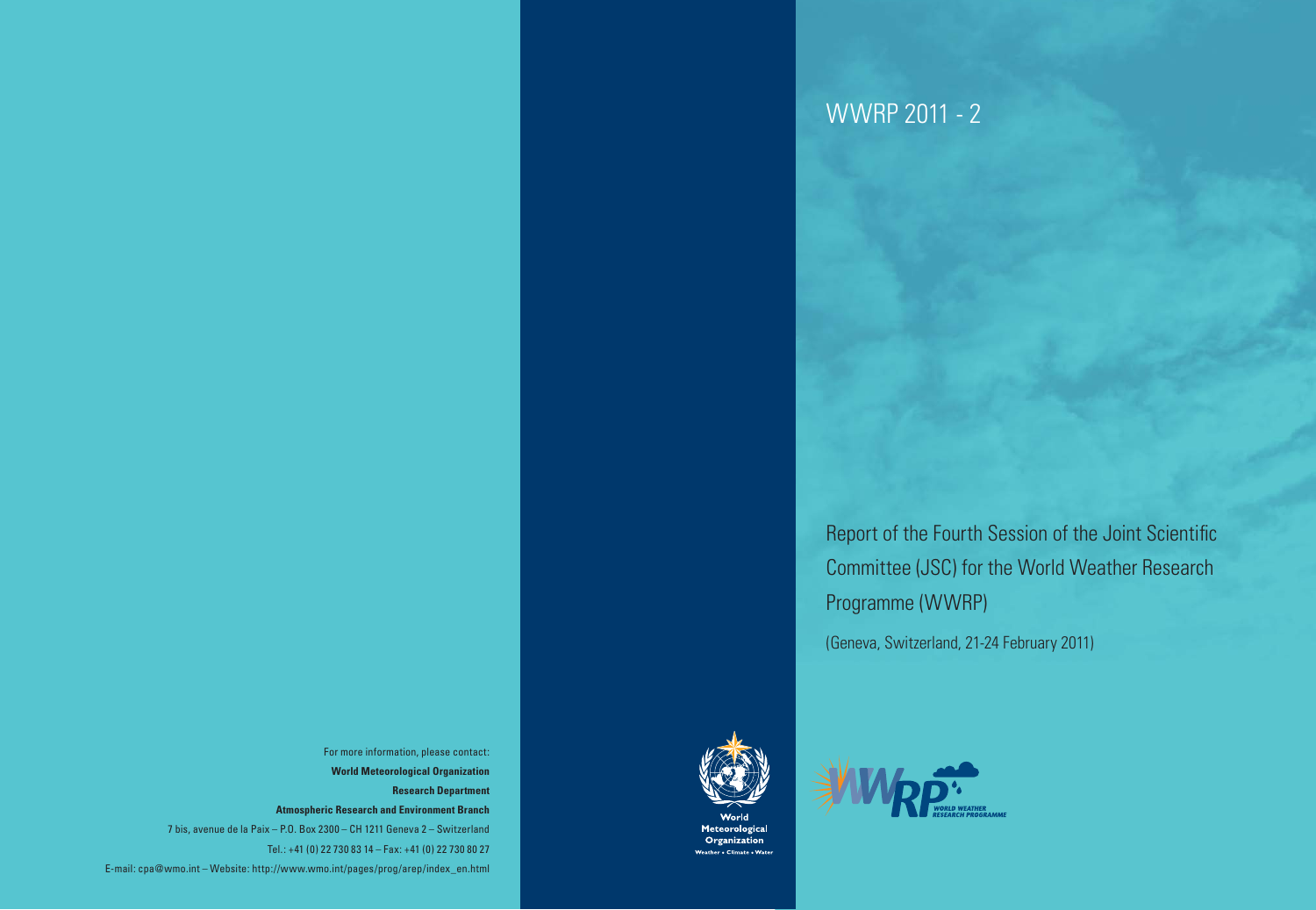# WWRP 2011 - 2

## Report of the Fourth Session of the Joint Scientific Committee (JSC) for the World Weather Research Programme (WWRP)

(Geneva, Switzerland, 21-24 February 2011)

World Meteorological Organization
Weather • Climate • Water

WWRP WORLD WEATHER RESEARCH PROGRAMME

For more information, please contact:

**World Meteorological Organization**

**Research Department**

**Atmospheric Research and Environment Branch**

7 bis, avenue de la Paix – P.O. Box 2300 – CH 1211 Geneva 2 – Switzerland

Tel.: +41 (0) 22 730 83 14 – Fax: +41 (0) 22 730 80 27

E-mail: cpa@wmo.int – Website: http://www.wmo.int/pages/prog/arep/index_en.html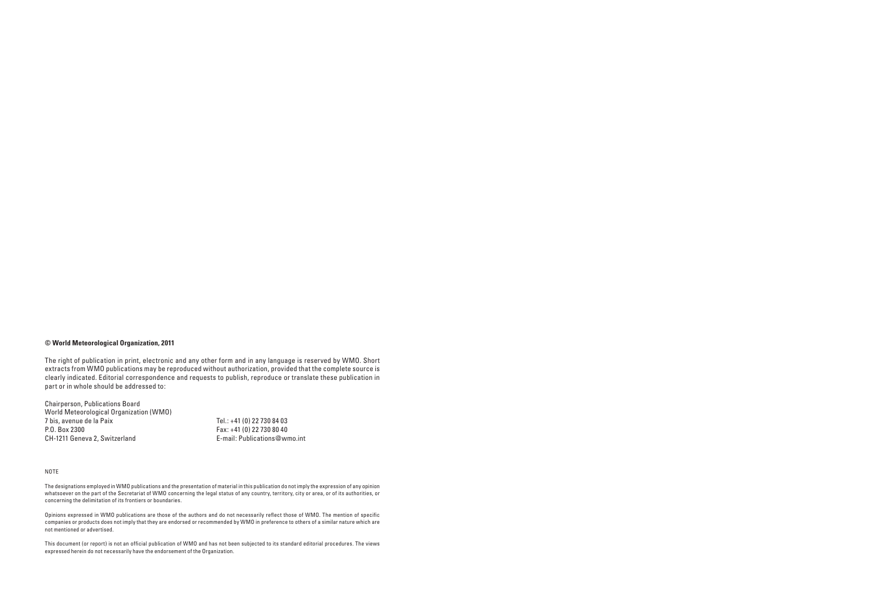**© World Meteorological Organization, 2011**

The right of publication in print, electronic and any other form and in any language is reserved by WMO. Short extracts from WMO publications may be reproduced without authorization, provided that the complete source is clearly indicated. Editorial correspondence and requests to publish, reproduce or translate these publication in part or in whole should be addressed to:

Chairperson, Publications Board
World Meteorological Organization (WMO)
7 bis, avenue de la Paix
P.O. Box 2300
CH-1211 Geneva 2, Switzerland

Tel.: +41 (0) 22 730 84 03
Fax: +41 (0) 22 730 80 40
E-mail: Publications@wmo.int

NOTE

The designations employed in WMO publications and the presentation of material in this publication do not imply the expression of any opinion whatsoever on the part of the Secretariat of WMO concerning the legal status of any country, territory, city or area, or of its authorities, or concerning the delimitation of its frontiers or boundaries.

Opinions expressed in WMO publications are those of the authors and do not necessarily reflect those of WMO. The mention of specific companies or products does not imply that they are endorsed or recommended by WMO in preference to others of a similar nature which are not mentioned or advertised.

This document (or report) is not an official publication of WMO and has not been subjected to its standard editorial procedures. The views expressed herein do not necessarily have the endorsement of the Organization.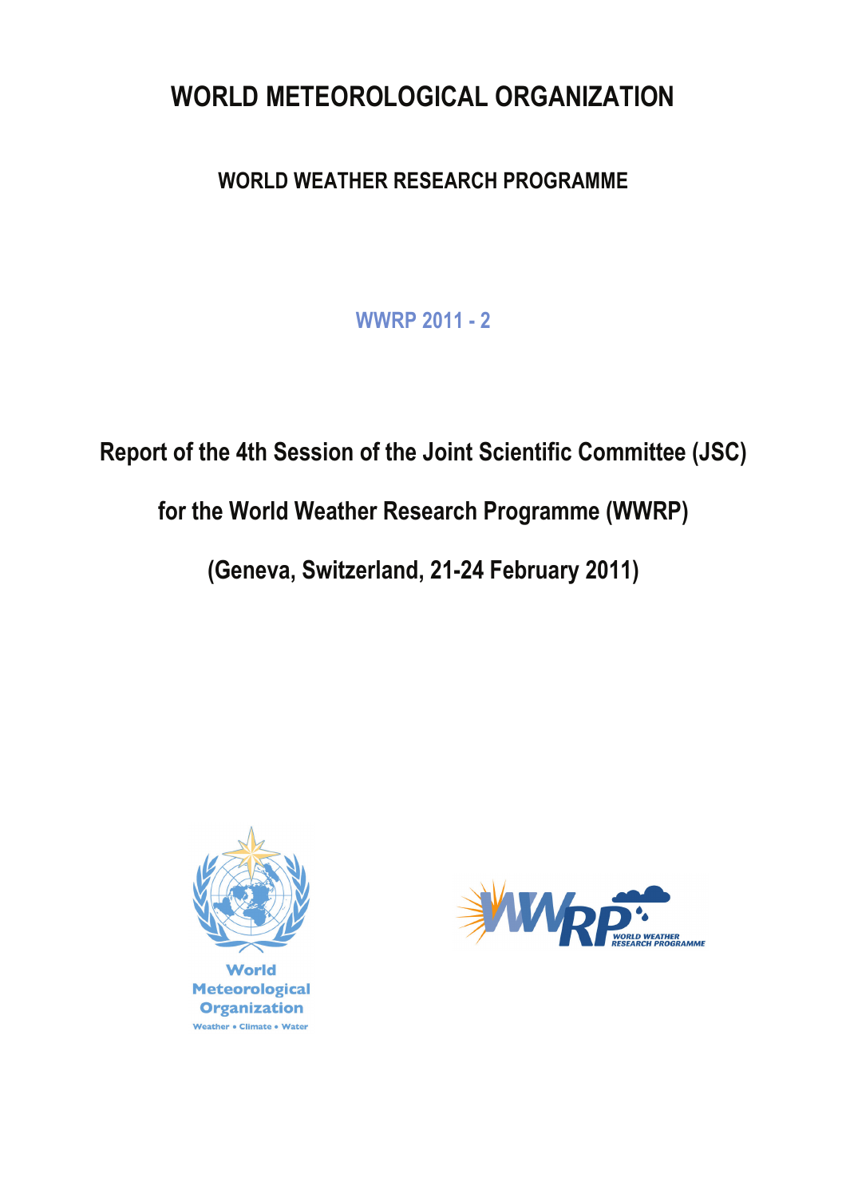# WORLD METEOROLOGICAL ORGANIZATION

## WORLD WEATHER RESEARCH PROGRAMME

WWRP 2011 - 2

## Report of the 4th Session of the Joint Scientific Committee (JSC) for the World Weather Research Programme (WWRP)

## (Geneva, Switzerland, 21-24 February 2011)

World Meteorological Organization

Weather • Climate • Water

WORLD WEATHER RESEARCH PROGRAMME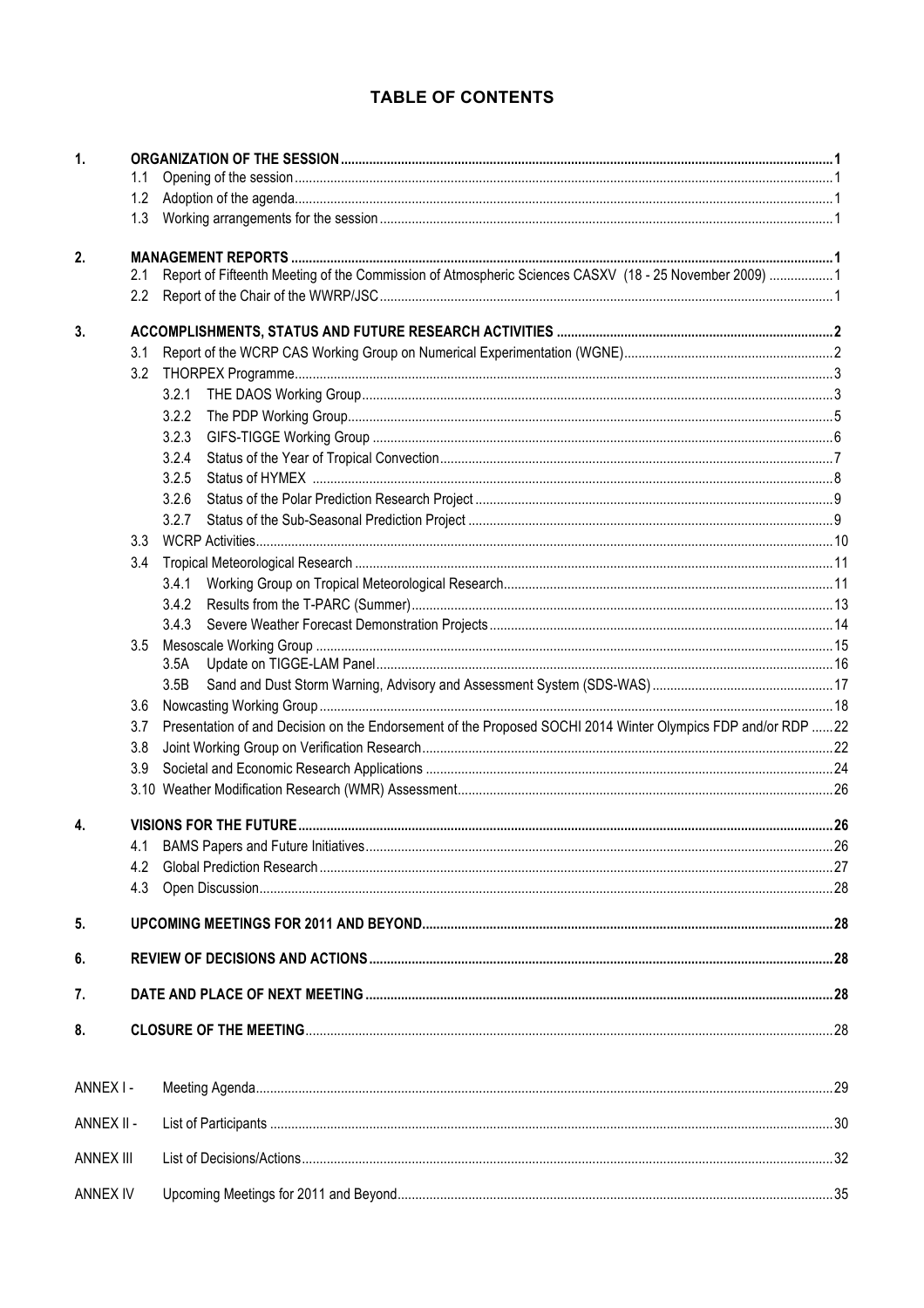# TABLE OF CONTENTS

1. **ORGANIZATION OF THE SESSION** ........ 1
   - 1.1 Opening of the session ........ 1
   - 1.2 Adoption of the agenda ........ 1
   - 1.3 Working arrangements for the session ........ 1
2. **MANAGEMENT REPORTS** ........ 1
   - 2.1 Report of Fifteenth Meeting of the Commission of Atmospheric Sciences CASXV (18 - 25 November 2009) ........ 1
   - 2.2 Report of the Chair of the WWRP/JSC ........ 1
3. **ACCOMPLISHMENTS, STATUS AND FUTURE RESEARCH ACTIVITIES** ........ 2
   - 3.1 Report of the WCRP CAS Working Group on Numerical Experimentation (WGNE) ........ 2
   - 3.2 THORPEX Programme ........ 3
     - 3.2.1 THE DAOS Working Group ........ 3
     - 3.2.2 The PDP Working Group ........ 5
     - 3.2.3 GIFS-TIGGE Working Group ........ 6
     - 3.2.4 Status of the Year of Tropical Convection ........ 7
     - 3.2.5 Status of HYMEX ........ 8
     - 3.2.6 Status of the Polar Prediction Research Project ........ 9
     - 3.2.7 Status of the Sub-Seasonal Prediction Project ........ 9
   - 3.3 WCRP Activities ........ 10
   - 3.4 Tropical Meteorological Research ........ 11
     - 3.4.1 Working Group on Tropical Meteorological Research ........ 11
     - 3.4.2 Results from the T-PARC (Summer) ........ 13
     - 3.4.3 Severe Weather Forecast Demonstration Projects ........ 14
   - 3.5 Mesoscale Working Group ........ 15
     - 3.5A Update on TIGGE-LAM Panel ........ 16
     - 3.5B Sand and Dust Storm Warning, Advisory and Assessment System (SDS-WAS) ........ 17
   - 3.6 Nowcasting Working Group ........ 18
   - 3.7 Presentation of and Decision on the Endorsement of the Proposed SOCHI 2014 Winter Olympics FDP and/or RDP ........ 22
   - 3.8 Joint Working Group on Verification Research ........ 22
   - 3.9 Societal and Economic Research Applications ........ 24
   - 3.10 Weather Modification Research (WMR) Assessment ........ 26
4. **VISIONS FOR THE FUTURE** ........ 26
   - 4.1 BAMS Papers and Future Initiatives ........ 26
   - 4.2 Global Prediction Research ........ 27
   - 4.3 Open Discussion ........ 28
5. **UPCOMING MEETINGS FOR 2011 AND BEYOND** ........ 28
6. **REVIEW OF DECISIONS AND ACTIONS** ........ 28
7. **DATE AND PLACE OF NEXT MEETING** ........ 28
8. **CLOSURE OF THE MEETING** ........ 28

ANNEX I - Meeting Agenda ........ 29

ANNEX II - List of Participants ........ 30

ANNEX III List of Decisions/Actions ........ 32

ANNEX IV Upcoming Meetings for 2011 and Beyond ........ 35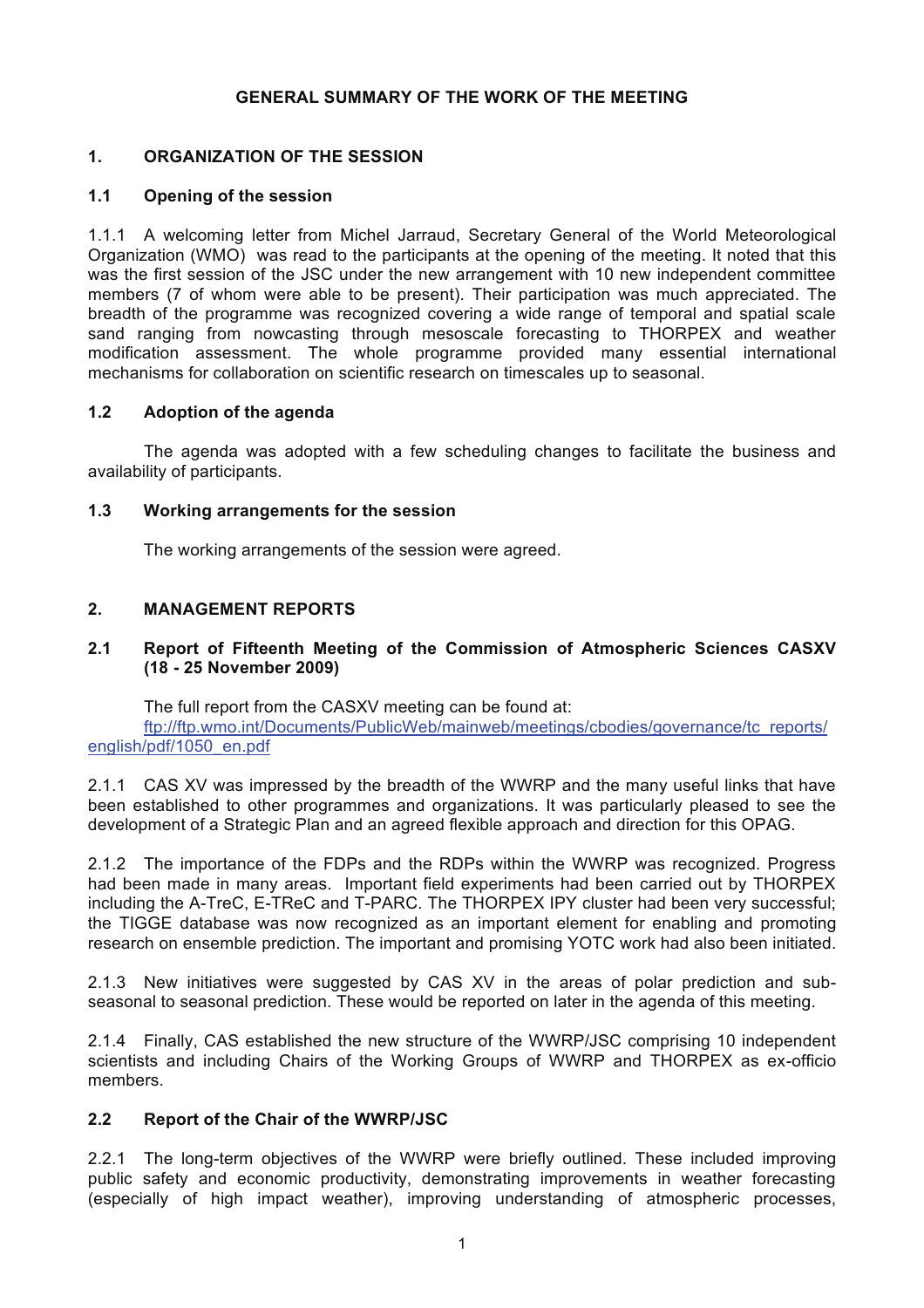# GENERAL SUMMARY OF THE WORK OF THE MEETING

## 1. ORGANIZATION OF THE SESSION

### 1.1 Opening of the session

1.1.1 A welcoming letter from Michel Jarraud, Secretary General of the World Meteorological Organization (WMO) was read to the participants at the opening of the meeting. It noted that this was the first session of the JSC under the new arrangement with 10 new independent committee members (7 of whom were able to be present). Their participation was much appreciated. The breadth of the programme was recognized covering a wide range of temporal and spatial scale sand ranging from nowcasting through mesoscale forecasting to THORPEX and weather modification assessment. The whole programme provided many essential international mechanisms for collaboration on scientific research on timescales up to seasonal.

### 1.2 Adoption of the agenda

The agenda was adopted with a few scheduling changes to facilitate the business and availability of participants.

### 1.3 Working arrangements for the session

The working arrangements of the session were agreed.

## 2. MANAGEMENT REPORTS

### 2.1 Report of Fifteenth Meeting of the Commission of Atmospheric Sciences CASXV (18 - 25 November 2009)

The full report from the CASXV meeting can be found at:
ftp://ftp.wmo.int/Documents/PublicWeb/mainweb/meetings/cbodies/governance/tc_reports/english/pdf/1050_en.pdf

2.1.1 CAS XV was impressed by the breadth of the WWRP and the many useful links that have been established to other programmes and organizations. It was particularly pleased to see the development of a Strategic Plan and an agreed flexible approach and direction for this OPAG.

2.1.2 The importance of the FDPs and the RDPs within the WWRP was recognized. Progress had been made in many areas. Important field experiments had been carried out by THORPEX including the A-TreC, E-TReC and T-PARC. The THORPEX IPY cluster had been very successful; the TIGGE database was now recognized as an important element for enabling and promoting research on ensemble prediction. The important and promising YOTC work had also been initiated.

2.1.3 New initiatives were suggested by CAS XV in the areas of polar prediction and sub-seasonal to seasonal prediction. These would be reported on later in the agenda of this meeting.

2.1.4 Finally, CAS established the new structure of the WWRP/JSC comprising 10 independent scientists and including Chairs of the Working Groups of WWRP and THORPEX as ex-officio members.

### 2.2 Report of the Chair of the WWRP/JSC

2.2.1 The long-term objectives of the WWRP were briefly outlined. These included improving public safety and economic productivity, demonstrating improvements in weather forecasting (especially of high impact weather), improving understanding of atmospheric processes,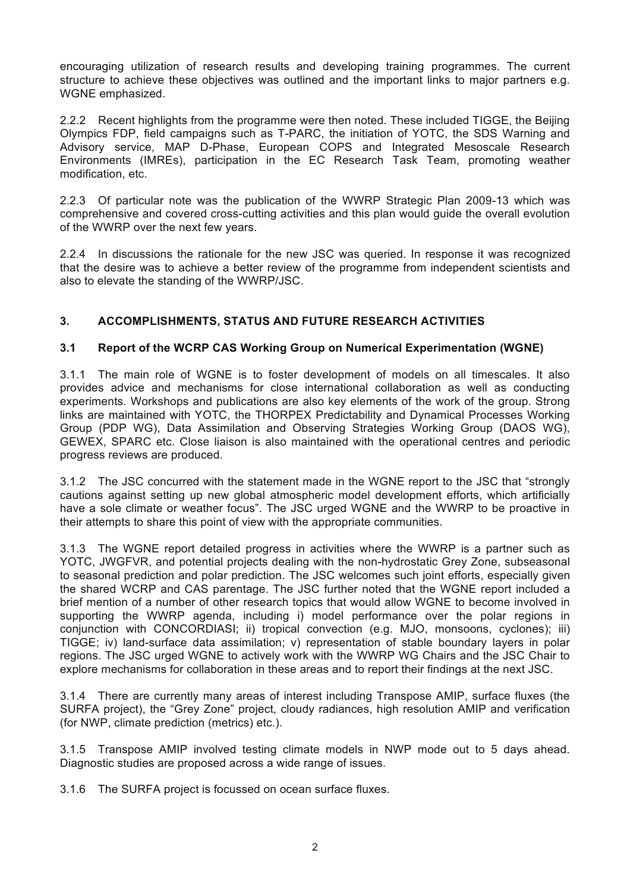encouraging utilization of research results and developing training programmes. The current structure to achieve these objectives was outlined and the important links to major partners e.g. WGNE emphasized.

2.2.2 Recent highlights from the programme were then noted. These included TIGGE, the Beijing Olympics FDP, field campaigns such as T-PARC, the initiation of YOTC, the SDS Warning and Advisory service, MAP D-Phase, European COPS and Integrated Mesoscale Research Environments (IMREs), participation in the EC Research Task Team, promoting weather modification, etc.

2.2.3 Of particular note was the publication of the WWRP Strategic Plan 2009-13 which was comprehensive and covered cross-cutting activities and this plan would guide the overall evolution of the WWRP over the next few years.

2.2.4 In discussions the rationale for the new JSC was queried. In response it was recognized that the desire was to achieve a better review of the programme from independent scientists and also to elevate the standing of the WWRP/JSC.

## 3. ACCOMPLISHMENTS, STATUS AND FUTURE RESEARCH ACTIVITIES

### 3.1 Report of the WCRP CAS Working Group on Numerical Experimentation (WGNE)

3.1.1 The main role of WGNE is to foster development of models on all timescales. It also provides advice and mechanisms for close international collaboration as well as conducting experiments. Workshops and publications are also key elements of the work of the group. Strong links are maintained with YOTC, the THORPEX Predictability and Dynamical Processes Working Group (PDP WG), Data Assimilation and Observing Strategies Working Group (DAOS WG), GEWEX, SPARC etc. Close liaison is also maintained with the operational centres and periodic progress reviews are produced.

3.1.2 The JSC concurred with the statement made in the WGNE report to the JSC that "strongly cautions against setting up new global atmospheric model development efforts, which artificially have a sole climate or weather focus". The JSC urged WGNE and the WWRP to be proactive in their attempts to share this point of view with the appropriate communities.

3.1.3 The WGNE report detailed progress in activities where the WWRP is a partner such as YOTC, JWGFVR, and potential projects dealing with the non-hydrostatic Grey Zone, subseasonal to seasonal prediction and polar prediction. The JSC welcomes such joint efforts, especially given the shared WCRP and CAS parentage. The JSC further noted that the WGNE report included a brief mention of a number of other research topics that would allow WGNE to become involved in supporting the WWRP agenda, including i) model performance over the polar regions in conjunction with CONCORDIASI; ii) tropical convection (e.g. MJO, monsoons, cyclones); iii) TIGGE; iv) land-surface data assimilation; v) representation of stable boundary layers in polar regions. The JSC urged WGNE to actively work with the WWRP WG Chairs and the JSC Chair to explore mechanisms for collaboration in these areas and to report their findings at the next JSC.

3.1.4 There are currently many areas of interest including Transpose AMIP, surface fluxes (the SURFA project), the "Grey Zone" project, cloudy radiances, high resolution AMIP and verification (for NWP, climate prediction (metrics) etc.).

3.1.5 Transpose AMIP involved testing climate models in NWP mode out to 5 days ahead. Diagnostic studies are proposed across a wide range of issues.

3.1.6 The SURFA project is focussed on ocean surface fluxes.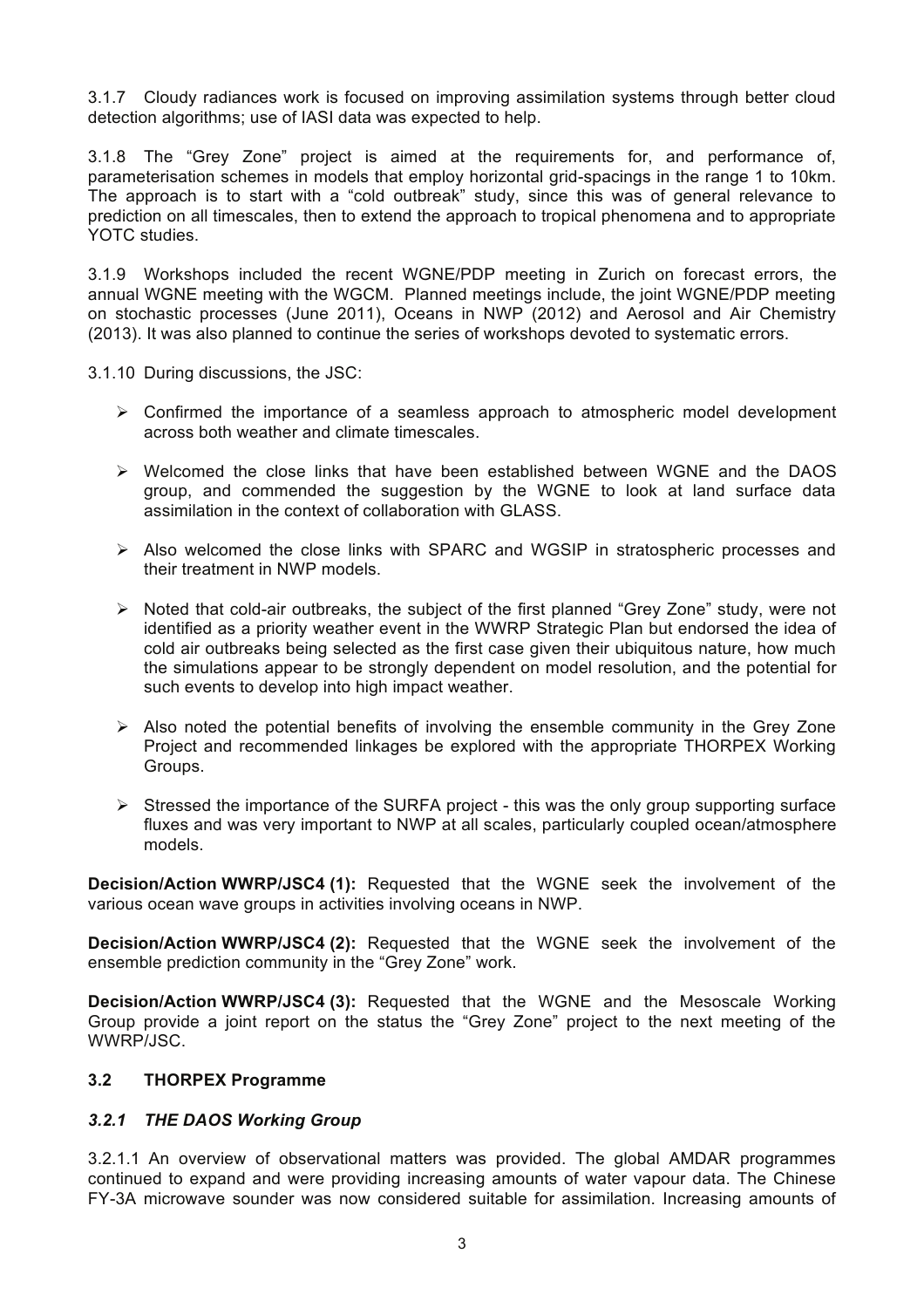3.1.7 Cloudy radiances work is focused on improving assimilation systems through better cloud detection algorithms; use of IASI data was expected to help.

3.1.8 The "Grey Zone" project is aimed at the requirements for, and performance of, parameterisation schemes in models that employ horizontal grid-spacings in the range 1 to 10km. The approach is to start with a "cold outbreak" study, since this was of general relevance to prediction on all timescales, then to extend the approach to tropical phenomena and to appropriate YOTC studies.

3.1.9 Workshops included the recent WGNE/PDP meeting in Zurich on forecast errors, the annual WGNE meeting with the WGCM. Planned meetings include, the joint WGNE/PDP meeting on stochastic processes (June 2011), Oceans in NWP (2012) and Aerosol and Air Chemistry (2013). It was also planned to continue the series of workshops devoted to systematic errors.

3.1.10 During discussions, the JSC:

- Confirmed the importance of a seamless approach to atmospheric model development across both weather and climate timescales.
- Welcomed the close links that have been established between WGNE and the DAOS group, and commended the suggestion by the WGNE to look at land surface data assimilation in the context of collaboration with GLASS.
- Also welcomed the close links with SPARC and WGSIP in stratospheric processes and their treatment in NWP models.
- Noted that cold-air outbreaks, the subject of the first planned "Grey Zone" study, were not identified as a priority weather event in the WWRP Strategic Plan but endorsed the idea of cold air outbreaks being selected as the first case given their ubiquitous nature, how much the simulations appear to be strongly dependent on model resolution, and the potential for such events to develop into high impact weather.
- Also noted the potential benefits of involving the ensemble community in the Grey Zone Project and recommended linkages be explored with the appropriate THORPEX Working Groups.
- Stressed the importance of the SURFA project - this was the only group supporting surface fluxes and was very important to NWP at all scales, particularly coupled ocean/atmosphere models.

**Decision/Action WWRP/JSC4 (1):** Requested that the WGNE seek the involvement of the various ocean wave groups in activities involving oceans in NWP.

**Decision/Action WWRP/JSC4 (2):** Requested that the WGNE seek the involvement of the ensemble prediction community in the "Grey Zone" work.

**Decision/Action WWRP/JSC4 (3):** Requested that the WGNE and the Mesoscale Working Group provide a joint report on the status the "Grey Zone" project to the next meeting of the WWRP/JSC.

## 3.2 THORPEX Programme

### *3.2.1 THE DAOS Working Group*

3.2.1.1 An overview of observational matters was provided. The global AMDAR programmes continued to expand and were providing increasing amounts of water vapour data. The Chinese FY-3A microwave sounder was now considered suitable for assimilation. Increasing amounts of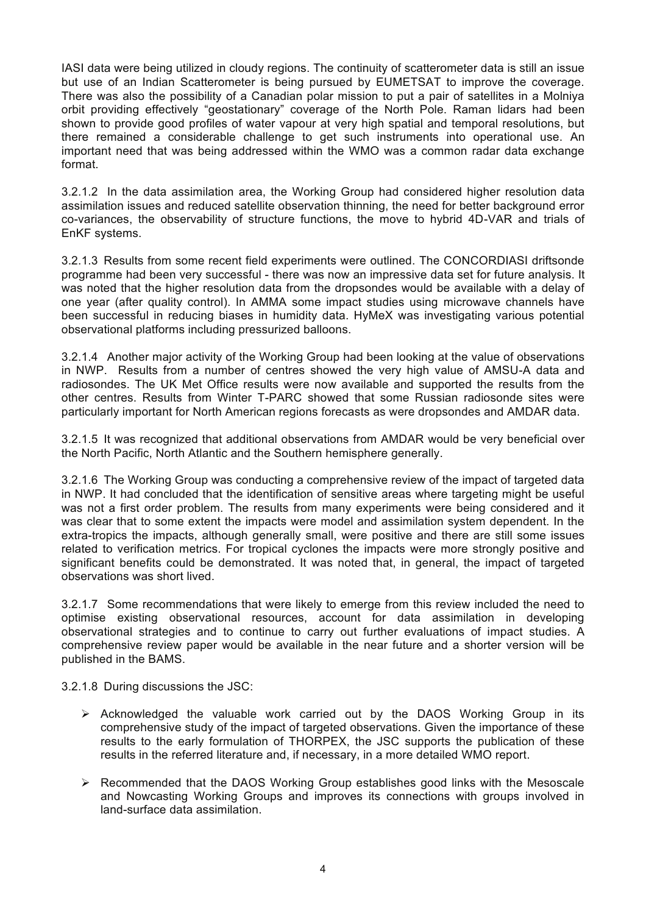IASI data were being utilized in cloudy regions. The continuity of scatterometer data is still an issue but use of an Indian Scatterometer is being pursued by EUMETSAT to improve the coverage. There was also the possibility of a Canadian polar mission to put a pair of satellites in a Molniya orbit providing effectively "geostationary" coverage of the North Pole. Raman lidars had been shown to provide good profiles of water vapour at very high spatial and temporal resolutions, but there remained a considerable challenge to get such instruments into operational use. An important need that was being addressed within the WMO was a common radar data exchange format.

3.2.1.2 In the data assimilation area, the Working Group had considered higher resolution data assimilation issues and reduced satellite observation thinning, the need for better background error co-variances, the observability of structure functions, the move to hybrid 4D-VAR and trials of EnKF systems.

3.2.1.3 Results from some recent field experiments were outlined. The CONCORDIASI driftsonde programme had been very successful - there was now an impressive data set for future analysis. It was noted that the higher resolution data from the dropsondes would be available with a delay of one year (after quality control). In AMMA some impact studies using microwave channels have been successful in reducing biases in humidity data. HyMeX was investigating various potential observational platforms including pressurized balloons.

3.2.1.4 Another major activity of the Working Group had been looking at the value of observations in NWP. Results from a number of centres showed the very high value of AMSU-A data and radiosondes. The UK Met Office results were now available and supported the results from the other centres. Results from Winter T-PARC showed that some Russian radiosonde sites were particularly important for North American regions forecasts as were dropsondes and AMDAR data.

3.2.1.5 It was recognized that additional observations from AMDAR would be very beneficial over the North Pacific, North Atlantic and the Southern hemisphere generally.

3.2.1.6 The Working Group was conducting a comprehensive review of the impact of targeted data in NWP. It had concluded that the identification of sensitive areas where targeting might be useful was not a first order problem. The results from many experiments were being considered and it was clear that to some extent the impacts were model and assimilation system dependent. In the extra-tropics the impacts, although generally small, were positive and there are still some issues related to verification metrics. For tropical cyclones the impacts were more strongly positive and significant benefits could be demonstrated. It was noted that, in general, the impact of targeted observations was short lived.

3.2.1.7 Some recommendations that were likely to emerge from this review included the need to optimise existing observational resources, account for data assimilation in developing observational strategies and to continue to carry out further evaluations of impact studies. A comprehensive review paper would be available in the near future and a shorter version will be published in the BAMS.

3.2.1.8 During discussions the JSC:

- Acknowledged the valuable work carried out by the DAOS Working Group in its comprehensive study of the impact of targeted observations. Given the importance of these results to the early formulation of THORPEX, the JSC supports the publication of these results in the referred literature and, if necessary, in a more detailed WMO report.
- Recommended that the DAOS Working Group establishes good links with the Mesoscale and Nowcasting Working Groups and improves its connections with groups involved in land-surface data assimilation.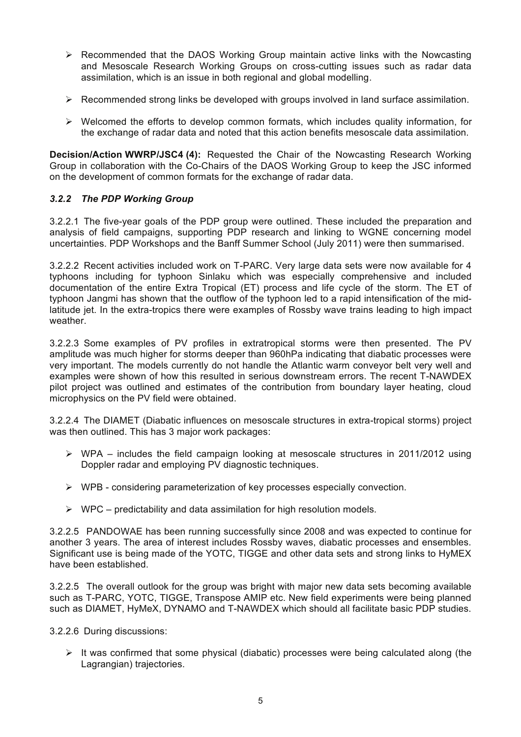- Recommended that the DAOS Working Group maintain active links with the Nowcasting and Mesoscale Research Working Groups on cross-cutting issues such as radar data assimilation, which is an issue in both regional and global modelling.
- Recommended strong links be developed with groups involved in land surface assimilation.
- Welcomed the efforts to develop common formats, which includes quality information, for the exchange of radar data and noted that this action benefits mesoscale data assimilation.

**Decision/Action WWRP/JSC4 (4):** Requested the Chair of the Nowcasting Research Working Group in collaboration with the Co-Chairs of the DAOS Working Group to keep the JSC informed on the development of common formats for the exchange of radar data.

### *3.2.2 The PDP Working Group*

3.2.2.1 The five-year goals of the PDP group were outlined. These included the preparation and analysis of field campaigns, supporting PDP research and linking to WGNE concerning model uncertainties. PDP Workshops and the Banff Summer School (July 2011) were then summarised.

3.2.2.2 Recent activities included work on T-PARC. Very large data sets were now available for 4 typhoons including for typhoon Sinlaku which was especially comprehensive and included documentation of the entire Extra Tropical (ET) process and life cycle of the storm. The ET of typhoon Jangmi has shown that the outflow of the typhoon led to a rapid intensification of the mid-latitude jet. In the extra-tropics there were examples of Rossby wave trains leading to high impact weather.

3.2.2.3 Some examples of PV profiles in extratropical storms were then presented. The PV amplitude was much higher for storms deeper than 960hPa indicating that diabatic processes were very important. The models currently do not handle the Atlantic warm conveyor belt very well and examples were shown of how this resulted in serious downstream errors. The recent T-NAWDEX pilot project was outlined and estimates of the contribution from boundary layer heating, cloud microphysics on the PV field were obtained.

3.2.2.4 The DIAMET (Diabatic influences on mesoscale structures in extra-tropical storms) project was then outlined. This has 3 major work packages:

- WPA – includes the field campaign looking at mesoscale structures in 2011/2012 using Doppler radar and employing PV diagnostic techniques.
- WPB - considering parameterization of key processes especially convection.
- WPC – predictability and data assimilation for high resolution models.

3.2.2.5 PANDOWAE has been running successfully since 2008 and was expected to continue for another 3 years. The area of interest includes Rossby waves, diabatic processes and ensembles. Significant use is being made of the YOTC, TIGGE and other data sets and strong links to HyMEX have been established.

3.2.2.5 The overall outlook for the group was bright with major new data sets becoming available such as T-PARC, YOTC, TIGGE, Transpose AMIP etc. New field experiments were being planned such as DIAMET, HyMeX, DYNAMO and T-NAWDEX which should all facilitate basic PDP studies.

3.2.2.6 During discussions:

- It was confirmed that some physical (diabatic) processes were being calculated along (the Lagrangian) trajectories.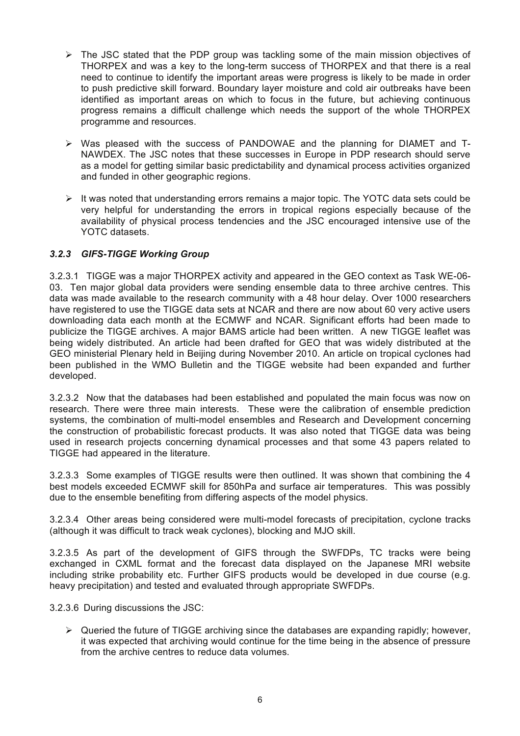- The JSC stated that the PDP group was tackling some of the main mission objectives of THORPEX and was a key to the long-term success of THORPEX and that there is a real need to continue to identify the important areas were progress is likely to be made in order to push predictive skill forward. Boundary layer moisture and cold air outbreaks have been identified as important areas on which to focus in the future, but achieving continuous progress remains a difficult challenge which needs the support of the whole THORPEX programme and resources.

- Was pleased with the success of PANDOWAE and the planning for DIAMET and T-NAWDEX. The JSC notes that these successes in Europe in PDP research should serve as a model for getting similar basic predictability and dynamical process activities organized and funded in other geographic regions.

- It was noted that understanding errors remains a major topic. The YOTC data sets could be very helpful for understanding the errors in tropical regions especially because of the availability of physical process tendencies and the JSC encouraged intensive use of the YOTC datasets.

### *3.2.3 GIFS-TIGGE Working Group*

3.2.3.1 TIGGE was a major THORPEX activity and appeared in the GEO context as Task WE-06-03. Ten major global data providers were sending ensemble data to three archive centres. This data was made available to the research community with a 48 hour delay. Over 1000 researchers have registered to use the TIGGE data sets at NCAR and there are now about 60 very active users downloading data each month at the ECMWF and NCAR. Significant efforts had been made to publicize the TIGGE archives. A major BAMS article had been written. A new TIGGE leaflet was being widely distributed. An article had been drafted for GEO that was widely distributed at the GEO ministerial Plenary held in Beijing during November 2010. An article on tropical cyclones had been published in the WMO Bulletin and the TIGGE website had been expanded and further developed.

3.2.3.2 Now that the databases had been established and populated the main focus was now on research. There were three main interests. These were the calibration of ensemble prediction systems, the combination of multi-model ensembles and Research and Development concerning the construction of probabilistic forecast products. It was also noted that TIGGE data was being used in research projects concerning dynamical processes and that some 43 papers related to TIGGE had appeared in the literature.

3.2.3.3 Some examples of TIGGE results were then outlined. It was shown that combining the 4 best models exceeded ECMWF skill for 850hPa and surface air temperatures. This was possibly due to the ensemble benefiting from differing aspects of the model physics.

3.2.3.4 Other areas being considered were multi-model forecasts of precipitation, cyclone tracks (although it was difficult to track weak cyclones), blocking and MJO skill.

3.2.3.5 As part of the development of GIFS through the SWFDPs, TC tracks were being exchanged in CXML format and the forecast data displayed on the Japanese MRI website including strike probability etc. Further GIFS products would be developed in due course (e.g. heavy precipitation) and tested and evaluated through appropriate SWFDPs.

3.2.3.6 During discussions the JSC:

- Queried the future of TIGGE archiving since the databases are expanding rapidly; however, it was expected that archiving would continue for the time being in the absence of pressure from the archive centres to reduce data volumes.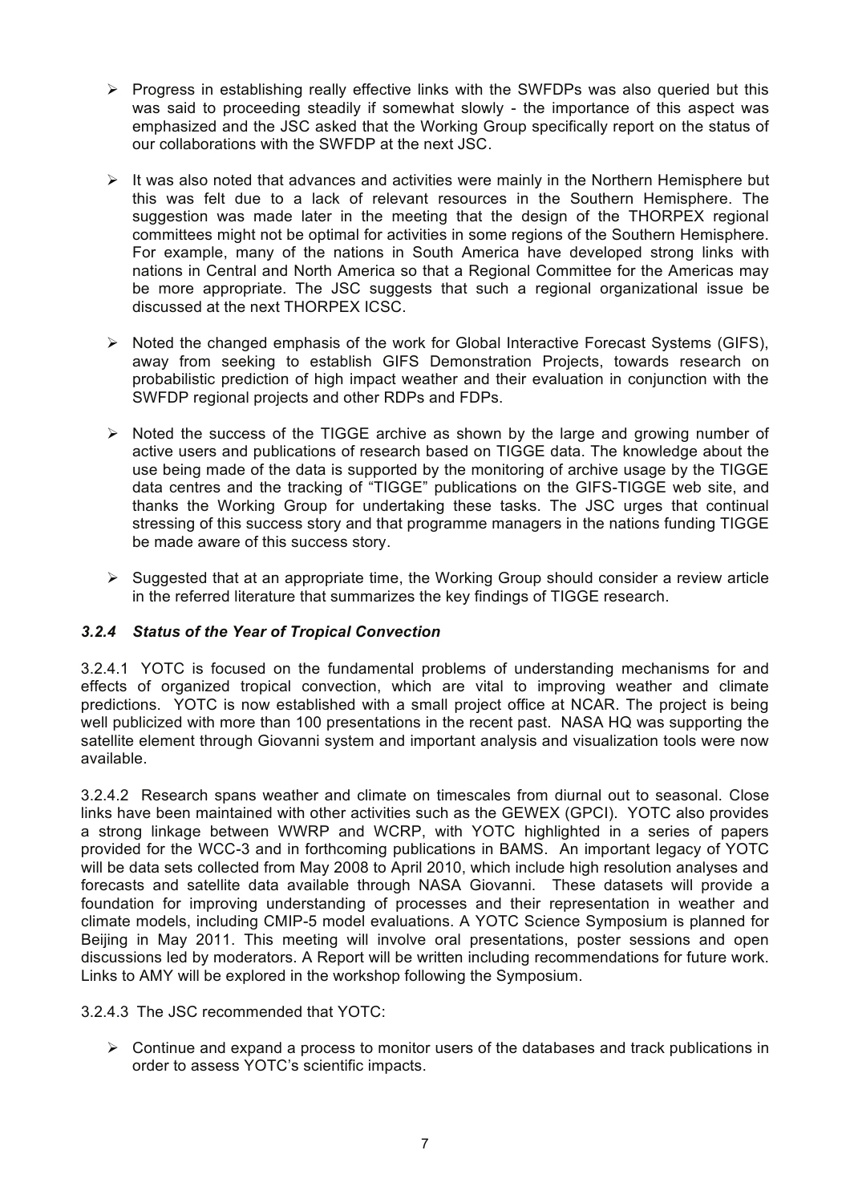- Progress in establishing really effective links with the SWFDPs was also queried but this was said to proceeding steadily if somewhat slowly - the importance of this aspect was emphasized and the JSC asked that the Working Group specifically report on the status of our collaborations with the SWFDP at the next JSC.

- It was also noted that advances and activities were mainly in the Northern Hemisphere but this was felt due to a lack of relevant resources in the Southern Hemisphere. The suggestion was made later in the meeting that the design of the THORPEX regional committees might not be optimal for activities in some regions of the Southern Hemisphere. For example, many of the nations in South America have developed strong links with nations in Central and North America so that a Regional Committee for the Americas may be more appropriate. The JSC suggests that such a regional organizational issue be discussed at the next THORPEX ICSC.

- Noted the changed emphasis of the work for Global Interactive Forecast Systems (GIFS), away from seeking to establish GIFS Demonstration Projects, towards research on probabilistic prediction of high impact weather and their evaluation in conjunction with the SWFDP regional projects and other RDPs and FDPs.

- Noted the success of the TIGGE archive as shown by the large and growing number of active users and publications of research based on TIGGE data. The knowledge about the use being made of the data is supported by the monitoring of archive usage by the TIGGE data centres and the tracking of "TIGGE" publications on the GIFS-TIGGE web site, and thanks the Working Group for undertaking these tasks. The JSC urges that continual stressing of this success story and that programme managers in the nations funding TIGGE be made aware of this success story.

- Suggested that at an appropriate time, the Working Group should consider a review article in the referred literature that summarizes the key findings of TIGGE research.

### *3.2.4 Status of the Year of Tropical Convection*

3.2.4.1 YOTC is focused on the fundamental problems of understanding mechanisms for and effects of organized tropical convection, which are vital to improving weather and climate predictions. YOTC is now established with a small project office at NCAR. The project is being well publicized with more than 100 presentations in the recent past. NASA HQ was supporting the satellite element through Giovanni system and important analysis and visualization tools were now available.

3.2.4.2 Research spans weather and climate on timescales from diurnal out to seasonal. Close links have been maintained with other activities such as the GEWEX (GPCI). YOTC also provides a strong linkage between WWRP and WCRP, with YOTC highlighted in a series of papers provided for the WCC-3 and in forthcoming publications in BAMS. An important legacy of YOTC will be data sets collected from May 2008 to April 2010, which include high resolution analyses and forecasts and satellite data available through NASA Giovanni. These datasets will provide a foundation for improving understanding of processes and their representation in weather and climate models, including CMIP-5 model evaluations. A YOTC Science Symposium is planned for Beijing in May 2011. This meeting will involve oral presentations, poster sessions and open discussions led by moderators. A Report will be written including recommendations for future work. Links to AMY will be explored in the workshop following the Symposium.

3.2.4.3 The JSC recommended that YOTC:

- Continue and expand a process to monitor users of the databases and track publications in order to assess YOTC's scientific impacts.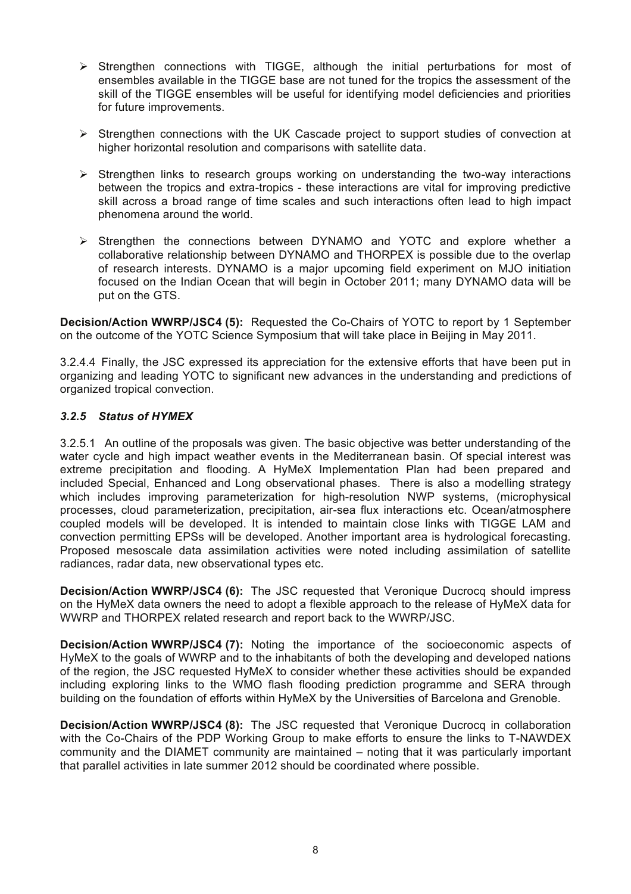- Strengthen connections with TIGGE, although the initial perturbations for most of ensembles available in the TIGGE base are not tuned for the tropics the assessment of the skill of the TIGGE ensembles will be useful for identifying model deficiencies and priorities for future improvements.

- Strengthen connections with the UK Cascade project to support studies of convection at higher horizontal resolution and comparisons with satellite data.

- Strengthen links to research groups working on understanding the two-way interactions between the tropics and extra-tropics - these interactions are vital for improving predictive skill across a broad range of time scales and such interactions often lead to high impact phenomena around the world.

- Strengthen the connections between DYNAMO and YOTC and explore whether a collaborative relationship between DYNAMO and THORPEX is possible due to the overlap of research interests. DYNAMO is a major upcoming field experiment on MJO initiation focused on the Indian Ocean that will begin in October 2011; many DYNAMO data will be put on the GTS.

**Decision/Action WWRP/JSC4 (5):** Requested the Co-Chairs of YOTC to report by 1 September on the outcome of the YOTC Science Symposium that will take place in Beijing in May 2011.

3.2.4.4 Finally, the JSC expressed its appreciation for the extensive efforts that have been put in organizing and leading YOTC to significant new advances in the understanding and predictions of organized tropical convection.

### *3.2.5 Status of HYMEX*

3.2.5.1 An outline of the proposals was given. The basic objective was better understanding of the water cycle and high impact weather events in the Mediterranean basin. Of special interest was extreme precipitation and flooding. A HyMeX Implementation Plan had been prepared and included Special, Enhanced and Long observational phases. There is also a modelling strategy which includes improving parameterization for high-resolution NWP systems, (microphysical processes, cloud parameterization, precipitation, air-sea flux interactions etc. Ocean/atmosphere coupled models will be developed. It is intended to maintain close links with TIGGE LAM and convection permitting EPSs will be developed. Another important area is hydrological forecasting. Proposed mesoscale data assimilation activities were noted including assimilation of satellite radiances, radar data, new observational types etc.

**Decision/Action WWRP/JSC4 (6):** The JSC requested that Veronique Ducrocq should impress on the HyMeX data owners the need to adopt a flexible approach to the release of HyMeX data for WWRP and THORPEX related research and report back to the WWRP/JSC.

**Decision/Action WWRP/JSC4 (7):** Noting the importance of the socioeconomic aspects of HyMeX to the goals of WWRP and to the inhabitants of both the developing and developed nations of the region, the JSC requested HyMeX to consider whether these activities should be expanded including exploring links to the WMO flash flooding prediction programme and SERA through building on the foundation of efforts within HyMeX by the Universities of Barcelona and Grenoble.

**Decision/Action WWRP/JSC4 (8):** The JSC requested that Veronique Ducrocq in collaboration with the Co-Chairs of the PDP Working Group to make efforts to ensure the links to T-NAWDEX community and the DIAMET community are maintained – noting that it was particularly important that parallel activities in late summer 2012 should be coordinated where possible.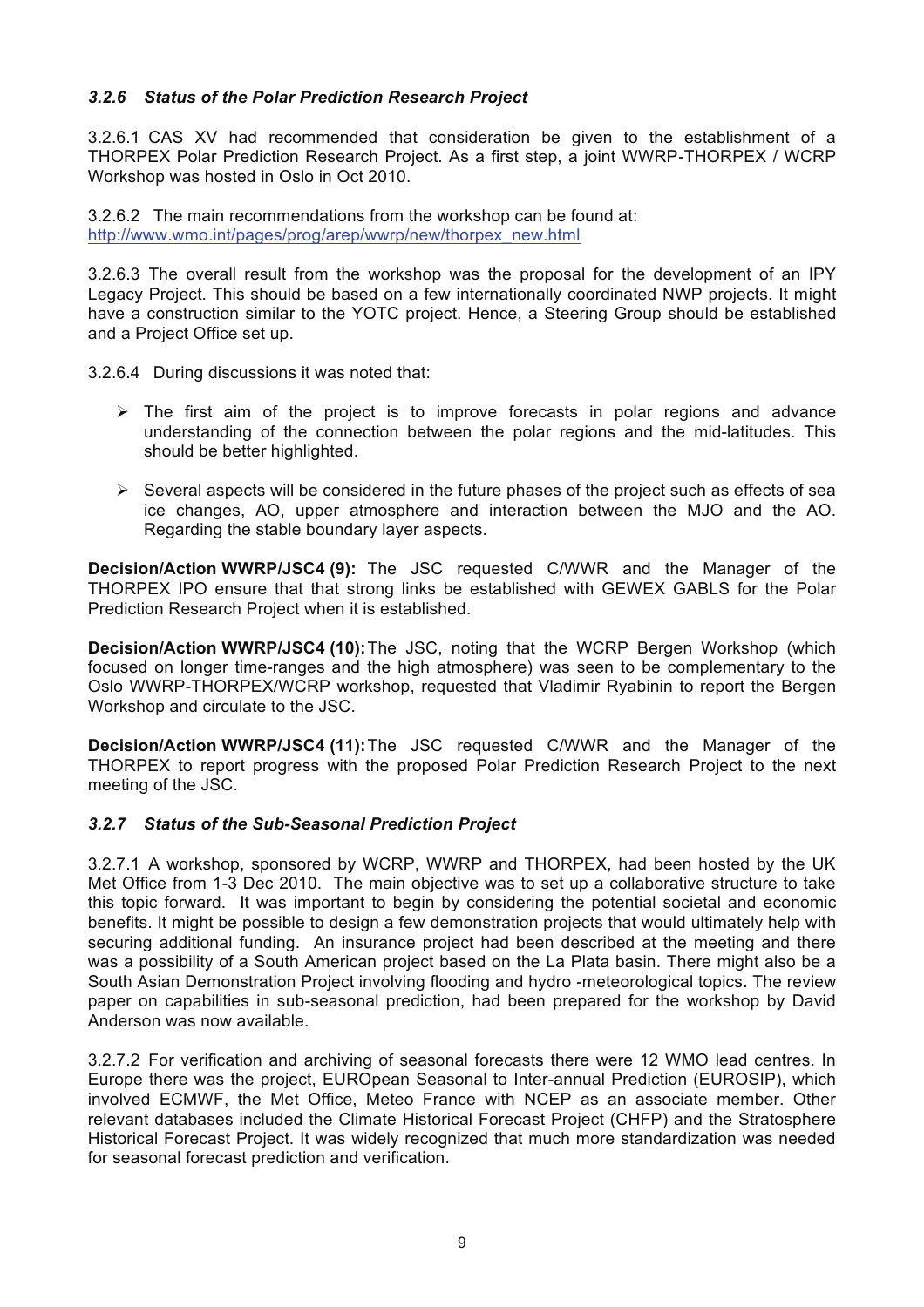### *3.2.6 Status of the Polar Prediction Research Project*

3.2.6.1 CAS XV had recommended that consideration be given to the establishment of a THORPEX Polar Prediction Research Project. As a first step, a joint WWRP-THORPEX / WCRP Workshop was hosted in Oslo in Oct 2010.

3.2.6.2 The main recommendations from the workshop can be found at: http://www.wmo.int/pages/prog/arep/wwrp/new/thorpex_new.html

3.2.6.3 The overall result from the workshop was the proposal for the development of an IPY Legacy Project. This should be based on a few internationally coordinated NWP projects. It might have a construction similar to the YOTC project. Hence, a Steering Group should be established and a Project Office set up.

3.2.6.4 During discussions it was noted that:

- The first aim of the project is to improve forecasts in polar regions and advance understanding of the connection between the polar regions and the mid-latitudes. This should be better highlighted.
- Several aspects will be considered in the future phases of the project such as effects of sea ice changes, AO, upper atmosphere and interaction between the MJO and the AO. Regarding the stable boundary layer aspects.

**Decision/Action WWRP/JSC4 (9):** The JSC requested C/WWR and the Manager of the THORPEX IPO ensure that that strong links be established with GEWEX GABLS for the Polar Prediction Research Project when it is established.

**Decision/Action WWRP/JSC4 (10):** The JSC, noting that the WCRP Bergen Workshop (which focused on longer time-ranges and the high atmosphere) was seen to be complementary to the Oslo WWRP-THORPEX/WCRP workshop, requested that Vladimir Ryabinin to report the Bergen Workshop and circulate to the JSC.

**Decision/Action WWRP/JSC4 (11):** The JSC requested C/WWR and the Manager of the THORPEX to report progress with the proposed Polar Prediction Research Project to the next meeting of the JSC.

### *3.2.7 Status of the Sub-Seasonal Prediction Project*

3.2.7.1 A workshop, sponsored by WCRP, WWRP and THORPEX, had been hosted by the UK Met Office from 1-3 Dec 2010. The main objective was to set up a collaborative structure to take this topic forward. It was important to begin by considering the potential societal and economic benefits. It might be possible to design a few demonstration projects that would ultimately help with securing additional funding. An insurance project had been described at the meeting and there was a possibility of a South American project based on the La Plata basin. There might also be a South Asian Demonstration Project involving flooding and hydro -meteorological topics. The review paper on capabilities in sub-seasonal prediction, had been prepared for the workshop by David Anderson was now available.

3.2.7.2 For verification and archiving of seasonal forecasts there were 12 WMO lead centres. In Europe there was the project, EUROpean Seasonal to Inter-annual Prediction (EUROSIP), which involved ECMWF, the Met Office, Meteo France with NCEP as an associate member. Other relevant databases included the Climate Historical Forecast Project (CHFP) and the Stratosphere Historical Forecast Project. It was widely recognized that much more standardization was needed for seasonal forecast prediction and verification.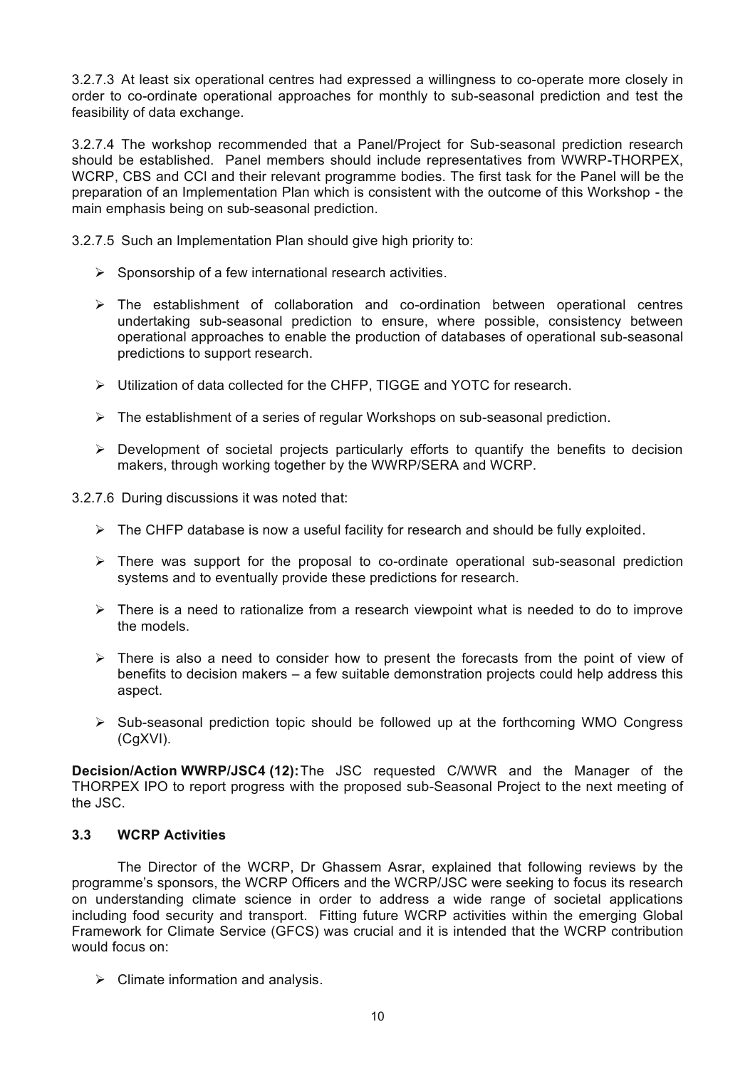3.2.7.3 At least six operational centres had expressed a willingness to co-operate more closely in order to co-ordinate operational approaches for monthly to sub-seasonal prediction and test the feasibility of data exchange.

3.2.7.4 The workshop recommended that a Panel/Project for Sub-seasonal prediction research should be established. Panel members should include representatives from WWRP-THORPEX, WCRP, CBS and CCl and their relevant programme bodies. The first task for the Panel will be the preparation of an Implementation Plan which is consistent with the outcome of this Workshop - the main emphasis being on sub-seasonal prediction.

3.2.7.5 Such an Implementation Plan should give high priority to:

- Sponsorship of a few international research activities.
- The establishment of collaboration and co-ordination between operational centres undertaking sub-seasonal prediction to ensure, where possible, consistency between operational approaches to enable the production of databases of operational sub-seasonal predictions to support research.
- Utilization of data collected for the CHFP, TIGGE and YOTC for research.
- The establishment of a series of regular Workshops on sub-seasonal prediction.
- Development of societal projects particularly efforts to quantify the benefits to decision makers, through working together by the WWRP/SERA and WCRP.

3.2.7.6 During discussions it was noted that:

- The CHFP database is now a useful facility for research and should be fully exploited.
- There was support for the proposal to co-ordinate operational sub-seasonal prediction systems and to eventually provide these predictions for research.
- There is a need to rationalize from a research viewpoint what is needed to do to improve the models.
- There is also a need to consider how to present the forecasts from the point of view of benefits to decision makers – a few suitable demonstration projects could help address this aspect.
- Sub-seasonal prediction topic should be followed up at the forthcoming WMO Congress (CgXVI).

**Decision/Action WWRP/JSC4 (12):** The JSC requested C/WWR and the Manager of the THORPEX IPO to report progress with the proposed sub-Seasonal Project to the next meeting of the JSC.

### 3.3 WCRP Activities

The Director of the WCRP, Dr Ghassem Asrar, explained that following reviews by the programme's sponsors, the WCRP Officers and the WCRP/JSC were seeking to focus its research on understanding climate science in order to address a wide range of societal applications including food security and transport. Fitting future WCRP activities within the emerging Global Framework for Climate Service (GFCS) was crucial and it is intended that the WCRP contribution would focus on:

- Climate information and analysis.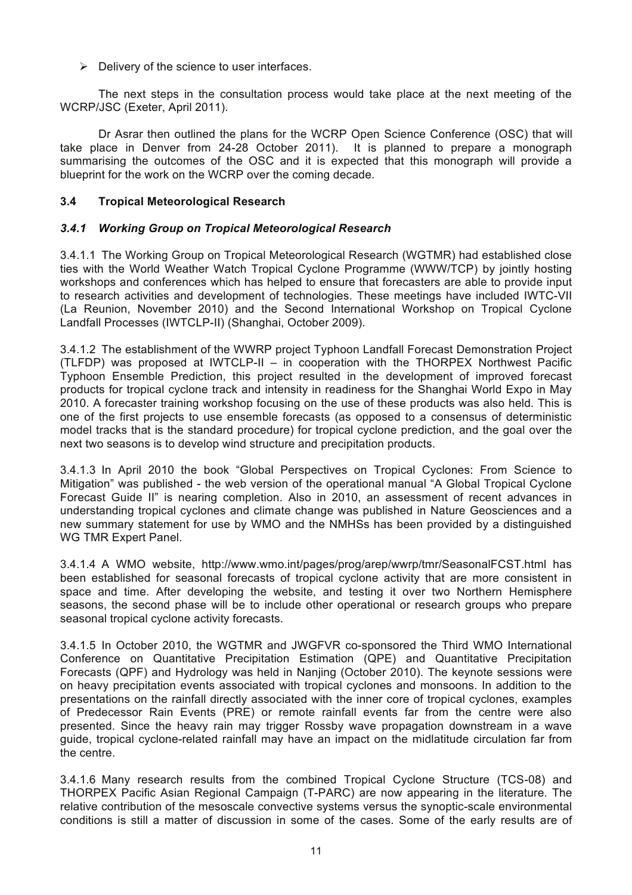- Delivery of the science to user interfaces.

The next steps in the consultation process would take place at the next meeting of the WCRP/JSC (Exeter, April 2011).

Dr Asrar then outlined the plans for the WCRP Open Science Conference (OSC) that will take place in Denver from 24-28 October 2011). It is planned to prepare a monograph summarising the outcomes of the OSC and it is expected that this monograph will provide a blueprint for the work on the WCRP over the coming decade.

### 3.4 Tropical Meteorological Research

#### *3.4.1 Working Group on Tropical Meteorological Research*

3.4.1.1 The Working Group on Tropical Meteorological Research (WGTMR) had established close ties with the World Weather Watch Tropical Cyclone Programme (WWW/TCP) by jointly hosting workshops and conferences which has helped to ensure that forecasters are able to provide input to research activities and development of technologies. These meetings have included IWTC-VII (La Reunion, November 2010) and the Second International Workshop on Tropical Cyclone Landfall Processes (IWTCLP-II) (Shanghai, October 2009).

3.4.1.2 The establishment of the WWRP project Typhoon Landfall Forecast Demonstration Project (TLFDP) was proposed at IWTCLP-II – in cooperation with the THORPEX Northwest Pacific Typhoon Ensemble Prediction, this project resulted in the development of improved forecast products for tropical cyclone track and intensity in readiness for the Shanghai World Expo in May 2010. A forecaster training workshop focusing on the use of these products was also held. This is one of the first projects to use ensemble forecasts (as opposed to a consensus of deterministic model tracks that is the standard procedure) for tropical cyclone prediction, and the goal over the next two seasons is to develop wind structure and precipitation products.

3.4.1.3 In April 2010 the book "Global Perspectives on Tropical Cyclones: From Science to Mitigation" was published - the web version of the operational manual "A Global Tropical Cyclone Forecast Guide II" is nearing completion. Also in 2010, an assessment of recent advances in understanding tropical cyclones and climate change was published in Nature Geosciences and a new summary statement for use by WMO and the NMHSs has been provided by a distinguished WG TMR Expert Panel.

3.4.1.4 A WMO website, http://www.wmo.int/pages/prog/arep/wwrp/tmr/SeasonalFCST.html has been established for seasonal forecasts of tropical cyclone activity that are more consistent in space and time. After developing the website, and testing it over two Northern Hemisphere seasons, the second phase will be to include other operational or research groups who prepare seasonal tropical cyclone activity forecasts.

3.4.1.5 In October 2010, the WGTMR and JWGFVR co-sponsored the Third WMO International Conference on Quantitative Precipitation Estimation (QPE) and Quantitative Precipitation Forecasts (QPF) and Hydrology was held in Nanjing (October 2010). The keynote sessions were on heavy precipitation events associated with tropical cyclones and monsoons. In addition to the presentations on the rainfall directly associated with the inner core of tropical cyclones, examples of Predecessor Rain Events (PRE) or remote rainfall events far from the centre were also presented. Since the heavy rain may trigger Rossby wave propagation downstream in a wave guide, tropical cyclone-related rainfall may have an impact on the midlatitude circulation far from the centre.

3.4.1.6 Many research results from the combined Tropical Cyclone Structure (TCS-08) and THORPEX Pacific Asian Regional Campaign (T-PARC) are now appearing in the literature. The relative contribution of the mesoscale convective systems versus the synoptic-scale environmental conditions is still a matter of discussion in some of the cases. Some of the early results are of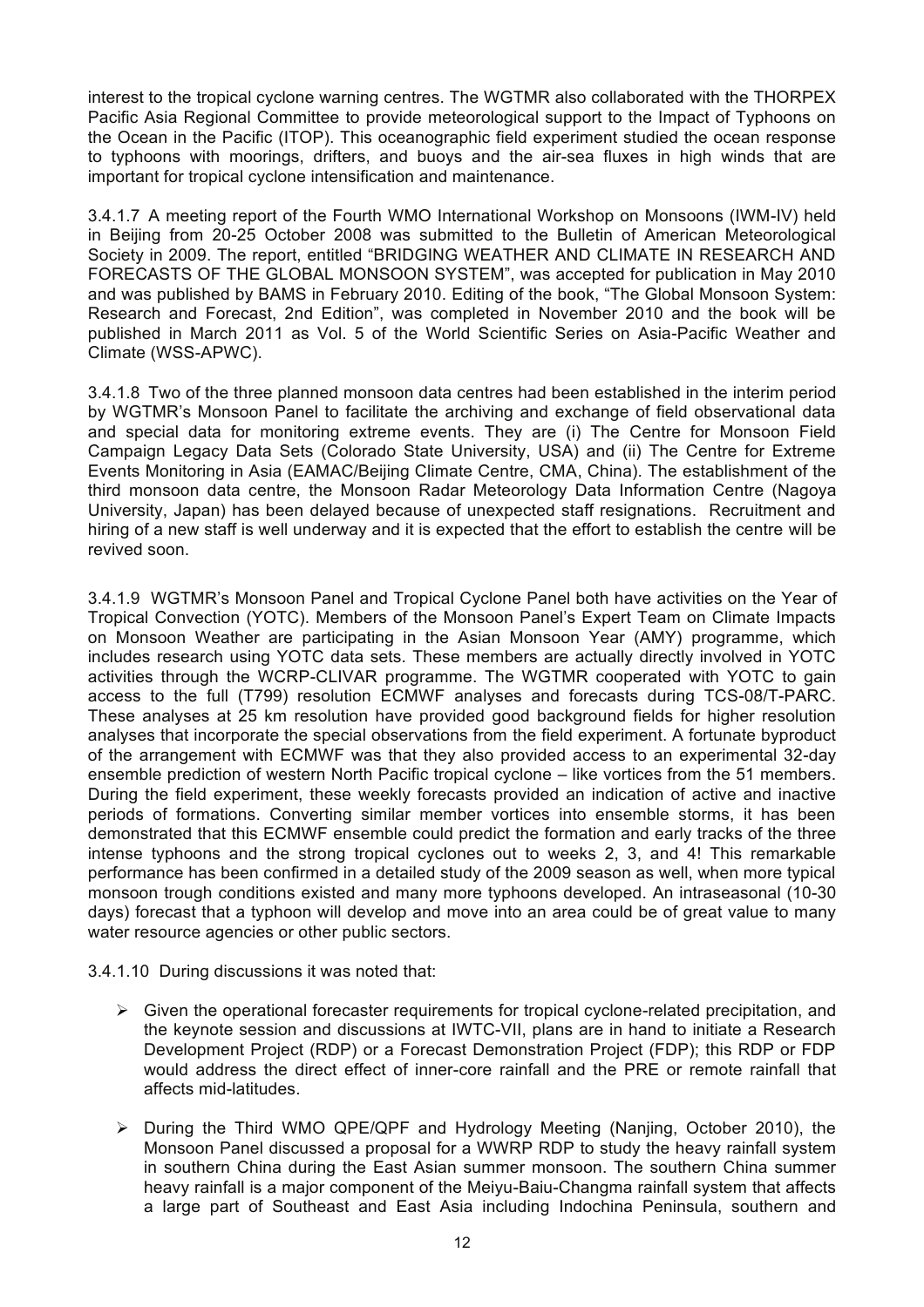interest to the tropical cyclone warning centres. The WGTMR also collaborated with the THORPEX Pacific Asia Regional Committee to provide meteorological support to the Impact of Typhoons on the Ocean in the Pacific (ITOP). This oceanographic field experiment studied the ocean response to typhoons with moorings, drifters, and buoys and the air-sea fluxes in high winds that are important for tropical cyclone intensification and maintenance.

3.4.1.7 A meeting report of the Fourth WMO International Workshop on Monsoons (IWM-IV) held in Beijing from 20-25 October 2008 was submitted to the Bulletin of American Meteorological Society in 2009. The report, entitled "BRIDGING WEATHER AND CLIMATE IN RESEARCH AND FORECASTS OF THE GLOBAL MONSOON SYSTEM", was accepted for publication in May 2010 and was published by BAMS in February 2010. Editing of the book, "The Global Monsoon System: Research and Forecast, 2nd Edition", was completed in November 2010 and the book will be published in March 2011 as Vol. 5 of the World Scientific Series on Asia-Pacific Weather and Climate (WSS-APWC).

3.4.1.8 Two of the three planned monsoon data centres had been established in the interim period by WGTMR's Monsoon Panel to facilitate the archiving and exchange of field observational data and special data for monitoring extreme events. They are (i) The Centre for Monsoon Field Campaign Legacy Data Sets (Colorado State University, USA) and (ii) The Centre for Extreme Events Monitoring in Asia (EAMAC/Beijing Climate Centre, CMA, China). The establishment of the third monsoon data centre, the Monsoon Radar Meteorology Data Information Centre (Nagoya University, Japan) has been delayed because of unexpected staff resignations. Recruitment and hiring of a new staff is well underway and it is expected that the effort to establish the centre will be revived soon.

3.4.1.9 WGTMR's Monsoon Panel and Tropical Cyclone Panel both have activities on the Year of Tropical Convection (YOTC). Members of the Monsoon Panel's Expert Team on Climate Impacts on Monsoon Weather are participating in the Asian Monsoon Year (AMY) programme, which includes research using YOTC data sets. These members are actually directly involved in YOTC activities through the WCRP-CLIVAR programme. The WGTMR cooperated with YOTC to gain access to the full (T799) resolution ECMWF analyses and forecasts during TCS-08/T-PARC. These analyses at 25 km resolution have provided good background fields for higher resolution analyses that incorporate the special observations from the field experiment. A fortunate byproduct of the arrangement with ECMWF was that they also provided access to an experimental 32-day ensemble prediction of western North Pacific tropical cyclone – like vortices from the 51 members. During the field experiment, these weekly forecasts provided an indication of active and inactive periods of formations. Converting similar member vortices into ensemble storms, it has been demonstrated that this ECMWF ensemble could predict the formation and early tracks of the three intense typhoons and the strong tropical cyclones out to weeks 2, 3, and 4! This remarkable performance has been confirmed in a detailed study of the 2009 season as well, when more typical monsoon trough conditions existed and many more typhoons developed. An intraseasonal (10-30 days) forecast that a typhoon will develop and move into an area could be of great value to many water resource agencies or other public sectors.

3.4.1.10 During discussions it was noted that:

- Given the operational forecaster requirements for tropical cyclone-related precipitation, and the keynote session and discussions at IWTC-VII, plans are in hand to initiate a Research Development Project (RDP) or a Forecast Demonstration Project (FDP); this RDP or FDP would address the direct effect of inner-core rainfall and the PRE or remote rainfall that affects mid-latitudes.
- During the Third WMO QPE/QPF and Hydrology Meeting (Nanjing, October 2010), the Monsoon Panel discussed a proposal for a WWRP RDP to study the heavy rainfall system in southern China during the East Asian summer monsoon. The southern China summer heavy rainfall is a major component of the Meiyu-Baiu-Changma rainfall system that affects a large part of Southeast and East Asia including Indochina Peninsula, southern and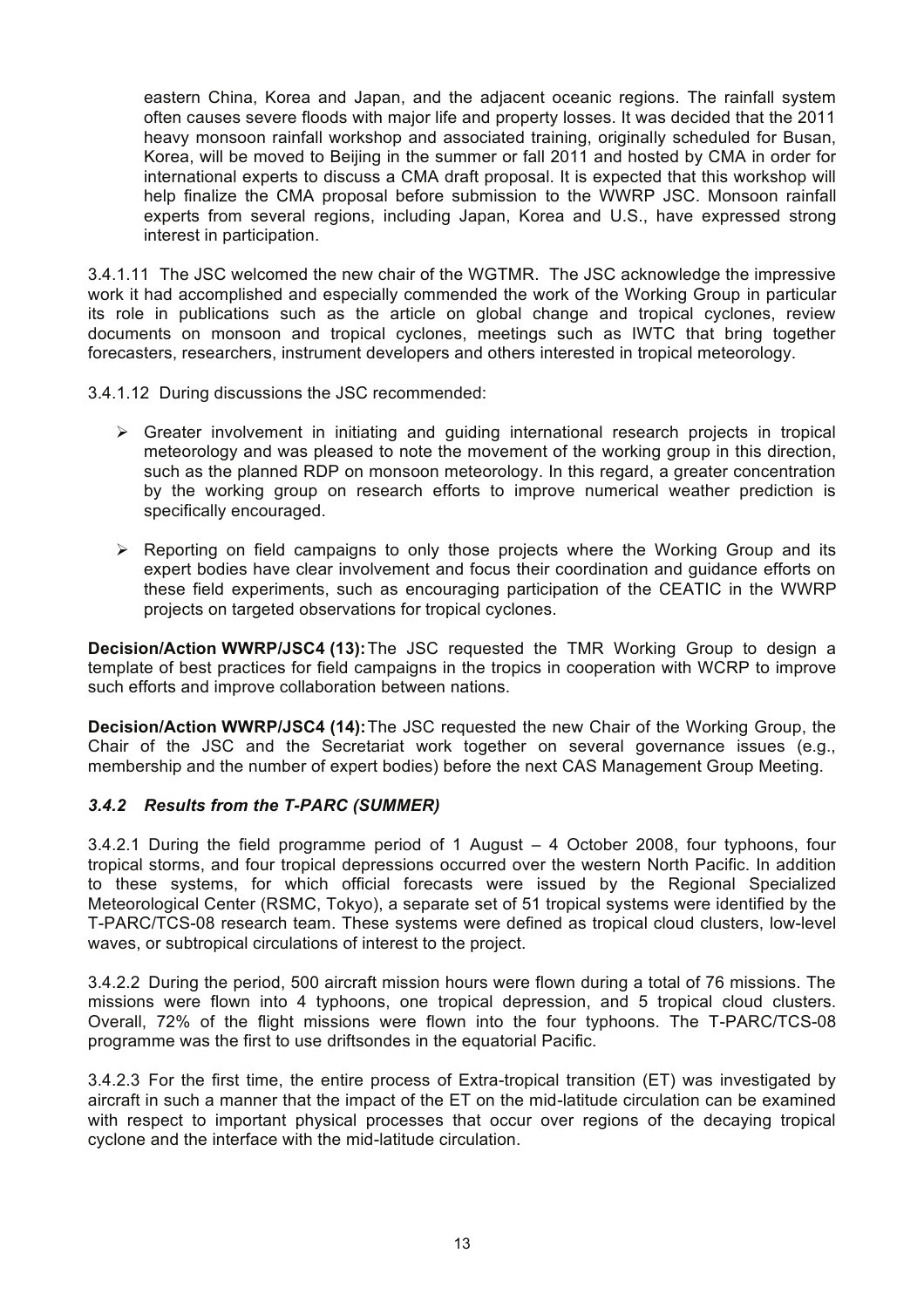eastern China, Korea and Japan, and the adjacent oceanic regions. The rainfall system often causes severe floods with major life and property losses. It was decided that the 2011 heavy monsoon rainfall workshop and associated training, originally scheduled for Busan, Korea, will be moved to Beijing in the summer or fall 2011 and hosted by CMA in order for international experts to discuss a CMA draft proposal. It is expected that this workshop will help finalize the CMA proposal before submission to the WWRP JSC. Monsoon rainfall experts from several regions, including Japan, Korea and U.S., have expressed strong interest in participation.

3.4.1.11 The JSC welcomed the new chair of the WGTMR. The JSC acknowledge the impressive work it had accomplished and especially commended the work of the Working Group in particular its role in publications such as the article on global change and tropical cyclones, review documents on monsoon and tropical cyclones, meetings such as IWTC that bring together forecasters, researchers, instrument developers and others interested in tropical meteorology.

3.4.1.12 During discussions the JSC recommended:

- Greater involvement in initiating and guiding international research projects in tropical meteorology and was pleased to note the movement of the working group in this direction, such as the planned RDP on monsoon meteorology. In this regard, a greater concentration by the working group on research efforts to improve numerical weather prediction is specifically encouraged.
- Reporting on field campaigns to only those projects where the Working Group and its expert bodies have clear involvement and focus their coordination and guidance efforts on these field experiments, such as encouraging participation of the CEATIC in the WWRP projects on targeted observations for tropical cyclones.

**Decision/Action WWRP/JSC4 (13):** The JSC requested the TMR Working Group to design a template of best practices for field campaigns in the tropics in cooperation with WCRP to improve such efforts and improve collaboration between nations.

**Decision/Action WWRP/JSC4 (14):** The JSC requested the new Chair of the Working Group, the Chair of the JSC and the Secretariat work together on several governance issues (e.g., membership and the number of expert bodies) before the next CAS Management Group Meeting.

### *3.4.2 Results from the T-PARC (SUMMER)*

3.4.2.1 During the field programme period of 1 August – 4 October 2008, four typhoons, four tropical storms, and four tropical depressions occurred over the western North Pacific. In addition to these systems, for which official forecasts were issued by the Regional Specialized Meteorological Center (RSMC, Tokyo), a separate set of 51 tropical systems were identified by the T-PARC/TCS-08 research team. These systems were defined as tropical cloud clusters, low-level waves, or subtropical circulations of interest to the project.

3.4.2.2 During the period, 500 aircraft mission hours were flown during a total of 76 missions. The missions were flown into 4 typhoons, one tropical depression, and 5 tropical cloud clusters. Overall, 72% of the flight missions were flown into the four typhoons. The T-PARC/TCS-08 programme was the first to use driftsondes in the equatorial Pacific.

3.4.2.3 For the first time, the entire process of Extra-tropical transition (ET) was investigated by aircraft in such a manner that the impact of the ET on the mid-latitude circulation can be examined with respect to important physical processes that occur over regions of the decaying tropical cyclone and the interface with the mid-latitude circulation.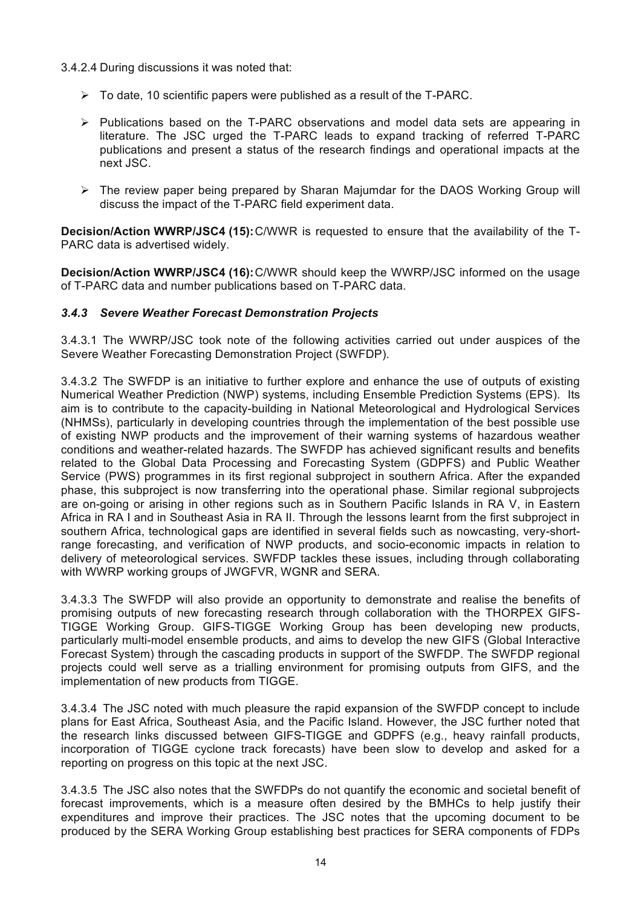3.4.2.4 During discussions it was noted that:

- To date, 10 scientific papers were published as a result of the T-PARC.
- Publications based on the T-PARC observations and model data sets are appearing in literature. The JSC urged the T-PARC leads to expand tracking of referred T-PARC publications and present a status of the research findings and operational impacts at the next JSC.
- The review paper being prepared by Sharan Majumdar for the DAOS Working Group will discuss the impact of the T-PARC field experiment data.

**Decision/Action WWRP/JSC4 (15):** C/WWR is requested to ensure that the availability of the T-PARC data is advertised widely.

**Decision/Action WWRP/JSC4 (16):** C/WWR should keep the WWRP/JSC informed on the usage of T-PARC data and number publications based on T-PARC data.

### *3.4.3 Severe Weather Forecast Demonstration Projects*

3.4.3.1 The WWRP/JSC took note of the following activities carried out under auspices of the Severe Weather Forecasting Demonstration Project (SWFDP).

3.4.3.2 The SWFDP is an initiative to further explore and enhance the use of outputs of existing Numerical Weather Prediction (NWP) systems, including Ensemble Prediction Systems (EPS). Its aim is to contribute to the capacity-building in National Meteorological and Hydrological Services (NHMSs), particularly in developing countries through the implementation of the best possible use of existing NWP products and the improvement of their warning systems of hazardous weather conditions and weather-related hazards. The SWFDP has achieved significant results and benefits related to the Global Data Processing and Forecasting System (GDPFS) and Public Weather Service (PWS) programmes in its first regional subproject in southern Africa. After the expanded phase, this subproject is now transferring into the operational phase. Similar regional subprojects are on-going or arising in other regions such as in Southern Pacific Islands in RA V, in Eastern Africa in RA I and in Southeast Asia in RA II. Through the lessons learnt from the first subproject in southern Africa, technological gaps are identified in several fields such as nowcasting, very-short-range forecasting, and verification of NWP products, and socio-economic impacts in relation to delivery of meteorological services. SWFDP tackles these issues, including through collaborating with WWRP working groups of JWGFVR, WGNR and SERA.

3.4.3.3 The SWFDP will also provide an opportunity to demonstrate and realise the benefits of promising outputs of new forecasting research through collaboration with the THORPEX GIFS-TIGGE Working Group. GIFS-TIGGE Working Group has been developing new products, particularly multi-model ensemble products, and aims to develop the new GIFS (Global Interactive Forecast System) through the cascading products in support of the SWFDP. The SWFDP regional projects could well serve as a trialling environment for promising outputs from GIFS, and the implementation of new products from TIGGE.

3.4.3.4 The JSC noted with much pleasure the rapid expansion of the SWFDP concept to include plans for East Africa, Southeast Asia, and the Pacific Island. However, the JSC further noted that the research links discussed between GIFS-TIGGE and GDPFS (e.g., heavy rainfall products, incorporation of TIGGE cyclone track forecasts) have been slow to develop and asked for a reporting on progress on this topic at the next JSC.

3.4.3.5 The JSC also notes that the SWFDPs do not quantify the economic and societal benefit of forecast improvements, which is a measure often desired by the BMHCs to help justify their expenditures and improve their practices. The JSC notes that the upcoming document to be produced by the SERA Working Group establishing best practices for SERA components of FDPs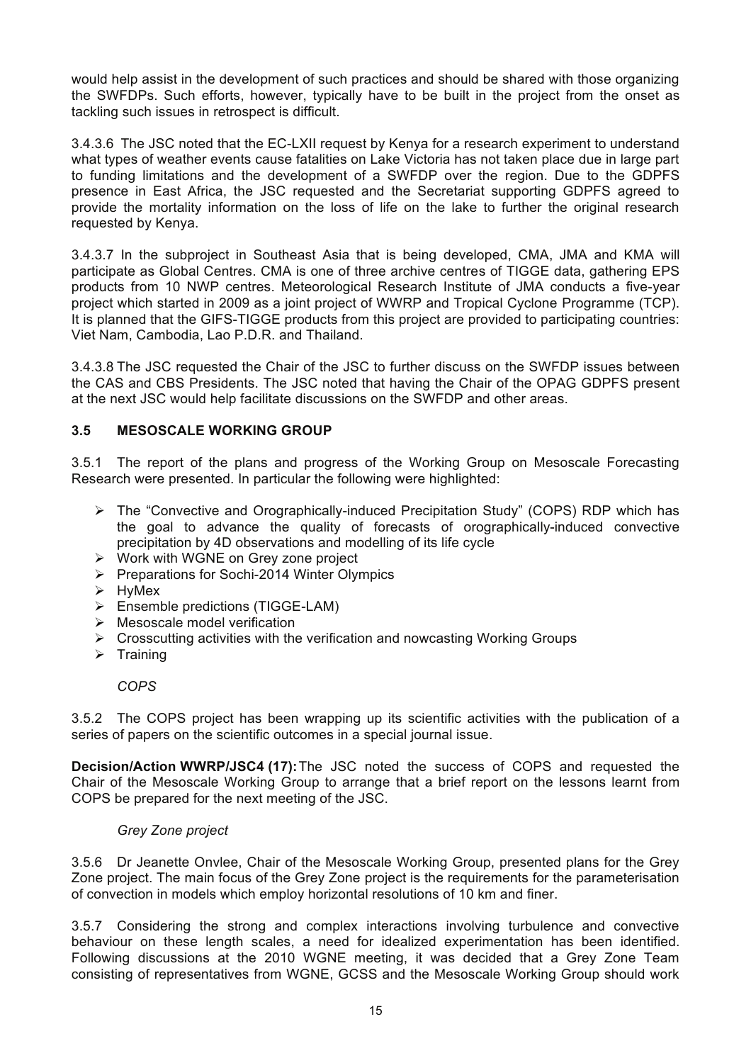would help assist in the development of such practices and should be shared with those organizing the SWFDPs. Such efforts, however, typically have to be built in the project from the onset as tackling such issues in retrospect is difficult.

3.4.3.6 The JSC noted that the EC-LXII request by Kenya for a research experiment to understand what types of weather events cause fatalities on Lake Victoria has not taken place due in large part to funding limitations and the development of a SWFDP over the region. Due to the GDPFS presence in East Africa, the JSC requested and the Secretariat supporting GDPFS agreed to provide the mortality information on the loss of life on the lake to further the original research requested by Kenya.

3.4.3.7 In the subproject in Southeast Asia that is being developed, CMA, JMA and KMA will participate as Global Centres. CMA is one of three archive centres of TIGGE data, gathering EPS products from 10 NWP centres. Meteorological Research Institute of JMA conducts a five-year project which started in 2009 as a joint project of WWRP and Tropical Cyclone Programme (TCP). It is planned that the GIFS-TIGGE products from this project are provided to participating countries: Viet Nam, Cambodia, Lao P.D.R. and Thailand.

3.4.3.8 The JSC requested the Chair of the JSC to further discuss on the SWFDP issues between the CAS and CBS Presidents. The JSC noted that having the Chair of the OPAG GDPFS present at the next JSC would help facilitate discussions on the SWFDP and other areas.

### 3.5 MESOSCALE WORKING GROUP

3.5.1 The report of the plans and progress of the Working Group on Mesoscale Forecasting Research were presented. In particular the following were highlighted:

- The "Convective and Orographically-induced Precipitation Study" (COPS) RDP which has the goal to advance the quality of forecasts of orographically-induced convective precipitation by 4D observations and modelling of its life cycle
- Work with WGNE on Grey zone project
- Preparations for Sochi-2014 Winter Olympics
- HyMex
- Ensemble predictions (TIGGE-LAM)
- Mesoscale model verification
- Crosscutting activities with the verification and nowcasting Working Groups
- Training

*COPS*

3.5.2 The COPS project has been wrapping up its scientific activities with the publication of a series of papers on the scientific outcomes in a special journal issue.

**Decision/Action WWRP/JSC4 (17):** The JSC noted the success of COPS and requested the Chair of the Mesoscale Working Group to arrange that a brief report on the lessons learnt from COPS be prepared for the next meeting of the JSC.

*Grey Zone project*

3.5.6 Dr Jeanette Onvlee, Chair of the Mesoscale Working Group, presented plans for the Grey Zone project. The main focus of the Grey Zone project is the requirements for the parameterisation of convection in models which employ horizontal resolutions of 10 km and finer.

3.5.7 Considering the strong and complex interactions involving turbulence and convective behaviour on these length scales, a need for idealized experimentation has been identified. Following discussions at the 2010 WGNE meeting, it was decided that a Grey Zone Team consisting of representatives from WGNE, GCSS and the Mesoscale Working Group should work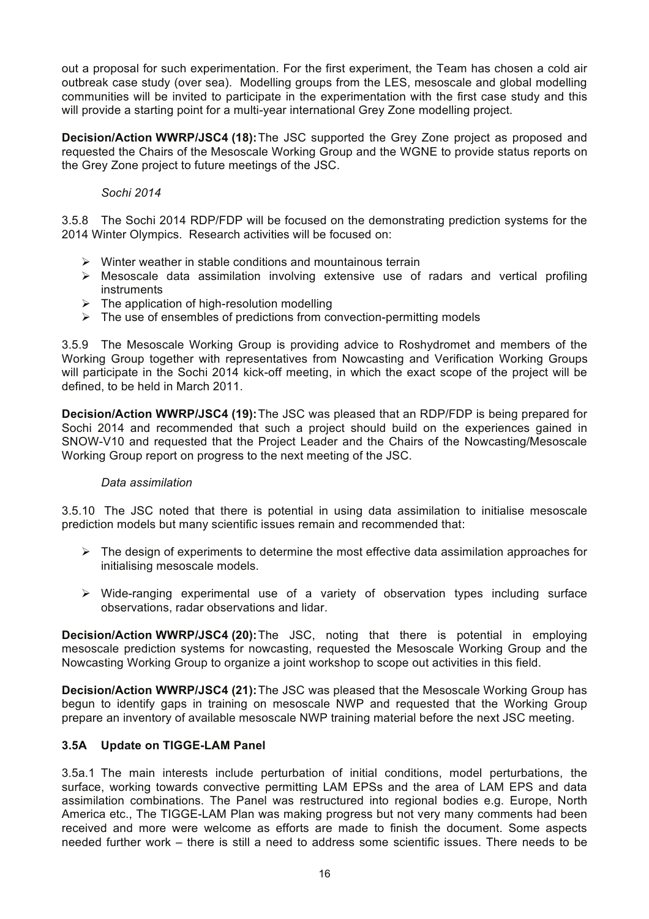out a proposal for such experimentation. For the first experiment, the Team has chosen a cold air outbreak case study (over sea). Modelling groups from the LES, mesoscale and global modelling communities will be invited to participate in the experimentation with the first case study and this will provide a starting point for a multi-year international Grey Zone modelling project.

**Decision/Action WWRP/JSC4 (18):** The JSC supported the Grey Zone project as proposed and requested the Chairs of the Mesoscale Working Group and the WGNE to provide status reports on the Grey Zone project to future meetings of the JSC.

*Sochi 2014*

3.5.8 The Sochi 2014 RDP/FDP will be focused on the demonstrating prediction systems for the 2014 Winter Olympics. Research activities will be focused on:

- Winter weather in stable conditions and mountainous terrain
- Mesoscale data assimilation involving extensive use of radars and vertical profiling instruments
- The application of high-resolution modelling
- The use of ensembles of predictions from convection-permitting models

3.5.9 The Mesoscale Working Group is providing advice to Roshydromet and members of the Working Group together with representatives from Nowcasting and Verification Working Groups will participate in the Sochi 2014 kick-off meeting, in which the exact scope of the project will be defined, to be held in March 2011.

**Decision/Action WWRP/JSC4 (19):** The JSC was pleased that an RDP/FDP is being prepared for Sochi 2014 and recommended that such a project should build on the experiences gained in SNOW-V10 and requested that the Project Leader and the Chairs of the Nowcasting/Mesoscale Working Group report on progress to the next meeting of the JSC.

*Data assimilation*

3.5.10 The JSC noted that there is potential in using data assimilation to initialise mesoscale prediction models but many scientific issues remain and recommended that:

- The design of experiments to determine the most effective data assimilation approaches for initialising mesoscale models.
- Wide-ranging experimental use of a variety of observation types including surface observations, radar observations and lidar.

**Decision/Action WWRP/JSC4 (20):** The JSC, noting that there is potential in employing mesoscale prediction systems for nowcasting, requested the Mesoscale Working Group and the Nowcasting Working Group to organize a joint workshop to scope out activities in this field.

**Decision/Action WWRP/JSC4 (21):** The JSC was pleased that the Mesoscale Working Group has begun to identify gaps in training on mesoscale NWP and requested that the Working Group prepare an inventory of available mesoscale NWP training material before the next JSC meeting.

### 3.5A Update on TIGGE-LAM Panel

3.5a.1 The main interests include perturbation of initial conditions, model perturbations, the surface, working towards convective permitting LAM EPSs and the area of LAM EPS and data assimilation combinations. The Panel was restructured into regional bodies e.g. Europe, North America etc., The TIGGE-LAM Plan was making progress but not very many comments had been received and more were welcome as efforts are made to finish the document. Some aspects needed further work – there is still a need to address some scientific issues. There needs to be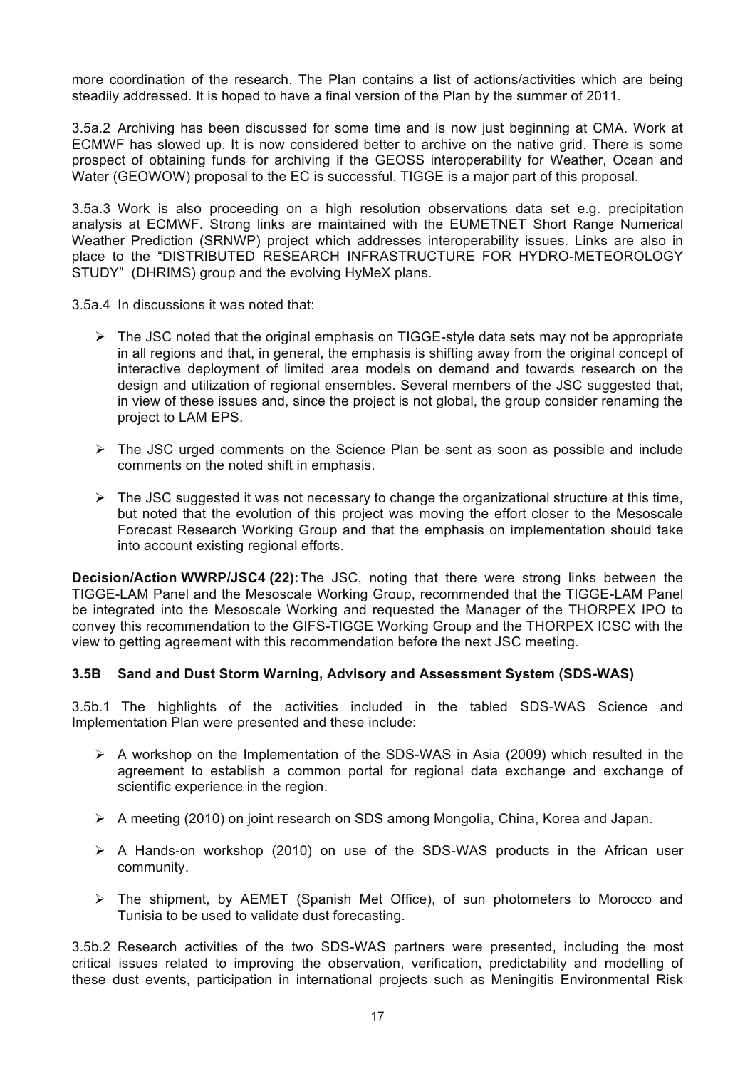more coordination of the research. The Plan contains a list of actions/activities which are being steadily addressed. It is hoped to have a final version of the Plan by the summer of 2011.

3.5a.2 Archiving has been discussed for some time and is now just beginning at CMA. Work at ECMWF has slowed up. It is now considered better to archive on the native grid. There is some prospect of obtaining funds for archiving if the GEOSS interoperability for Weather, Ocean and Water (GEOWOW) proposal to the EC is successful. TIGGE is a major part of this proposal.

3.5a.3 Work is also proceeding on a high resolution observations data set e.g. precipitation analysis at ECMWF. Strong links are maintained with the EUMETNET Short Range Numerical Weather Prediction (SRNWP) project which addresses interoperability issues. Links are also in place to the "DISTRIBUTED RESEARCH INFRASTRUCTURE FOR HYDRO-METEOROLOGY STUDY" (DHRIMS) group and the evolving HyMeX plans.

3.5a.4 In discussions it was noted that:

- The JSC noted that the original emphasis on TIGGE-style data sets may not be appropriate in all regions and that, in general, the emphasis is shifting away from the original concept of interactive deployment of limited area models on demand and towards research on the design and utilization of regional ensembles. Several members of the JSC suggested that, in view of these issues and, since the project is not global, the group consider renaming the project to LAM EPS.

- The JSC urged comments on the Science Plan be sent as soon as possible and include comments on the noted shift in emphasis.

- The JSC suggested it was not necessary to change the organizational structure at this time, but noted that the evolution of this project was moving the effort closer to the Mesoscale Forecast Research Working Group and that the emphasis on implementation should take into account existing regional efforts.

**Decision/Action WWRP/JSC4 (22):** The JSC, noting that there were strong links between the TIGGE-LAM Panel and the Mesoscale Working Group, recommended that the TIGGE-LAM Panel be integrated into the Mesoscale Working and requested the Manager of the THORPEX IPO to convey this recommendation to the GIFS-TIGGE Working Group and the THORPEX ICSC with the view to getting agreement with this recommendation before the next JSC meeting.

### 3.5B Sand and Dust Storm Warning, Advisory and Assessment System (SDS-WAS)

3.5b.1 The highlights of the activities included in the tabled SDS-WAS Science and Implementation Plan were presented and these include:

- A workshop on the Implementation of the SDS-WAS in Asia (2009) which resulted in the agreement to establish a common portal for regional data exchange and exchange of scientific experience in the region.

- A meeting (2010) on joint research on SDS among Mongolia, China, Korea and Japan.

- A Hands-on workshop (2010) on use of the SDS-WAS products in the African user community.

- The shipment, by AEMET (Spanish Met Office), of sun photometers to Morocco and Tunisia to be used to validate dust forecasting.

3.5b.2 Research activities of the two SDS-WAS partners were presented, including the most critical issues related to improving the observation, verification, predictability and modelling of these dust events, participation in international projects such as Meningitis Environmental Risk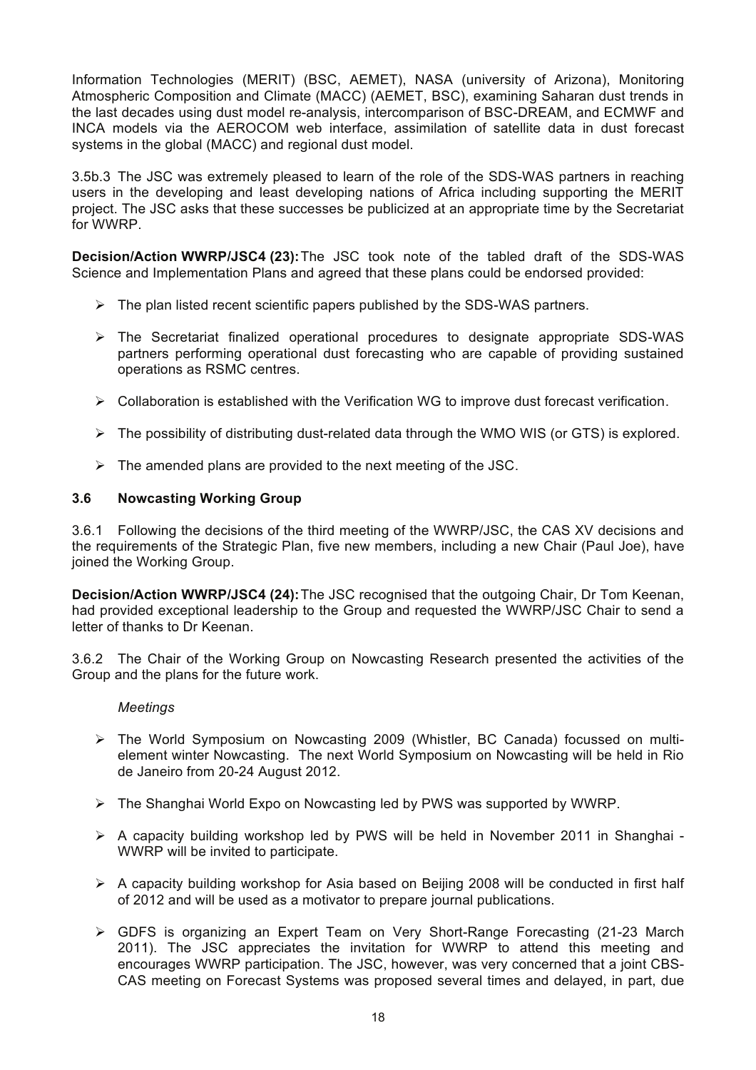Information Technologies (MERIT) (BSC, AEMET), NASA (university of Arizona), Monitoring Atmospheric Composition and Climate (MACC) (AEMET, BSC), examining Saharan dust trends in the last decades using dust model re-analysis, intercomparison of BSC-DREAM, and ECMWF and INCA models via the AEROCOM web interface, assimilation of satellite data in dust forecast systems in the global (MACC) and regional dust model.

3.5b.3 The JSC was extremely pleased to learn of the role of the SDS-WAS partners in reaching users in the developing and least developing nations of Africa including supporting the MERIT project. The JSC asks that these successes be publicized at an appropriate time by the Secretariat for WWRP.

**Decision/Action WWRP/JSC4 (23):** The JSC took note of the tabled draft of the SDS-WAS Science and Implementation Plans and agreed that these plans could be endorsed provided:

- The plan listed recent scientific papers published by the SDS-WAS partners.
- The Secretariat finalized operational procedures to designate appropriate SDS-WAS partners performing operational dust forecasting who are capable of providing sustained operations as RSMC centres.
- Collaboration is established with the Verification WG to improve dust forecast verification.
- The possibility of distributing dust-related data through the WMO WIS (or GTS) is explored.
- The amended plans are provided to the next meeting of the JSC.

### 3.6 Nowcasting Working Group

3.6.1 Following the decisions of the third meeting of the WWRP/JSC, the CAS XV decisions and the requirements of the Strategic Plan, five new members, including a new Chair (Paul Joe), have joined the Working Group.

**Decision/Action WWRP/JSC4 (24):** The JSC recognised that the outgoing Chair, Dr Tom Keenan, had provided exceptional leadership to the Group and requested the WWRP/JSC Chair to send a letter of thanks to Dr Keenan.

3.6.2 The Chair of the Working Group on Nowcasting Research presented the activities of the Group and the plans for the future work.

*Meetings*

- The World Symposium on Nowcasting 2009 (Whistler, BC Canada) focussed on multi-element winter Nowcasting. The next World Symposium on Nowcasting will be held in Rio de Janeiro from 20-24 August 2012.
- The Shanghai World Expo on Nowcasting led by PWS was supported by WWRP.
- A capacity building workshop led by PWS will be held in November 2011 in Shanghai - WWRP will be invited to participate.
- A capacity building workshop for Asia based on Beijing 2008 will be conducted in first half of 2012 and will be used as a motivator to prepare journal publications.
- GDFS is organizing an Expert Team on Very Short-Range Forecasting (21-23 March 2011). The JSC appreciates the invitation for WWRP to attend this meeting and encourages WWRP participation. The JSC, however, was very concerned that a joint CBS-CAS meeting on Forecast Systems was proposed several times and delayed, in part, due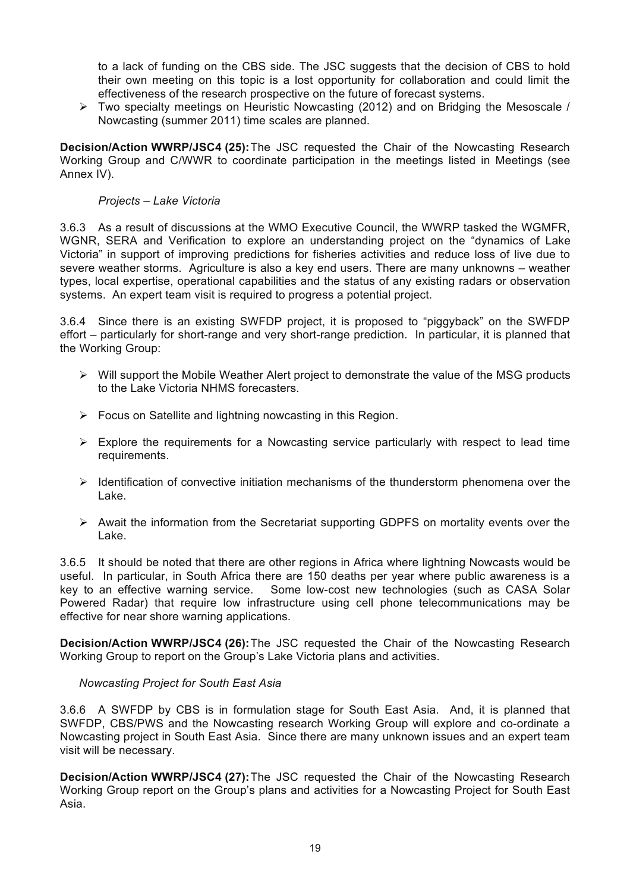to a lack of funding on the CBS side. The JSC suggests that the decision of CBS to hold their own meeting on this topic is a lost opportunity for collaboration and could limit the effectiveness of the research prospective on the future of forecast systems.

- Two specialty meetings on Heuristic Nowcasting (2012) and on Bridging the Mesoscale / Nowcasting (summer 2011) time scales are planned.

**Decision/Action WWRP/JSC4 (25):** The JSC requested the Chair of the Nowcasting Research Working Group and C/WWR to coordinate participation in the meetings listed in Meetings (see Annex IV).

*Projects – Lake Victoria*

3.6.3 As a result of discussions at the WMO Executive Council, the WWRP tasked the WGMFR, WGNR, SERA and Verification to explore an understanding project on the "dynamics of Lake Victoria" in support of improving predictions for fisheries activities and reduce loss of live due to severe weather storms. Agriculture is also a key end users. There are many unknowns – weather types, local expertise, operational capabilities and the status of any existing radars or observation systems. An expert team visit is required to progress a potential project.

3.6.4 Since there is an existing SWFDP project, it is proposed to "piggyback" on the SWFDP effort – particularly for short-range and very short-range prediction. In particular, it is planned that the Working Group:

- Will support the Mobile Weather Alert project to demonstrate the value of the MSG products to the Lake Victoria NHMS forecasters.
- Focus on Satellite and lightning nowcasting in this Region.
- Explore the requirements for a Nowcasting service particularly with respect to lead time requirements.
- Identification of convective initiation mechanisms of the thunderstorm phenomena over the Lake.
- Await the information from the Secretariat supporting GDPFS on mortality events over the Lake.

3.6.5 It should be noted that there are other regions in Africa where lightning Nowcasts would be useful. In particular, in South Africa there are 150 deaths per year where public awareness is a key to an effective warning service. Some low-cost new technologies (such as CASA Solar Powered Radar) that require low infrastructure using cell phone telecommunications may be effective for near shore warning applications.

**Decision/Action WWRP/JSC4 (26):** The JSC requested the Chair of the Nowcasting Research Working Group to report on the Group's Lake Victoria plans and activities.

*Nowcasting Project for South East Asia*

3.6.6 A SWFDP by CBS is in formulation stage for South East Asia. And, it is planned that SWFDP, CBS/PWS and the Nowcasting research Working Group will explore and co-ordinate a Nowcasting project in South East Asia. Since there are many unknown issues and an expert team visit will be necessary.

**Decision/Action WWRP/JSC4 (27):** The JSC requested the Chair of the Nowcasting Research Working Group report on the Group's plans and activities for a Nowcasting Project for South East Asia.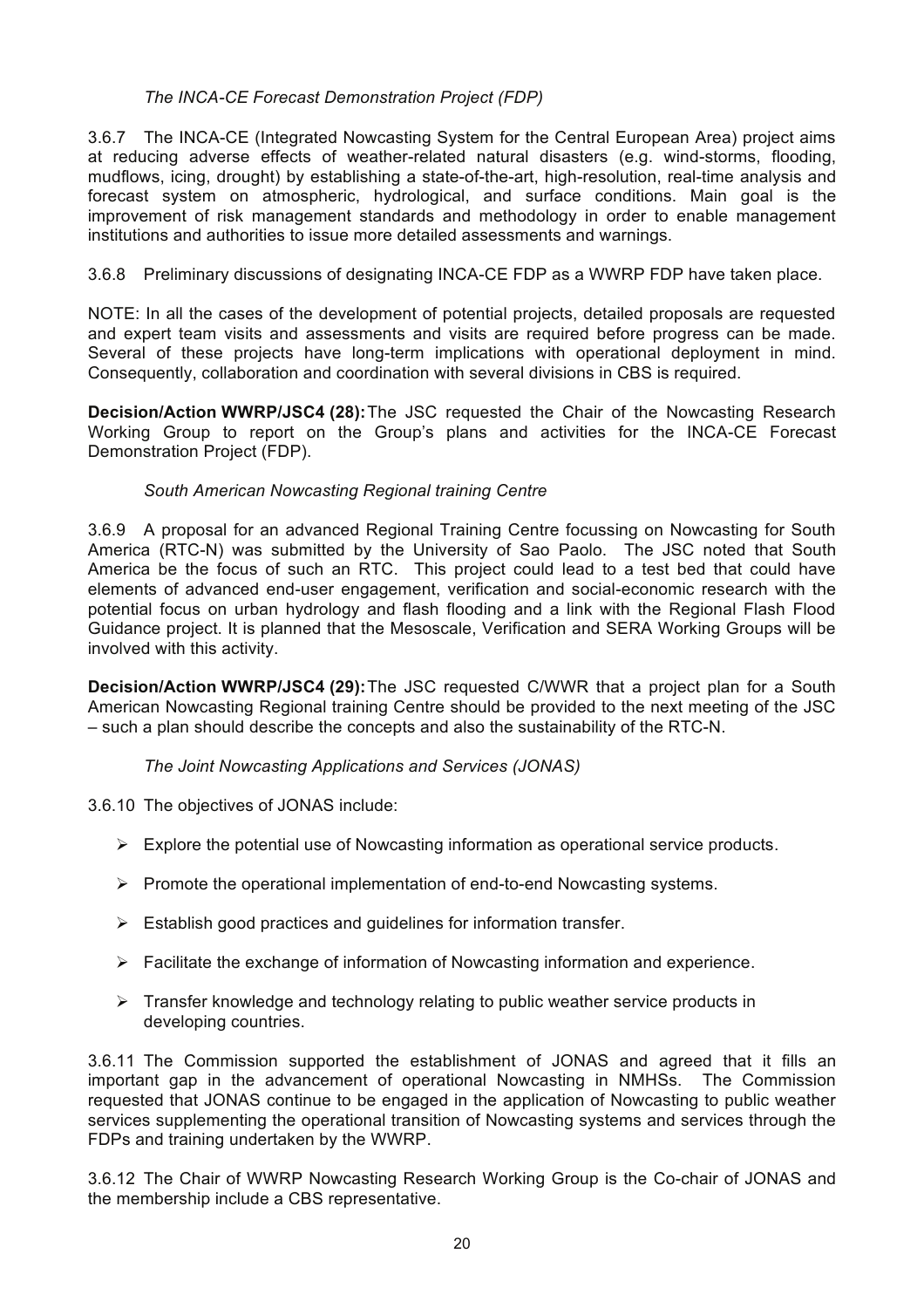*The INCA-CE Forecast Demonstration Project (FDP)*

3.6.7 The INCA-CE (Integrated Nowcasting System for the Central European Area) project aims at reducing adverse effects of weather-related natural disasters (e.g. wind-storms, flooding, mudflows, icing, drought) by establishing a state-of-the-art, high-resolution, real-time analysis and forecast system on atmospheric, hydrological, and surface conditions. Main goal is the improvement of risk management standards and methodology in order to enable management institutions and authorities to issue more detailed assessments and warnings.

3.6.8 Preliminary discussions of designating INCA-CE FDP as a WWRP FDP have taken place.

NOTE: In all the cases of the development of potential projects, detailed proposals are requested and expert team visits and assessments and visits are required before progress can be made. Several of these projects have long-term implications with operational deployment in mind. Consequently, collaboration and coordination with several divisions in CBS is required.

**Decision/Action WWRP/JSC4 (28):** The JSC requested the Chair of the Nowcasting Research Working Group to report on the Group's plans and activities for the INCA-CE Forecast Demonstration Project (FDP).

*South American Nowcasting Regional training Centre*

3.6.9 A proposal for an advanced Regional Training Centre focussing on Nowcasting for South America (RTC-N) was submitted by the University of Sao Paolo. The JSC noted that South America be the focus of such an RTC. This project could lead to a test bed that could have elements of advanced end-user engagement, verification and social-economic research with the potential focus on urban hydrology and flash flooding and a link with the Regional Flash Flood Guidance project. It is planned that the Mesoscale, Verification and SERA Working Groups will be involved with this activity.

**Decision/Action WWRP/JSC4 (29):** The JSC requested C/WWR that a project plan for a South American Nowcasting Regional training Centre should be provided to the next meeting of the JSC – such a plan should describe the concepts and also the sustainability of the RTC-N.

*The Joint Nowcasting Applications and Services (JONAS)*

3.6.10 The objectives of JONAS include:

- Explore the potential use of Nowcasting information as operational service products.
- Promote the operational implementation of end-to-end Nowcasting systems.
- Establish good practices and guidelines for information transfer.
- Facilitate the exchange of information of Nowcasting information and experience.
- Transfer knowledge and technology relating to public weather service products in developing countries.

3.6.11 The Commission supported the establishment of JONAS and agreed that it fills an important gap in the advancement of operational Nowcasting in NMHSs. The Commission requested that JONAS continue to be engaged in the application of Nowcasting to public weather services supplementing the operational transition of Nowcasting systems and services through the FDPs and training undertaken by the WWRP.

3.6.12 The Chair of WWRP Nowcasting Research Working Group is the Co-chair of JONAS and the membership include a CBS representative.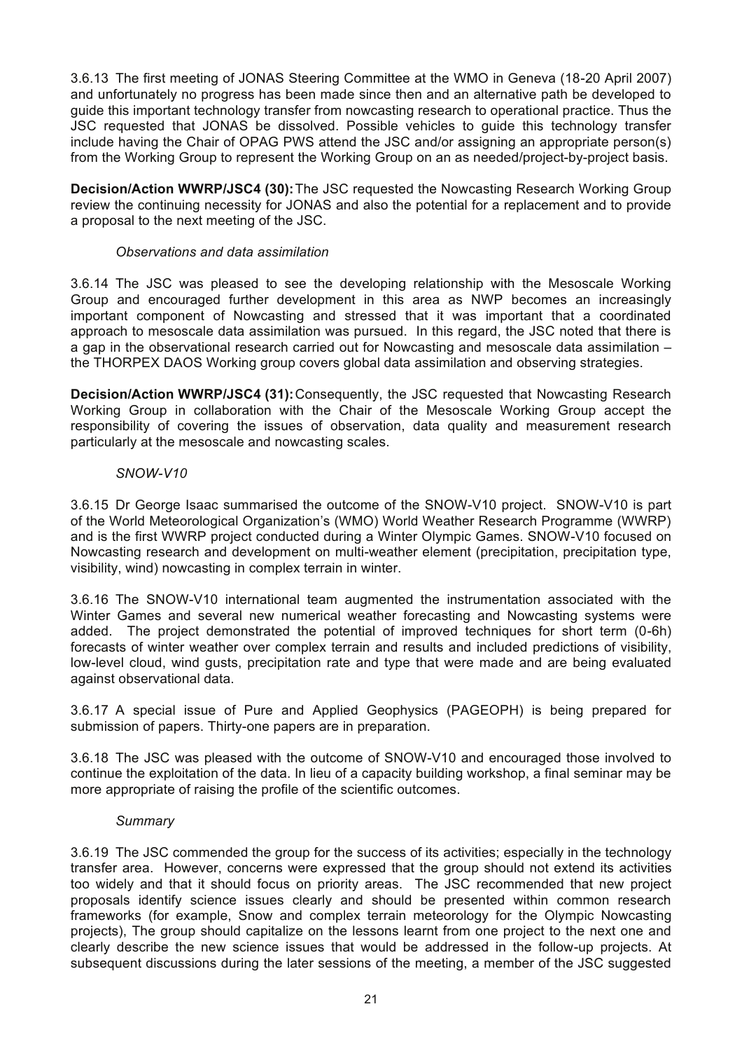3.6.13 The first meeting of JONAS Steering Committee at the WMO in Geneva (18-20 April 2007) and unfortunately no progress has been made since then and an alternative path be developed to guide this important technology transfer from nowcasting research to operational practice. Thus the JSC requested that JONAS be dissolved. Possible vehicles to guide this technology transfer include having the Chair of OPAG PWS attend the JSC and/or assigning an appropriate person(s) from the Working Group to represent the Working Group on an as needed/project-by-project basis.

**Decision/Action WWRP/JSC4 (30):** The JSC requested the Nowcasting Research Working Group review the continuing necessity for JONAS and also the potential for a replacement and to provide a proposal to the next meeting of the JSC.

*Observations and data assimilation*

3.6.14 The JSC was pleased to see the developing relationship with the Mesoscale Working Group and encouraged further development in this area as NWP becomes an increasingly important component of Nowcasting and stressed that it was important that a coordinated approach to mesoscale data assimilation was pursued. In this regard, the JSC noted that there is a gap in the observational research carried out for Nowcasting and mesoscale data assimilation – the THORPEX DAOS Working group covers global data assimilation and observing strategies.

**Decision/Action WWRP/JSC4 (31):** Consequently, the JSC requested that Nowcasting Research Working Group in collaboration with the Chair of the Mesoscale Working Group accept the responsibility of covering the issues of observation, data quality and measurement research particularly at the mesoscale and nowcasting scales.

*SNOW-V10*

3.6.15 Dr George Isaac summarised the outcome of the SNOW-V10 project. SNOW-V10 is part of the World Meteorological Organization's (WMO) World Weather Research Programme (WWRP) and is the first WWRP project conducted during a Winter Olympic Games. SNOW-V10 focused on Nowcasting research and development on multi-weather element (precipitation, precipitation type, visibility, wind) nowcasting in complex terrain in winter.

3.6.16 The SNOW-V10 international team augmented the instrumentation associated with the Winter Games and several new numerical weather forecasting and Nowcasting systems were added. The project demonstrated the potential of improved techniques for short term (0-6h) forecasts of winter weather over complex terrain and results and included predictions of visibility, low-level cloud, wind gusts, precipitation rate and type that were made and are being evaluated against observational data.

3.6.17 A special issue of Pure and Applied Geophysics (PAGEOPH) is being prepared for submission of papers. Thirty-one papers are in preparation.

3.6.18 The JSC was pleased with the outcome of SNOW-V10 and encouraged those involved to continue the exploitation of the data. In lieu of a capacity building workshop, a final seminar may be more appropriate of raising the profile of the scientific outcomes.

*Summary*

3.6.19 The JSC commended the group for the success of its activities; especially in the technology transfer area. However, concerns were expressed that the group should not extend its activities too widely and that it should focus on priority areas. The JSC recommended that new project proposals identify science issues clearly and should be presented within common research frameworks (for example, Snow and complex terrain meteorology for the Olympic Nowcasting projects), The group should capitalize on the lessons learnt from one project to the next one and clearly describe the new science issues that would be addressed in the follow-up projects. At subsequent discussions during the later sessions of the meeting, a member of the JSC suggested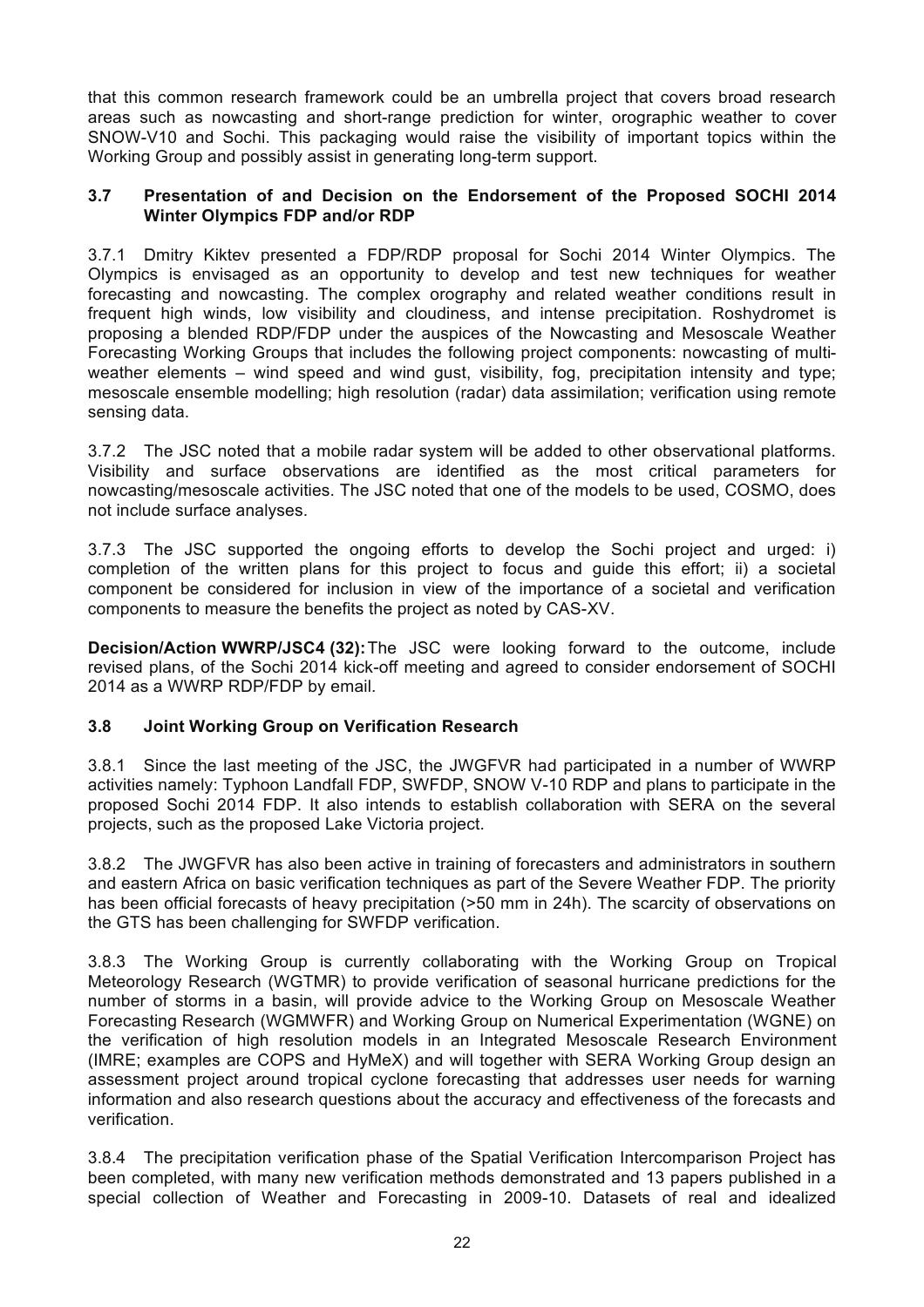that this common research framework could be an umbrella project that covers broad research areas such as nowcasting and short-range prediction for winter, orographic weather to cover SNOW-V10 and Sochi. This packaging would raise the visibility of important topics within the Working Group and possibly assist in generating long-term support.

### 3.7 Presentation of and Decision on the Endorsement of the Proposed SOCHI 2014 Winter Olympics FDP and/or RDP

3.7.1 Dmitry Kiktev presented a FDP/RDP proposal for Sochi 2014 Winter Olympics. The Olympics is envisaged as an opportunity to develop and test new techniques for weather forecasting and nowcasting. The complex orography and related weather conditions result in frequent high winds, low visibility and cloudiness, and intense precipitation. Roshydromet is proposing a blended RDP/FDP under the auspices of the Nowcasting and Mesoscale Weather Forecasting Working Groups that includes the following project components: nowcasting of multi-weather elements – wind speed and wind gust, visibility, fog, precipitation intensity and type; mesoscale ensemble modelling; high resolution (radar) data assimilation; verification using remote sensing data.

3.7.2 The JSC noted that a mobile radar system will be added to other observational platforms. Visibility and surface observations are identified as the most critical parameters for nowcasting/mesoscale activities. The JSC noted that one of the models to be used, COSMO, does not include surface analyses.

3.7.3 The JSC supported the ongoing efforts to develop the Sochi project and urged: i) completion of the written plans for this project to focus and guide this effort; ii) a societal component be considered for inclusion in view of the importance of a societal and verification components to measure the benefits the project as noted by CAS-XV.

**Decision/Action WWRP/JSC4 (32):** The JSC were looking forward to the outcome, include revised plans, of the Sochi 2014 kick-off meeting and agreed to consider endorsement of SOCHI 2014 as a WWRP RDP/FDP by email.

### 3.8 Joint Working Group on Verification Research

3.8.1 Since the last meeting of the JSC, the JWGFVR had participated in a number of WWRP activities namely: Typhoon Landfall FDP, SWFDP, SNOW V-10 RDP and plans to participate in the proposed Sochi 2014 FDP. It also intends to establish collaboration with SERA on the several projects, such as the proposed Lake Victoria project.

3.8.2 The JWGFVR has also been active in training of forecasters and administrators in southern and eastern Africa on basic verification techniques as part of the Severe Weather FDP. The priority has been official forecasts of heavy precipitation (>50 mm in 24h). The scarcity of observations on the GTS has been challenging for SWFDP verification.

3.8.3 The Working Group is currently collaborating with the Working Group on Tropical Meteorology Research (WGTMR) to provide verification of seasonal hurricane predictions for the number of storms in a basin, will provide advice to the Working Group on Mesoscale Weather Forecasting Research (WGMWFR) and Working Group on Numerical Experimentation (WGNE) on the verification of high resolution models in an Integrated Mesoscale Research Environment (IMRE; examples are COPS and HyMeX) and will together with SERA Working Group design an assessment project around tropical cyclone forecasting that addresses user needs for warning information and also research questions about the accuracy and effectiveness of the forecasts and verification.

3.8.4 The precipitation verification phase of the Spatial Verification Intercomparison Project has been completed, with many new verification methods demonstrated and 13 papers published in a special collection of Weather and Forecasting in 2009-10. Datasets of real and idealized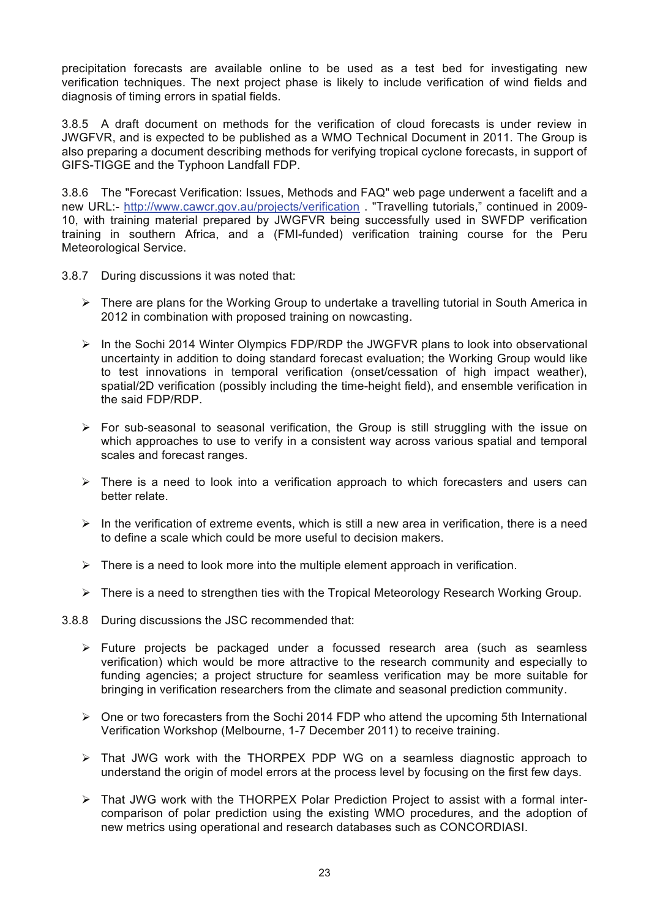precipitation forecasts are available online to be used as a test bed for investigating new verification techniques. The next project phase is likely to include verification of wind fields and diagnosis of timing errors in spatial fields.

3.8.5 A draft document on methods for the verification of cloud forecasts is under review in JWGFVR, and is expected to be published as a WMO Technical Document in 2011. The Group is also preparing a document describing methods for verifying tropical cyclone forecasts, in support of GIFS-TIGGE and the Typhoon Landfall FDP.

3.8.6 The "Forecast Verification: Issues, Methods and FAQ" web page underwent a facelift and a new URL:- http://www.cawcr.gov.au/projects/verification . "Travelling tutorials," continued in 2009-10, with training material prepared by JWGFVR being successfully used in SWFDP verification training in southern Africa, and a (FMI-funded) verification training course for the Peru Meteorological Service.

3.8.7 During discussions it was noted that:

- There are plans for the Working Group to undertake a travelling tutorial in South America in 2012 in combination with proposed training on nowcasting.
- In the Sochi 2014 Winter Olympics FDP/RDP the JWGFVR plans to look into observational uncertainty in addition to doing standard forecast evaluation; the Working Group would like to test innovations in temporal verification (onset/cessation of high impact weather), spatial/2D verification (possibly including the time-height field), and ensemble verification in the said FDP/RDP.
- For sub-seasonal to seasonal verification, the Group is still struggling with the issue on which approaches to use to verify in a consistent way across various spatial and temporal scales and forecast ranges.
- There is a need to look into a verification approach to which forecasters and users can better relate.
- In the verification of extreme events, which is still a new area in verification, there is a need to define a scale which could be more useful to decision makers.
- There is a need to look more into the multiple element approach in verification.
- There is a need to strengthen ties with the Tropical Meteorology Research Working Group.

3.8.8 During discussions the JSC recommended that:

- Future projects be packaged under a focussed research area (such as seamless verification) which would be more attractive to the research community and especially to funding agencies; a project structure for seamless verification may be more suitable for bringing in verification researchers from the climate and seasonal prediction community.
- One or two forecasters from the Sochi 2014 FDP who attend the upcoming 5th International Verification Workshop (Melbourne, 1-7 December 2011) to receive training.
- That JWG work with the THORPEX PDP WG on a seamless diagnostic approach to understand the origin of model errors at the process level by focusing on the first few days.
- That JWG work with the THORPEX Polar Prediction Project to assist with a formal inter-comparison of polar prediction using the existing WMO procedures, and the adoption of new metrics using operational and research databases such as CONCORDIASI.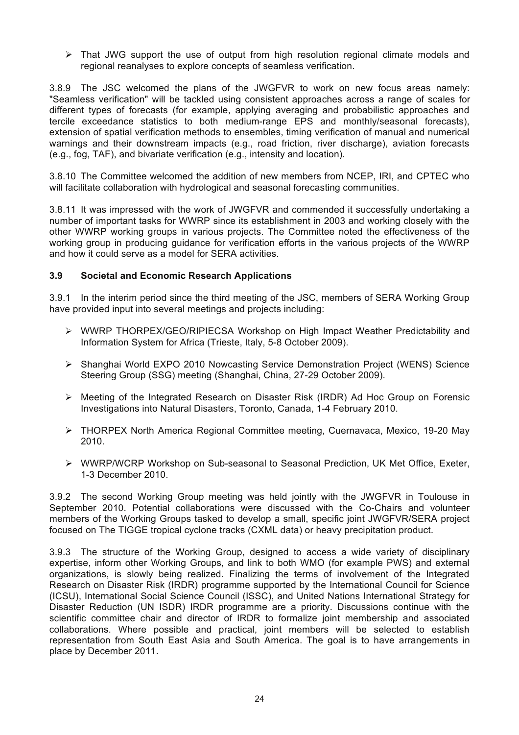- That JWG support the use of output from high resolution regional climate models and regional reanalyses to explore concepts of seamless verification.

3.8.9 The JSC welcomed the plans of the JWGFVR to work on new focus areas namely: "Seamless verification" will be tackled using consistent approaches across a range of scales for different types of forecasts (for example, applying averaging and probabilistic approaches and tercile exceedance statistics to both medium-range EPS and monthly/seasonal forecasts), extension of spatial verification methods to ensembles, timing verification of manual and numerical warnings and their downstream impacts (e.g., road friction, river discharge), aviation forecasts (e.g., fog, TAF), and bivariate verification (e.g., intensity and location).

3.8.10 The Committee welcomed the addition of new members from NCEP, IRI, and CPTEC who will facilitate collaboration with hydrological and seasonal forecasting communities.

3.8.11 It was impressed with the work of JWGFVR and commended it successfully undertaking a number of important tasks for WWRP since its establishment in 2003 and working closely with the other WWRP working groups in various projects. The Committee noted the effectiveness of the working group in producing guidance for verification efforts in the various projects of the WWRP and how it could serve as a model for SERA activities.

### 3.9 Societal and Economic Research Applications

3.9.1 In the interim period since the third meeting of the JSC, members of SERA Working Group have provided input into several meetings and projects including:

- WWRP THORPEX/GEO/RIPIECSA Workshop on High Impact Weather Predictability and Information System for Africa (Trieste, Italy, 5-8 October 2009).
- Shanghai World EXPO 2010 Nowcasting Service Demonstration Project (WENS) Science Steering Group (SSG) meeting (Shanghai, China, 27-29 October 2009).
- Meeting of the Integrated Research on Disaster Risk (IRDR) Ad Hoc Group on Forensic Investigations into Natural Disasters, Toronto, Canada, 1-4 February 2010.
- THORPEX North America Regional Committee meeting, Cuernavaca, Mexico, 19-20 May 2010.
- WWRP/WCRP Workshop on Sub-seasonal to Seasonal Prediction, UK Met Office, Exeter, 1-3 December 2010.

3.9.2 The second Working Group meeting was held jointly with the JWGFVR in Toulouse in September 2010. Potential collaborations were discussed with the Co-Chairs and volunteer members of the Working Groups tasked to develop a small, specific joint JWGFVR/SERA project focused on The TIGGE tropical cyclone tracks (CXML data) or heavy precipitation product.

3.9.3 The structure of the Working Group, designed to access a wide variety of disciplinary expertise, inform other Working Groups, and link to both WMO (for example PWS) and external organizations, is slowly being realized. Finalizing the terms of involvement of the Integrated Research on Disaster Risk (IRDR) programme supported by the International Council for Science (ICSU), International Social Science Council (ISSC), and United Nations International Strategy for Disaster Reduction (UN ISDR) IRDR programme are a priority. Discussions continue with the scientific committee chair and director of IRDR to formalize joint membership and associated collaborations. Where possible and practical, joint members will be selected to establish representation from South East Asia and South America. The goal is to have arrangements in place by December 2011.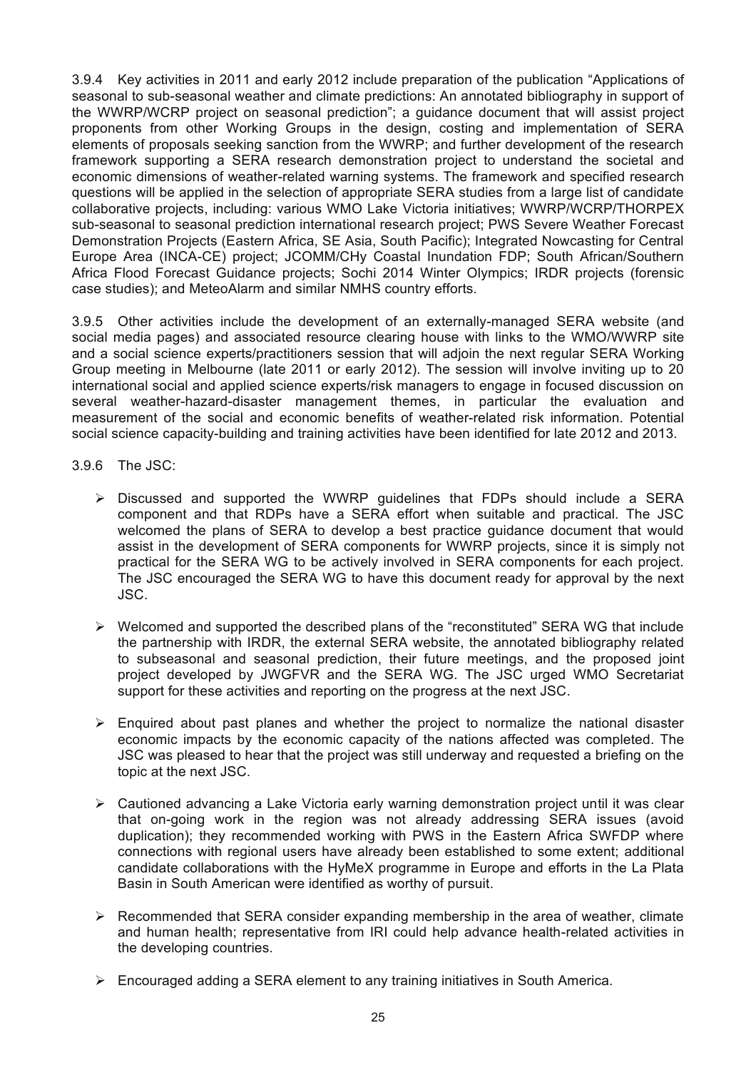3.9.4 Key activities in 2011 and early 2012 include preparation of the publication "Applications of seasonal to sub-seasonal weather and climate predictions: An annotated bibliography in support of the WWRP/WCRP project on seasonal prediction"; a guidance document that will assist project proponents from other Working Groups in the design, costing and implementation of SERA elements of proposals seeking sanction from the WWRP; and further development of the research framework supporting a SERA research demonstration project to understand the societal and economic dimensions of weather-related warning systems. The framework and specified research questions will be applied in the selection of appropriate SERA studies from a large list of candidate collaborative projects, including: various WMO Lake Victoria initiatives; WWRP/WCRP/THORPEX sub-seasonal to seasonal prediction international research project; PWS Severe Weather Forecast Demonstration Projects (Eastern Africa, SE Asia, South Pacific); Integrated Nowcasting for Central Europe Area (INCA-CE) project; JCOMM/CHy Coastal Inundation FDP; South African/Southern Africa Flood Forecast Guidance projects; Sochi 2014 Winter Olympics; IRDR projects (forensic case studies); and MeteoAlarm and similar NMHS country efforts.

3.9.5 Other activities include the development of an externally-managed SERA website (and social media pages) and associated resource clearing house with links to the WMO/WWRP site and a social science experts/practitioners session that will adjoin the next regular SERA Working Group meeting in Melbourne (late 2011 or early 2012). The session will involve inviting up to 20 international social and applied science experts/risk managers to engage in focused discussion on several weather-hazard-disaster management themes, in particular the evaluation and measurement of the social and economic benefits of weather-related risk information. Potential social science capacity-building and training activities have been identified for late 2012 and 2013.

3.9.6 The JSC:

- Discussed and supported the WWRP guidelines that FDPs should include a SERA component and that RDPs have a SERA effort when suitable and practical. The JSC welcomed the plans of SERA to develop a best practice guidance document that would assist in the development of SERA components for WWRP projects, since it is simply not practical for the SERA WG to be actively involved in SERA components for each project. The JSC encouraged the SERA WG to have this document ready for approval by the next JSC.

- Welcomed and supported the described plans of the "reconstituted" SERA WG that include the partnership with IRDR, the external SERA website, the annotated bibliography related to subseasonal and seasonal prediction, their future meetings, and the proposed joint project developed by JWGFVR and the SERA WG. The JSC urged WMO Secretariat support for these activities and reporting on the progress at the next JSC.

- Enquired about past planes and whether the project to normalize the national disaster economic impacts by the economic capacity of the nations affected was completed. The JSC was pleased to hear that the project was still underway and requested a briefing on the topic at the next JSC.

- Cautioned advancing a Lake Victoria early warning demonstration project until it was clear that on-going work in the region was not already addressing SERA issues (avoid duplication); they recommended working with PWS in the Eastern Africa SWFDP where connections with regional users have already been established to some extent; additional candidate collaborations with the HyMeX programme in Europe and efforts in the La Plata Basin in South American were identified as worthy of pursuit.

- Recommended that SERA consider expanding membership in the area of weather, climate and human health; representative from IRI could help advance health-related activities in the developing countries.

- Encouraged adding a SERA element to any training initiatives in South America.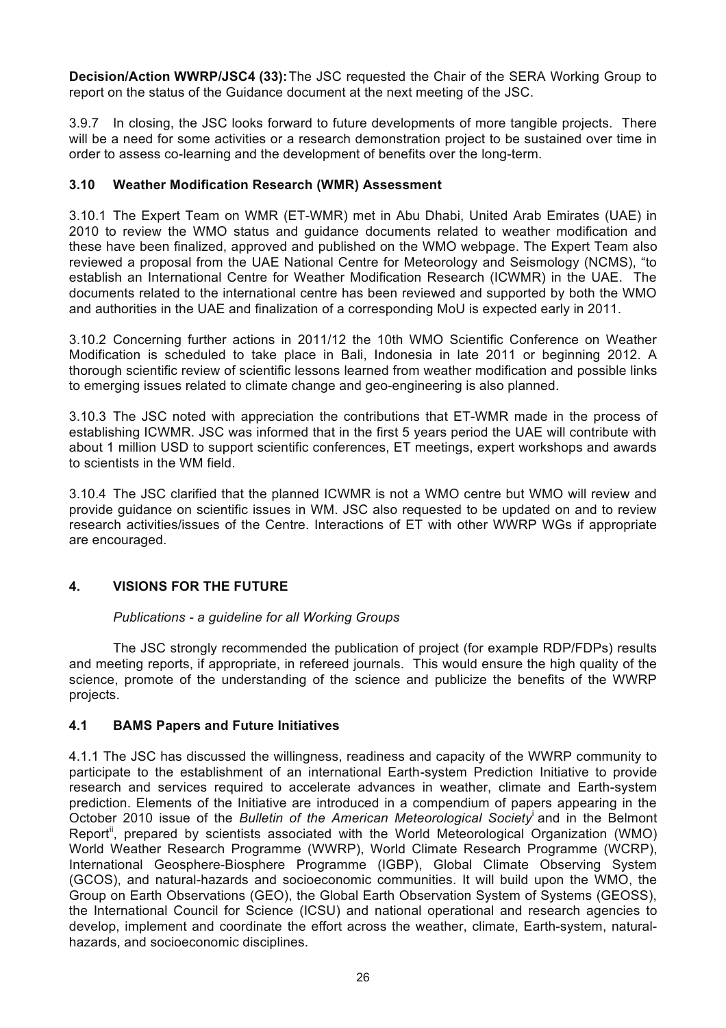**Decision/Action WWRP/JSC4 (33):** The JSC requested the Chair of the SERA Working Group to report on the status of the Guidance document at the next meeting of the JSC.

3.9.7 In closing, the JSC looks forward to future developments of more tangible projects. There will be a need for some activities or a research demonstration project to be sustained over time in order to assess co-learning and the development of benefits over the long-term.

### 3.10 Weather Modification Research (WMR) Assessment

3.10.1 The Expert Team on WMR (ET-WMR) met in Abu Dhabi, United Arab Emirates (UAE) in 2010 to review the WMO status and guidance documents related to weather modification and these have been finalized, approved and published on the WMO webpage. The Expert Team also reviewed a proposal from the UAE National Centre for Meteorology and Seismology (NCMS), "to establish an International Centre for Weather Modification Research (ICWMR) in the UAE. The documents related to the international centre has been reviewed and supported by both the WMO and authorities in the UAE and finalization of a corresponding MoU is expected early in 2011.

3.10.2 Concerning further actions in 2011/12 the 10th WMO Scientific Conference on Weather Modification is scheduled to take place in Bali, Indonesia in late 2011 or beginning 2012. A thorough scientific review of scientific lessons learned from weather modification and possible links to emerging issues related to climate change and geo-engineering is also planned.

3.10.3 The JSC noted with appreciation the contributions that ET-WMR made in the process of establishing ICWMR. JSC was informed that in the first 5 years period the UAE will contribute with about 1 million USD to support scientific conferences, ET meetings, expert workshops and awards to scientists in the WM field.

3.10.4 The JSC clarified that the planned ICWMR is not a WMO centre but WMO will review and provide guidance on scientific issues in WM. JSC also requested to be updated on and to review research activities/issues of the Centre. Interactions of ET with other WWRP WGs if appropriate are encouraged.

## 4. VISIONS FOR THE FUTURE

*Publications - a guideline for all Working Groups*

The JSC strongly recommended the publication of project (for example RDP/FDPs) results and meeting reports, if appropriate, in refereed journals. This would ensure the high quality of the science, promote of the understanding of the science and publicize the benefits of the WWRP projects.

### 4.1 BAMS Papers and Future Initiatives

4.1.1 The JSC has discussed the willingness, readiness and capacity of the WWRP community to participate to the establishment of an international Earth-system Prediction Initiative to provide research and services required to accelerate advances in weather, climate and Earth-system prediction. Elements of the Initiative are introduced in a compendium of papers appearing in the October 2010 issue of the *Bulletin of the American Meteorological Society*[i] and in the Belmont Report[ii], prepared by scientists associated with the World Meteorological Organization (WMO) World Weather Research Programme (WWRP), World Climate Research Programme (WCRP), International Geosphere-Biosphere Programme (IGBP), Global Climate Observing System (GCOS), and natural-hazards and socioeconomic communities. It will build upon the WMO, the Group on Earth Observations (GEO), the Global Earth Observation System of Systems (GEOSS), the International Council for Science (ICSU) and national operational and research agencies to develop, implement and coordinate the effort across the weather, climate, Earth-system, natural-hazards, and socioeconomic disciplines.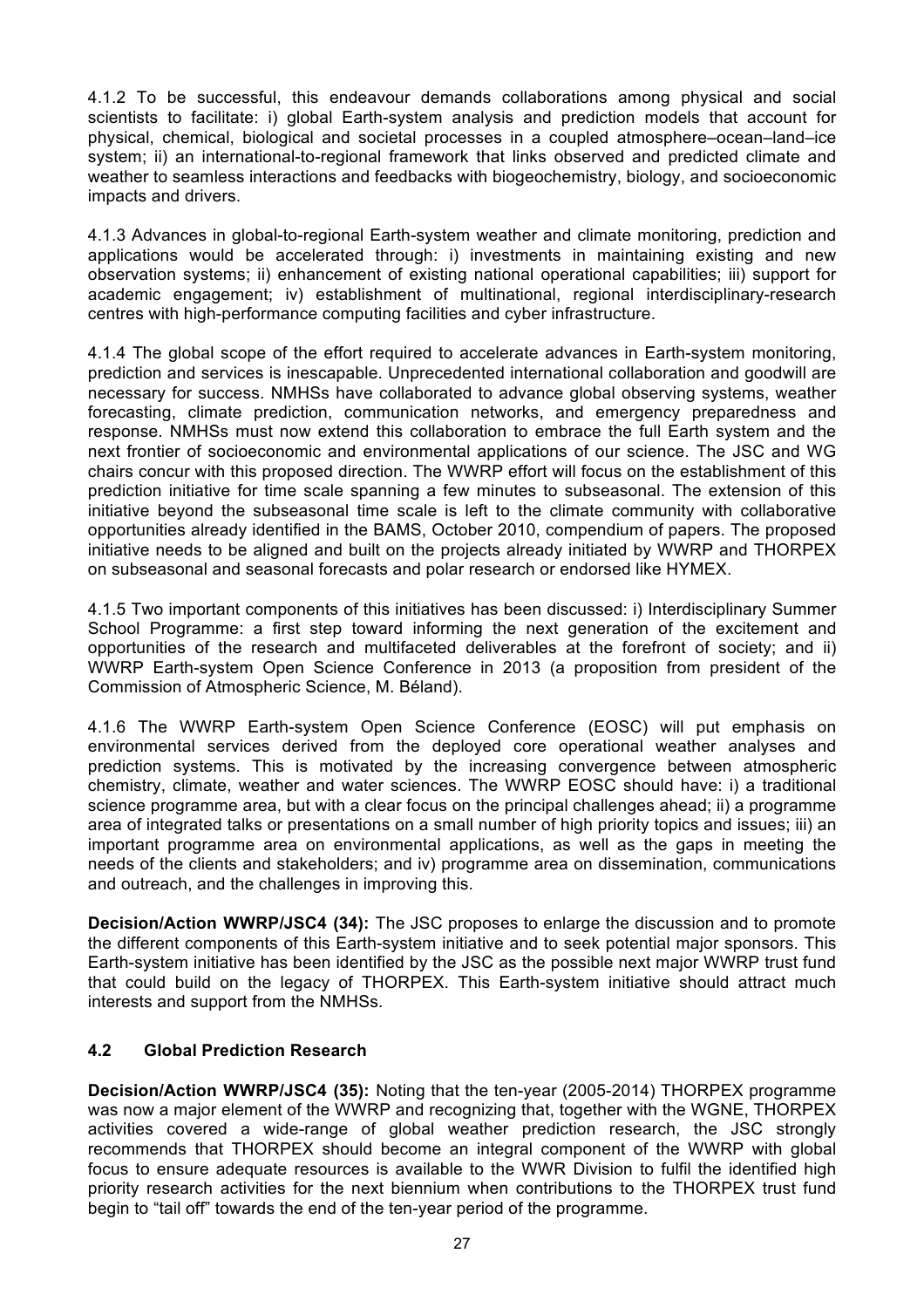4.1.2 To be successful, this endeavour demands collaborations among physical and social scientists to facilitate: i) global Earth-system analysis and prediction models that account for physical, chemical, biological and societal processes in a coupled atmosphere–ocean–land–ice system; ii) an international-to-regional framework that links observed and predicted climate and weather to seamless interactions and feedbacks with biogeochemistry, biology, and socioeconomic impacts and drivers.

4.1.3 Advances in global-to-regional Earth-system weather and climate monitoring, prediction and applications would be accelerated through: i) investments in maintaining existing and new observation systems; ii) enhancement of existing national operational capabilities; iii) support for academic engagement; iv) establishment of multinational, regional interdisciplinary-research centres with high-performance computing facilities and cyber infrastructure.

4.1.4 The global scope of the effort required to accelerate advances in Earth-system monitoring, prediction and services is inescapable. Unprecedented international collaboration and goodwill are necessary for success. NMHSs have collaborated to advance global observing systems, weather forecasting, climate prediction, communication networks, and emergency preparedness and response. NMHSs must now extend this collaboration to embrace the full Earth system and the next frontier of socioeconomic and environmental applications of our science. The JSC and WG chairs concur with this proposed direction. The WWRP effort will focus on the establishment of this prediction initiative for time scale spanning a few minutes to subseasonal. The extension of this initiative beyond the subseasonal time scale is left to the climate community with collaborative opportunities already identified in the BAMS, October 2010, compendium of papers. The proposed initiative needs to be aligned and built on the projects already initiated by WWRP and THORPEX on subseasonal and seasonal forecasts and polar research or endorsed like HYMEX.

4.1.5 Two important components of this initiatives has been discussed: i) Interdisciplinary Summer School Programme: a first step toward informing the next generation of the excitement and opportunities of the research and multifaceted deliverables at the forefront of society; and ii) WWRP Earth-system Open Science Conference in 2013 (a proposition from president of the Commission of Atmospheric Science, M. Béland).

4.1.6 The WWRP Earth-system Open Science Conference (EOSC) will put emphasis on environmental services derived from the deployed core operational weather analyses and prediction systems. This is motivated by the increasing convergence between atmospheric chemistry, climate, weather and water sciences. The WWRP EOSC should have: i) a traditional science programme area, but with a clear focus on the principal challenges ahead; ii) a programme area of integrated talks or presentations on a small number of high priority topics and issues; iii) an important programme area on environmental applications, as well as the gaps in meeting the needs of the clients and stakeholders; and iv) programme area on dissemination, communications and outreach, and the challenges in improving this.

**Decision/Action WWRP/JSC4 (34):** The JSC proposes to enlarge the discussion and to promote the different components of this Earth-system initiative and to seek potential major sponsors. This Earth-system initiative has been identified by the JSC as the possible next major WWRP trust fund that could build on the legacy of THORPEX. This Earth-system initiative should attract much interests and support from the NMHSs.

### 4.2 Global Prediction Research

**Decision/Action WWRP/JSC4 (35):** Noting that the ten-year (2005-2014) THORPEX programme was now a major element of the WWRP and recognizing that, together with the WGNE, THORPEX activities covered a wide-range of global weather prediction research, the JSC strongly recommends that THORPEX should become an integral component of the WWRP with global focus to ensure adequate resources is available to the WWR Division to fulfil the identified high priority research activities for the next biennium when contributions to the THORPEX trust fund begin to "tail off" towards the end of the ten-year period of the programme.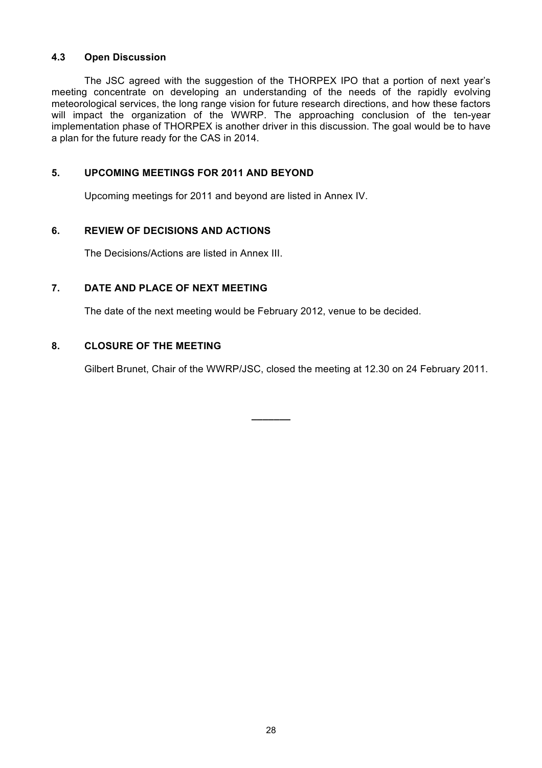### 4.3 Open Discussion

The JSC agreed with the suggestion of the THORPEX IPO that a portion of next year's meeting concentrate on developing an understanding of the needs of the rapidly evolving meteorological services, the long range vision for future research directions, and how these factors will impact the organization of the WWRP. The approaching conclusion of the ten-year implementation phase of THORPEX is another driver in this discussion. The goal would be to have a plan for the future ready for the CAS in 2014.

## 5. UPCOMING MEETINGS FOR 2011 AND BEYOND

Upcoming meetings for 2011 and beyond are listed in Annex IV.

## 6. REVIEW OF DECISIONS AND ACTIONS

The Decisions/Actions are listed in Annex III.

## 7. DATE AND PLACE OF NEXT MEETING

The date of the next meeting would be February 2012, venue to be decided.

## 8. CLOSURE OF THE MEETING

Gilbert Brunet, Chair of the WWRP/JSC, closed the meeting at 12.30 on 24 February 2011.

_______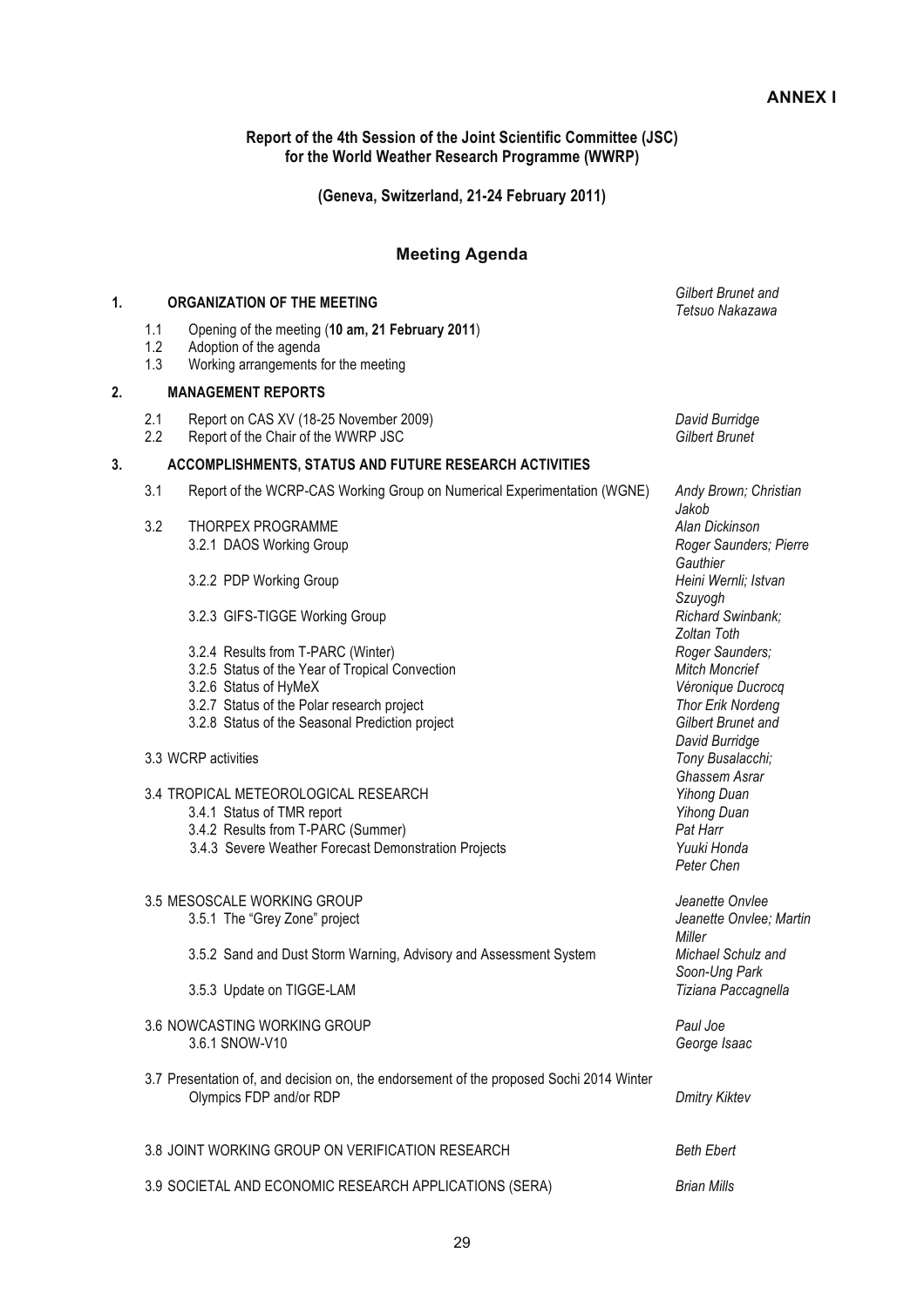**ANNEX I**

**Report of the 4th Session of the Joint Scientific Committee (JSC) for the World Weather Research Programme (WWRP)**

**(Geneva, Switzerland, 21-24 February 2011)**

## Meeting Agenda

| | | |
|---|---|---|
| **1.** | **ORGANIZATION OF THE MEETING** | *Gilbert Brunet and Tetsuo Nakazawa* |
| 1.1 | Opening of the meeting (**10 am, 21 February 2011**) | |
| 1.2 | Adoption of the agenda | |
| 1.3 | Working arrangements for the meeting | |
| **2.** | **MANAGEMENT REPORTS** | |
| 2.1 | Report on CAS XV (18-25 November 2009) | *David Burridge* |
| 2.2 | Report of the Chair of the WWRP JSC | *Gilbert Brunet* |
| **3.** | **ACCOMPLISHMENTS, STATUS AND FUTURE RESEARCH ACTIVITIES** | |
| 3.1 | Report of the WCRP-CAS Working Group on Numerical Experimentation (WGNE) | *Andy Brown; Christian Jakob* |
| 3.2 | THORPEX PROGRAMME | *Alan Dickinson* |
| | 3.2.1 DAOS Working Group | *Roger Saunders; Pierre Gauthier* |
| | 3.2.2 PDP Working Group | *Heini Wernli; Istvan Szuyogh* |
| | 3.2.3 GIFS-TIGGE Working Group | *Richard Swinbank; Zoltan Toth* |
| | 3.2.4 Results from T-PARC (Winter) | *Roger Saunders;* |
| | 3.2.5 Status of the Year of Tropical Convection | *Mitch Moncrief* |
| | 3.2.6 Status of HyMeX | *Véronique Ducrocq* |
| | 3.2.7 Status of the Polar research project | *Thor Erik Nordeng* |
| | 3.2.8 Status of the Seasonal Prediction project | *Gilbert Brunet and David Burridge* |
| 3.3 | WCRP activities | *Tony Busalacchi; Ghassem Asrar* |
| 3.4 | TROPICAL METEOROLOGICAL RESEARCH | *Yihong Duan* |
| | 3.4.1 Status of TMR report | *Yihong Duan* |
| | 3.4.2 Results from T-PARC (Summer) | *Pat Harr* |
| | 3.4.3 Severe Weather Forecast Demonstration Projects | *Yuuki Honda Peter Chen* |
| 3.5 | MESOSCALE WORKING GROUP | *Jeanette Onvlee* |
| | 3.5.1 The "Grey Zone" project | *Jeanette Onvlee; Martin Miller* |
| | 3.5.2 Sand and Dust Storm Warning, Advisory and Assessment System | *Michael Schulz and Soon-Ung Park* |
| | 3.5.3 Update on TIGGE-LAM | *Tiziana Paccagnella* |
| 3.6 | NOWCASTING WORKING GROUP | *Paul Joe* |
| | 3.6.1 SNOW-V10 | *George Isaac* |
| 3.7 | Presentation of, and decision on, the endorsement of the proposed Sochi 2014 Winter Olympics FDP and/or RDP | *Dmitry Kiktev* |
| 3.8 | JOINT WORKING GROUP ON VERIFICATION RESEARCH | *Beth Ebert* |
| 3.9 | SOCIETAL AND ECONOMIC RESEARCH APPLICATIONS (SERA) | *Brian Mills* |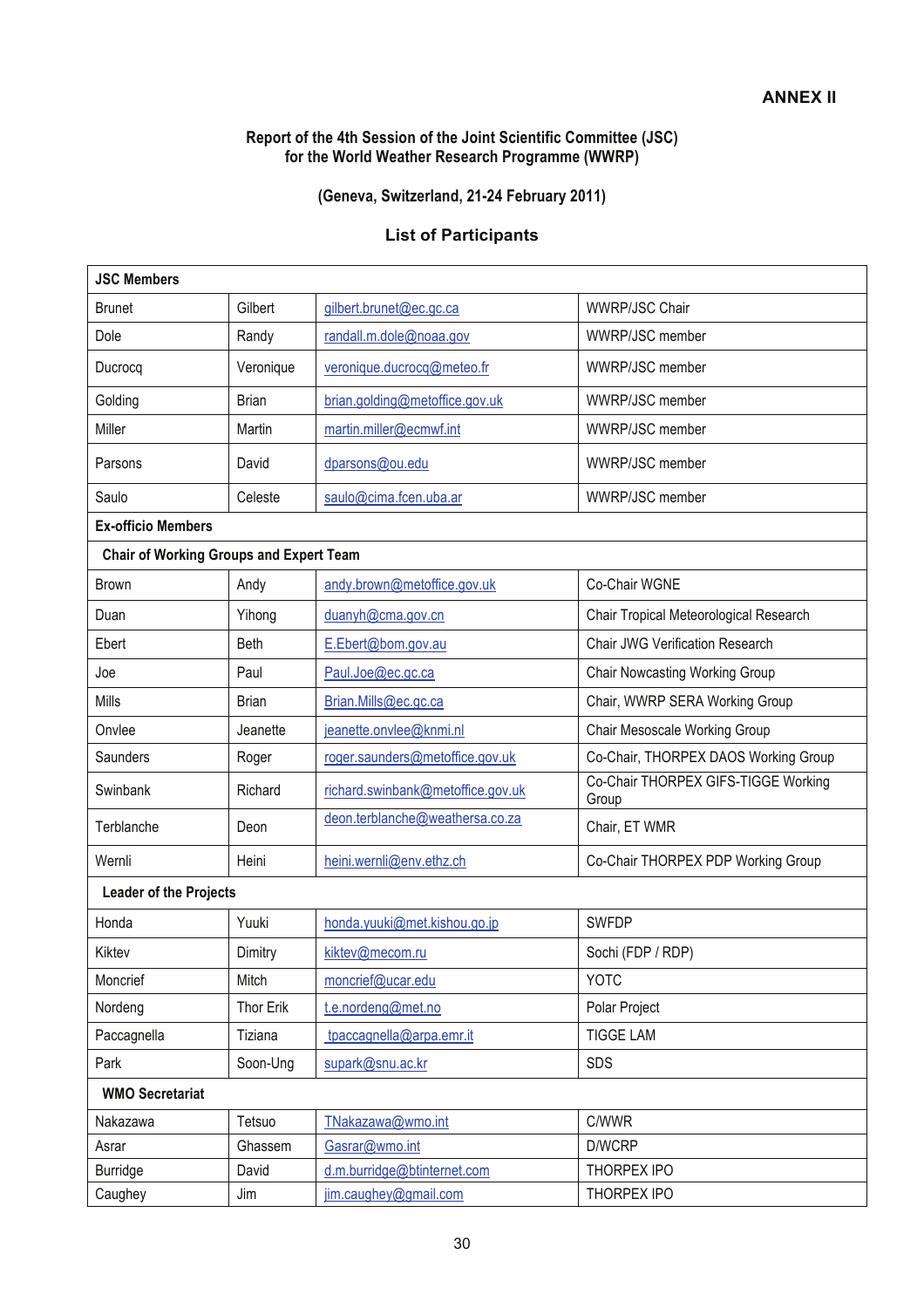**ANNEX II**

**Report of the 4th Session of the Joint Scientific Committee (JSC) for the World Weather Research Programme (WWRP)**

**(Geneva, Switzerland, 21-24 February 2011)**

## List of Participants

| **JSC Members** | | | |
|---|---|---|---|
| Brunet | Gilbert | gilbert.brunet@ec.gc.ca | WWRP/JSC Chair |
| Dole | Randy | randall.m.dole@noaa.gov | WWRP/JSC member |
| Ducrocq | Veronique | veronique.ducrocq@meteo.fr | WWRP/JSC member |
| Golding | Brian | brian.golding@metoffice.gov.uk | WWRP/JSC member |
| Miller | Martin | martin.miller@ecmwf.int | WWRP/JSC member |
| Parsons | David | dparsons@ou.edu | WWRP/JSC member |
| Saulo | Celeste | saulo@cima.fcen.uba.ar | WWRP/JSC member |
| **Ex-officio Members** | | | |
| **Chair of Working Groups and Expert Team** | | | |
| Brown | Andy | andy.brown@metoffice.gov.uk | Co-Chair WGNE |
| Duan | Yihong | duanyh@cma.gov.cn | Chair Tropical Meteorological Research |
| Ebert | Beth | E.Ebert@bom.gov.au | Chair JWG Verification Research |
| Joe | Paul | Paul.Joe@ec.gc.ca | Chair Nowcasting Working Group |
| Mills | Brian | Brian.Mills@ec.gc.ca | Chair, WWRP SERA Working Group |
| Onvlee | Jeanette | jeanette.onvlee@knmi.nl | Chair Mesoscale Working Group |
| Saunders | Roger | roger.saunders@metoffice.gov.uk | Co-Chair, THORPEX DAOS Working Group |
| Swinbank | Richard | richard.swinbank@metoffice.gov.uk | Co-Chair THORPEX GIFS-TIGGE Working Group |
| Terblanche | Deon | deon.terblanche@weathersa.co.za | Chair, ET WMR |
| Wernli | Heini | heini.wernli@env.ethz.ch | Co-Chair THORPEX PDP Working Group |
| **Leader of the Projects** | | | |
| Honda | Yuuki | honda.yuuki@met.kishou.go.jp | SWFDP |
| Kiktev | Dimitry | kiktev@mecom.ru | Sochi (FDP / RDP) |
| Moncrief | Mitch | moncrief@ucar.edu | YOTC |
| Nordeng | Thor Erik | t.e.nordeng@met.no | Polar Project |
| Paccagnella | Tiziana | tpaccagnella@arpa.emr.it | TIGGE LAM |
| Park | Soon-Ung | supark@snu.ac.kr | SDS |
| **WMO Secretariat** | | | |
| Nakazawa | Tetsuo | TNakazawa@wmo.int | C/WWR |
| Asrar | Ghassem | Gasrar@wmo.int | D/WCRP |
| Burridge | David | d.m.burridge@btinternet.com | THORPEX IPO |
| Caughey | Jim | jim.caughey@gmail.com | THORPEX IPO |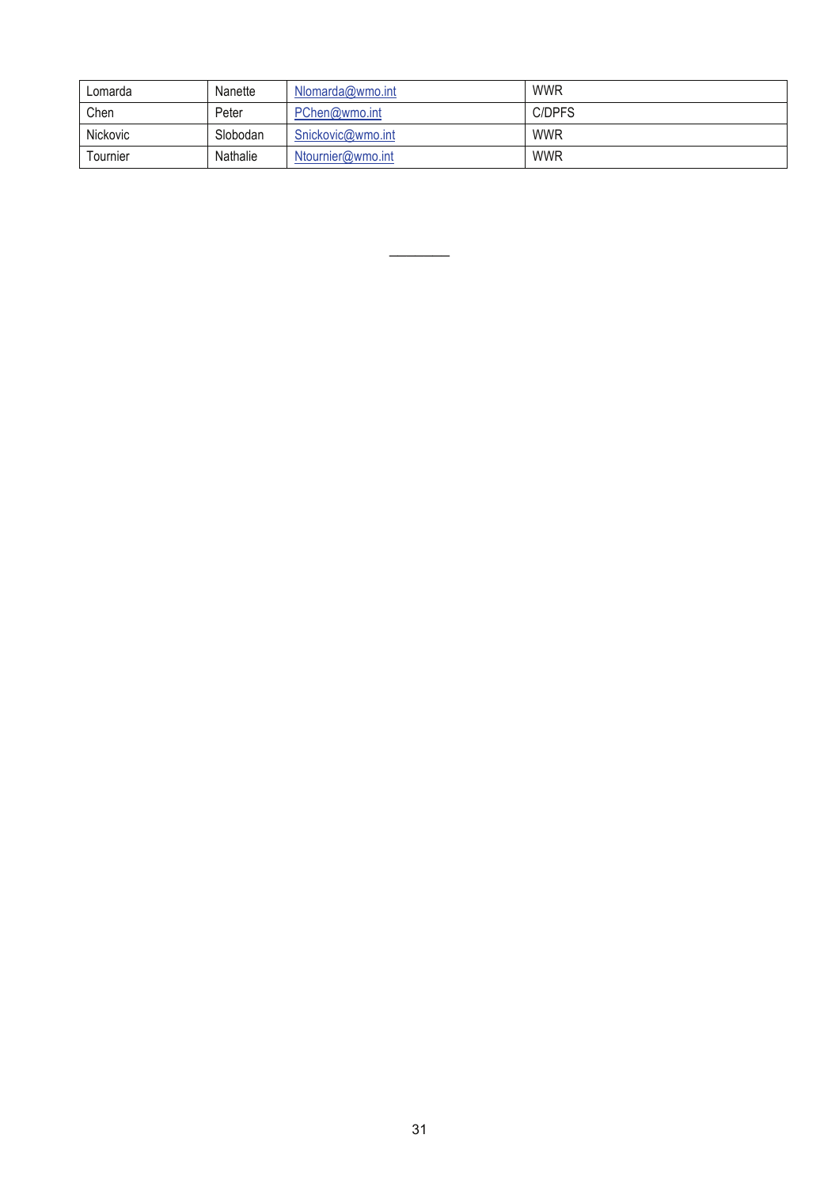| Lomarda | Nanette | Nlomarda@wmo.int | WWR |
|---|---|---|---|
| Chen | Peter | PChen@wmo.int | C/DPFS |
| Nickovic | Slobodan | Snickovic@wmo.int | WWR |
| Tournier | Nathalie | Ntournier@wmo.int | WWR |

\_\_\_\_\_\_\_\_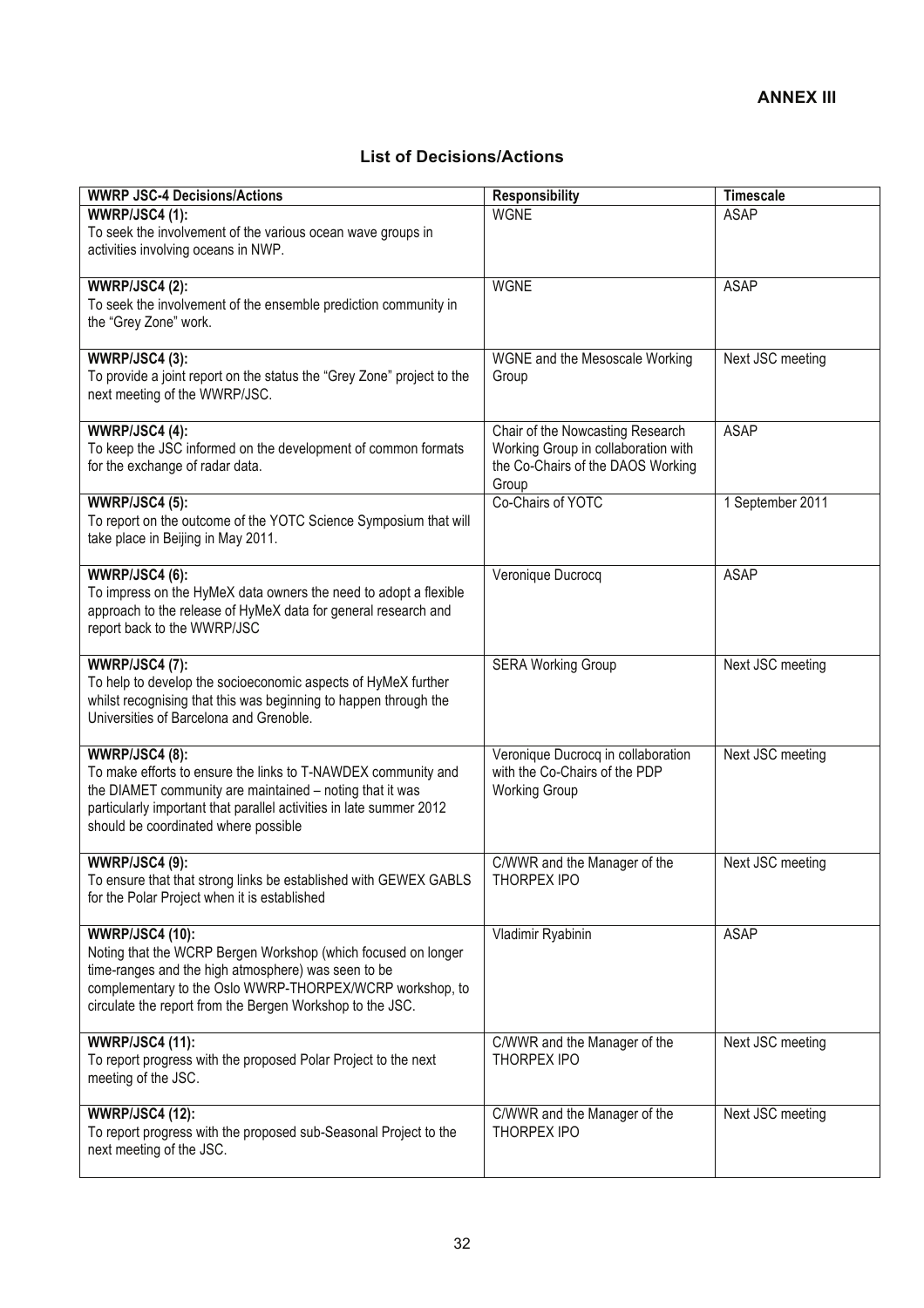**ANNEX III**

### List of Decisions/Actions

| WWRP JSC-4 Decisions/Actions | Responsibility | Timescale |
|---|---|---|
| **WWRP/JSC4 (1):** To seek the involvement of the various ocean wave groups in activities involving oceans in NWP. | WGNE | ASAP |
| **WWRP/JSC4 (2):** To seek the involvement of the ensemble prediction community in the "Grey Zone" work. | WGNE | ASAP |
| **WWRP/JSC4 (3):** To provide a joint report on the status the "Grey Zone" project to the next meeting of the WWRP/JSC. | WGNE and the Mesoscale Working Group | Next JSC meeting |
| **WWRP/JSC4 (4):** To keep the JSC informed on the development of common formats for the exchange of radar data. | Chair of the Nowcasting Research Working Group in collaboration with the Co-Chairs of the DAOS Working Group | ASAP |
| **WWRP/JSC4 (5):** To report on the outcome of the YOTC Science Symposium that will take place in Beijing in May 2011. | Co-Chairs of YOTC | 1 September 2011 |
| **WWRP/JSC4 (6):** To impress on the HyMeX data owners the need to adopt a flexible approach to the release of HyMeX data for general research and report back to the WWRP/JSC | Veronique Ducrocq | ASAP |
| **WWRP/JSC4 (7):** To help to develop the socioeconomic aspects of HyMeX further whilst recognising that this was beginning to happen through the Universities of Barcelona and Grenoble. | SERA Working Group | Next JSC meeting |
| **WWRP/JSC4 (8):** To make efforts to ensure the links to T-NAWDEX community and the DIAMET community are maintained – noting that it was particularly important that parallel activities in late summer 2012 should be coordinated where possible | Veronique Ducrocq in collaboration with the Co-Chairs of the PDP Working Group | Next JSC meeting |
| **WWRP/JSC4 (9):** To ensure that that strong links be established with GEWEX GABLS for the Polar Project when it is established | C/WWR and the Manager of the THORPEX IPO | Next JSC meeting |
| **WWRP/JSC4 (10):** Noting that the WCRP Bergen Workshop (which focused on longer time-ranges and the high atmosphere) was seen to be complementary to the Oslo WWRP-THORPEX/WCRP workshop, to circulate the report from the Bergen Workshop to the JSC. | Vladimir Ryabinin | ASAP |
| **WWRP/JSC4 (11):** To report progress with the proposed Polar Project to the next meeting of the JSC. | C/WWR and the Manager of the THORPEX IPO | Next JSC meeting |
| **WWRP/JSC4 (12):** To report progress with the proposed sub-Seasonal Project to the next meeting of the JSC. | C/WWR and the Manager of the THORPEX IPO | Next JSC meeting |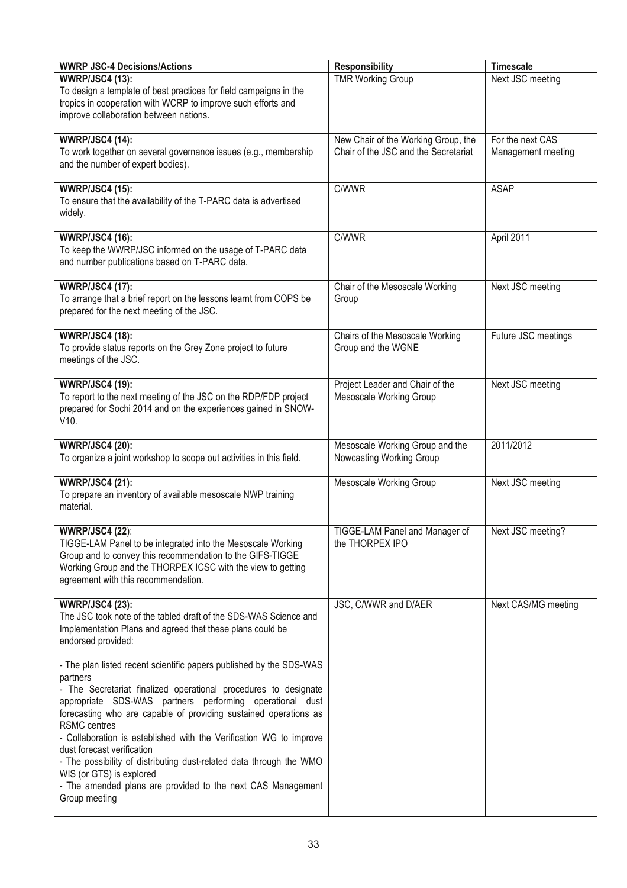| WWRP JSC-4 Decisions/Actions | Responsibility | Timescale |
|---|---|---|
| **WWRP/JSC4 (13):** To design a template of best practices for field campaigns in the tropics in cooperation with WCRP to improve such efforts and improve collaboration between nations. | TMR Working Group | Next JSC meeting |
| **WWRP/JSC4 (14):** To work together on several governance issues (e.g., membership and the number of expert bodies). | New Chair of the Working Group, the Chair of the JSC and the Secretariat | For the next CAS Management meeting |
| **WWRP/JSC4 (15):** To ensure that the availability of the T-PARC data is advertised widely. | C/WWR | ASAP |
| **WWRP/JSC4 (16):** To keep the WWRP/JSC informed on the usage of T-PARC data and number publications based on T-PARC data. | C/WWR | April 2011 |
| **WWRP/JSC4 (17):** To arrange that a brief report on the lessons learnt from COPS be prepared for the next meeting of the JSC. | Chair of the Mesoscale Working Group | Next JSC meeting |
| **WWRP/JSC4 (18):** To provide status reports on the Grey Zone project to future meetings of the JSC. | Chairs of the Mesoscale Working Group and the WGNE | Future JSC meetings |
| **WWRP/JSC4 (19):** To report to the next meeting of the JSC on the RDP/FDP project prepared for Sochi 2014 and on the experiences gained in SNOW-V10. | Project Leader and Chair of the Mesoscale Working Group | Next JSC meeting |
| **WWRP/JSC4 (20):** To organize a joint workshop to scope out activities in this field. | Mesoscale Working Group and the Nowcasting Working Group | 2011/2012 |
| **WWRP/JSC4 (21):** To prepare an inventory of available mesoscale NWP training material. | Mesoscale Working Group | Next JSC meeting |
| **WWRP/JSC4 (22)**: TIGGE-LAM Panel to be integrated into the Mesoscale Working Group and to convey this recommendation to the GIFS-TIGGE Working Group and the THORPEX ICSC with the view to getting agreement with this recommendation. | TIGGE-LAM Panel and Manager of the THORPEX IPO | Next JSC meeting? |
| **WWRP/JSC4 (23):** The JSC took note of the tabled draft of the SDS-WAS Science and Implementation Plans and agreed that these plans could be endorsed provided:<br><br>- The plan listed recent scientific papers published by the SDS-WAS partners<br>- The Secretariat finalized operational procedures to designate appropriate SDS-WAS partners performing operational dust forecasting who are capable of providing sustained operations as RSMC centres<br>- Collaboration is established with the Verification WG to improve dust forecast verification<br>- The possibility of distributing dust-related data through the WMO WIS (or GTS) is explored<br>- The amended plans are provided to the next CAS Management Group meeting | JSC, C/WWR and D/AER | Next CAS/MG meeting |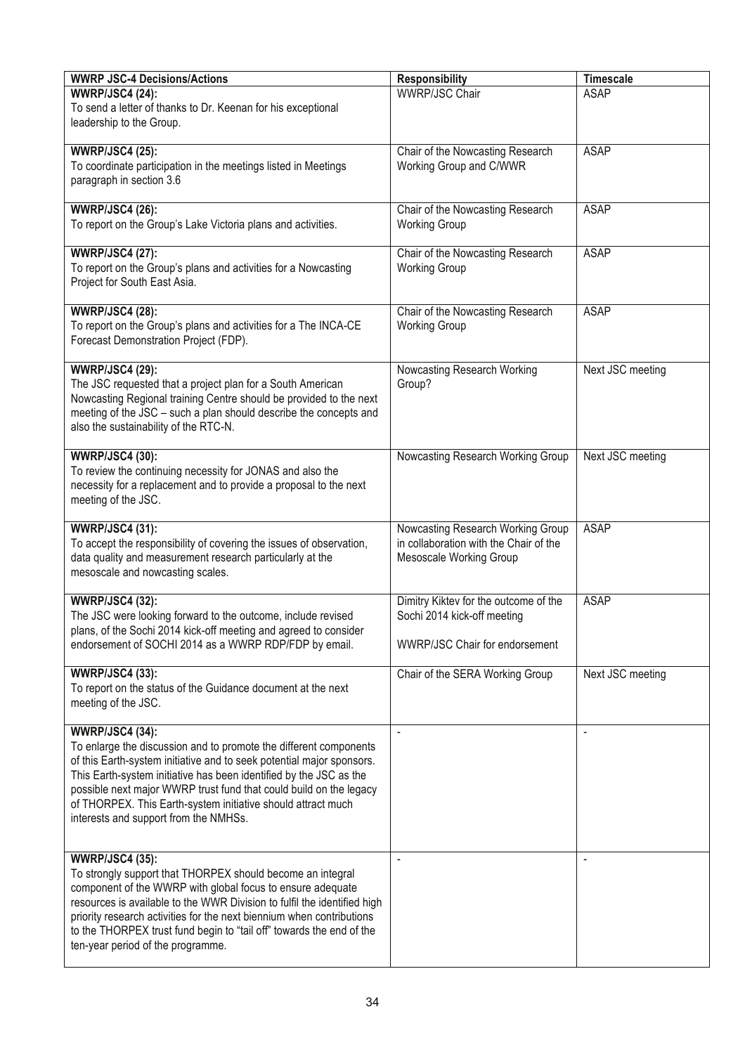| WWRP JSC-4 Decisions/Actions | Responsibility | Timescale |
|---|---|---|
| **WWRP/JSC4 (24):** To send a letter of thanks to Dr. Keenan for his exceptional leadership to the Group. | WWRP/JSC Chair | ASAP |
| **WWRP/JSC4 (25):** To coordinate participation in the meetings listed in Meetings paragraph in section 3.6 | Chair of the Nowcasting Research Working Group and C/WWR | ASAP |
| **WWRP/JSC4 (26):** To report on the Group's Lake Victoria plans and activities. | Chair of the Nowcasting Research Working Group | ASAP |
| **WWRP/JSC4 (27):** To report on the Group's plans and activities for a Nowcasting Project for South East Asia. | Chair of the Nowcasting Research Working Group | ASAP |
| **WWRP/JSC4 (28):** To report on the Group's plans and activities for a The INCA-CE Forecast Demonstration Project (FDP). | Chair of the Nowcasting Research Working Group | ASAP |
| **WWRP/JSC4 (29):** The JSC requested that a project plan for a South American Nowcasting Regional training Centre should be provided to the next meeting of the JSC – such a plan should describe the concepts and also the sustainability of the RTC-N. | Nowcasting Research Working Group? | Next JSC meeting |
| **WWRP/JSC4 (30):** To review the continuing necessity for JONAS and also the necessity for a replacement and to provide a proposal to the next meeting of the JSC. | Nowcasting Research Working Group | Next JSC meeting |
| **WWRP/JSC4 (31):** To accept the responsibility of covering the issues of observation, data quality and measurement research particularly at the mesoscale and nowcasting scales. | Nowcasting Research Working Group in collaboration with the Chair of the Mesoscale Working Group | ASAP |
| **WWRP/JSC4 (32):** The JSC were looking forward to the outcome, include revised plans, of the Sochi 2014 kick-off meeting and agreed to consider endorsement of SOCHI 2014 as a WWRP RDP/FDP by email. | Dimitry Kiktev for the outcome of the Sochi 2014 kick-off meeting<br><br>WWRP/JSC Chair for endorsement | ASAP |
| **WWRP/JSC4 (33):** To report on the status of the Guidance document at the next meeting of the JSC. | Chair of the SERA Working Group | Next JSC meeting |
| **WWRP/JSC4 (34):** To enlarge the discussion and to promote the different components of this Earth-system initiative and to seek potential major sponsors. This Earth-system initiative has been identified by the JSC as the possible next major WWRP trust fund that could build on the legacy of THORPEX. This Earth-system initiative should attract much interests and support from the NMHSs. | - | - |
| **WWRP/JSC4 (35):** To strongly support that THORPEX should become an integral component of the WWRP with global focus to ensure adequate resources is available to the WWR Division to fulfil the identified high priority research activities for the next biennium when contributions to the THORPEX trust fund begin to "tail off" towards the end of the ten-year period of the programme. | - | - |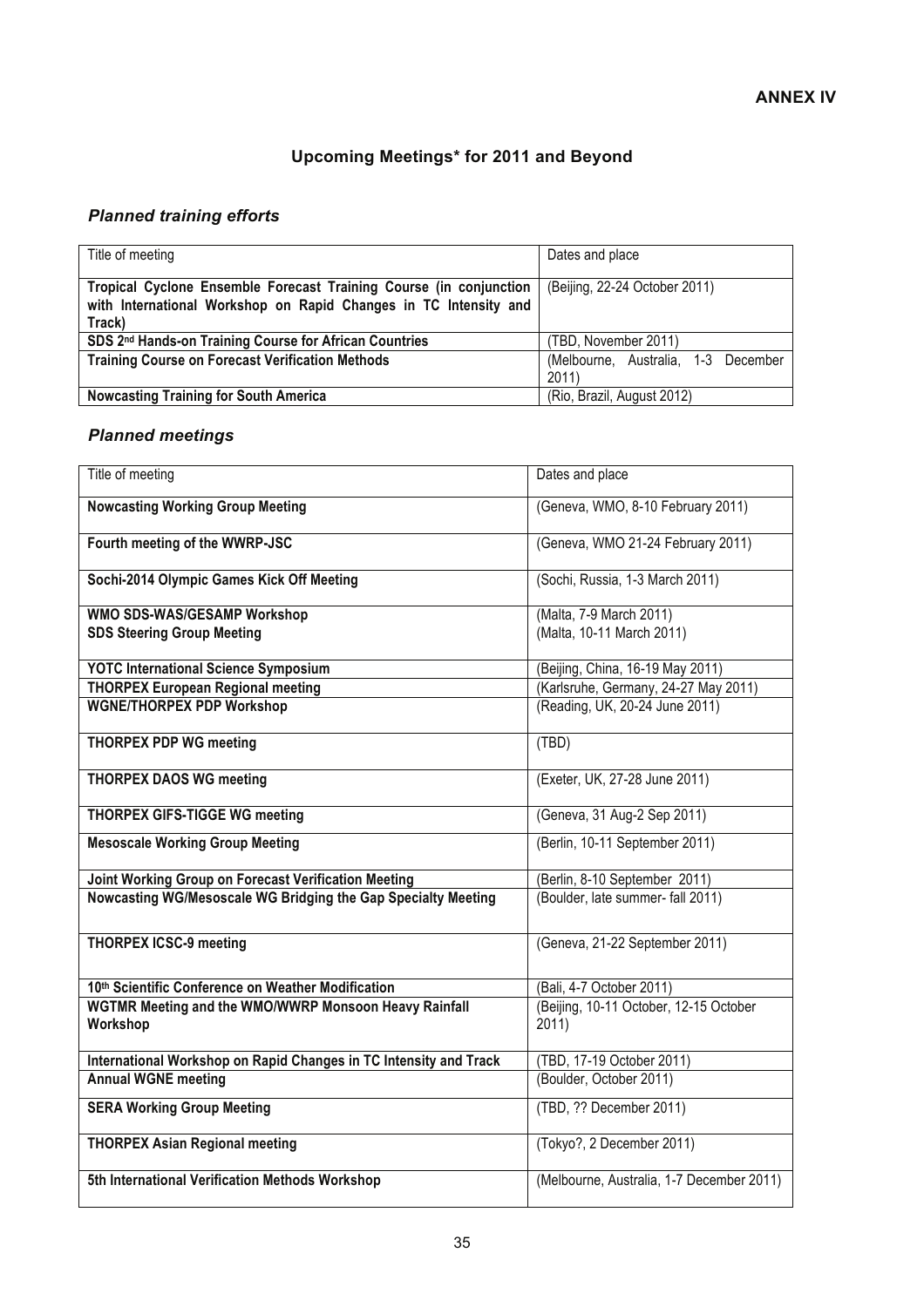**ANNEX IV**

## Upcoming Meetings* for 2011 and Beyond

### *Planned training efforts*

| Title of meeting | Dates and place |
|---|---|
| **Tropical Cyclone Ensemble Forecast Training Course (in conjunction with International Workshop on Rapid Changes in TC Intensity and Track)** | (Beijing, 22-24 October 2011) |
| **SDS 2nd Hands-on Training Course for African Countries** | (TBD, November 2011) |
| **Training Course on Forecast Verification Methods** | (Melbourne, Australia, 1-3 December 2011) |
| **Nowcasting Training for South America** | (Rio, Brazil, August 2012) |

### *Planned meetings*

| Title of meeting | Dates and place |
|---|---|
| **Nowcasting Working Group Meeting** | (Geneva, WMO, 8-10 February 2011) |
| **Fourth meeting of the WWRP-JSC** | (Geneva, WMO 21-24 February 2011) |
| **Sochi-2014 Olympic Games Kick Off Meeting** | (Sochi, Russia, 1-3 March 2011) |
| **WMO SDS-WAS/GESAMP Workshop**<br>**SDS Steering Group Meeting** | (Malta, 7-9 March 2011)<br>(Malta, 10-11 March 2011) |
| **YOTC International Science Symposium** | (Beijing, China, 16-19 May 2011) |
| **THORPEX European Regional meeting** | (Karlsruhe, Germany, 24-27 May 2011) |
| **WGNE/THORPEX PDP Workshop** | (Reading, UK, 20-24 June 2011) |
| **THORPEX PDP WG meeting** | (TBD) |
| **THORPEX DAOS WG meeting** | (Exeter, UK, 27-28 June 2011) |
| **THORPEX GIFS-TIGGE WG meeting** | (Geneva, 31 Aug-2 Sep 2011) |
| **Mesoscale Working Group Meeting** | (Berlin, 10-11 September 2011) |
| **Joint Working Group on Forecast Verification Meeting** | (Berlin, 8-10 September 2011) |
| **Nowcasting WG/Mesoscale WG Bridging the Gap Specialty Meeting** | (Boulder, late summer- fall 2011) |
| **THORPEX ICSC-9 meeting** | (Geneva, 21-22 September 2011) |
| **10th Scientific Conference on Weather Modification** | (Bali, 4-7 October 2011) |
| **WGTMR Meeting and the WMO/WWRP Monsoon Heavy Rainfall Workshop** | (Beijing, 10-11 October, 12-15 October 2011) |
| **International Workshop on Rapid Changes in TC Intensity and Track** | (TBD, 17-19 October 2011) |
| **Annual WGNE meeting** | (Boulder, October 2011) |
| **SERA Working Group Meeting** | (TBD, ?? December 2011) |
| **THORPEX Asian Regional meeting** | (Tokyo?, 2 December 2011) |
| **5th International Verification Methods Workshop** | (Melbourne, Australia, 1-7 December 2011) |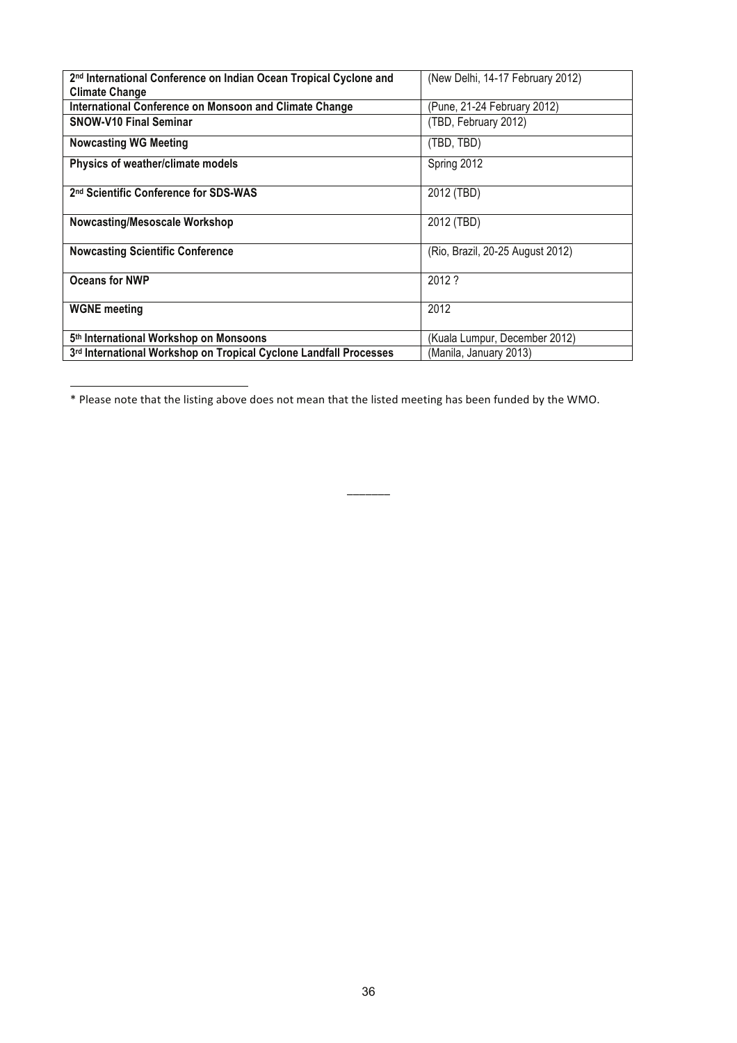| | |
|---|---|
| **2nd International Conference on Indian Ocean Tropical Cyclone and Climate Change** | (New Delhi, 14-17 February 2012) |
| **International Conference on Monsoon and Climate Change** | (Pune, 21-24 February 2012) |
| **SNOW-V10 Final Seminar** | (TBD, February 2012) |
| **Nowcasting WG Meeting** | (TBD, TBD) |
| **Physics of weather/climate models** | Spring 2012 |
| **2nd Scientific Conference for SDS-WAS** | 2012 (TBD) |
| **Nowcasting/Mesoscale Workshop** | 2012 (TBD) |
| **Nowcasting Scientific Conference** | (Rio, Brazil, 20-25 August 2012) |
| **Oceans for NWP** | 2012 ? |
| **WGNE meeting** | 2012 |
| **5th International Workshop on Monsoons** | (Kuala Lumpur, December 2012) |
| **3rd International Workshop on Tropical Cyclone Landfall Processes** | (Manila, January 2013) |

* Please note that the listing above does not mean that the listed meeting has been funded by the WMO.

______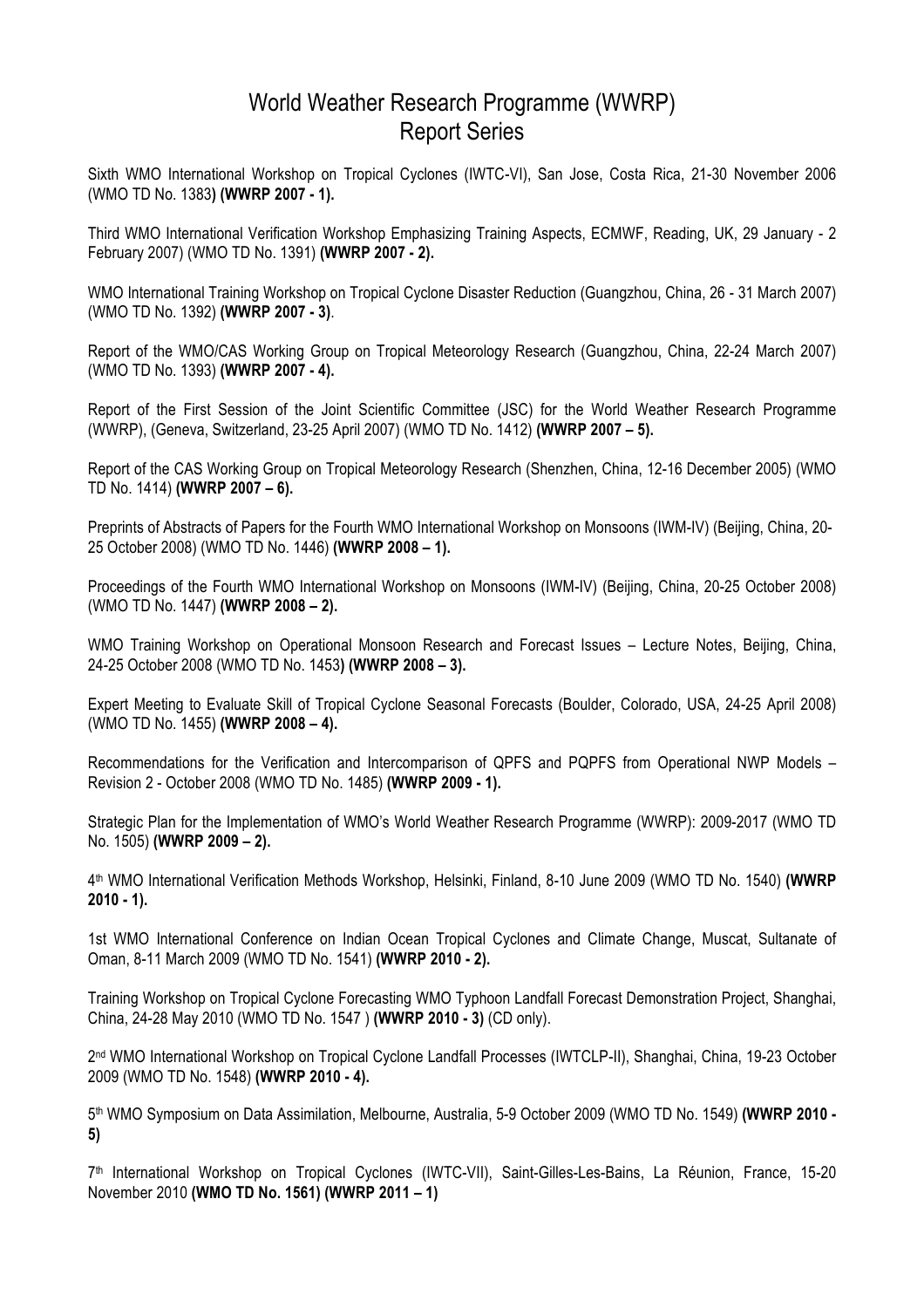# World Weather Research Programme (WWRP) Report Series

Sixth WMO International Workshop on Tropical Cyclones (IWTC-VI), San Jose, Costa Rica, 21-30 November 2006 (WMO TD No. 1383**) (WWRP 2007 - 1).**

Third WMO International Verification Workshop Emphasizing Training Aspects, ECMWF, Reading, UK, 29 January - 2 February 2007) (WMO TD No. 1391) **(WWRP 2007 - 2).**

WMO International Training Workshop on Tropical Cyclone Disaster Reduction (Guangzhou, China, 26 - 31 March 2007) (WMO TD No. 1392) **(WWRP 2007 - 3)**.

Report of the WMO/CAS Working Group on Tropical Meteorology Research (Guangzhou, China, 22-24 March 2007) (WMO TD No. 1393) **(WWRP 2007 - 4).**

Report of the First Session of the Joint Scientific Committee (JSC) for the World Weather Research Programme (WWRP), (Geneva, Switzerland, 23-25 April 2007) (WMO TD No. 1412) **(WWRP 2007 – 5).**

Report of the CAS Working Group on Tropical Meteorology Research (Shenzhen, China, 12-16 December 2005) (WMO TD No. 1414) **(WWRP 2007 – 6).**

Preprints of Abstracts of Papers for the Fourth WMO International Workshop on Monsoons (IWM-IV) (Beijing, China, 20-25 October 2008) (WMO TD No. 1446) **(WWRP 2008 – 1).**

Proceedings of the Fourth WMO International Workshop on Monsoons (IWM-IV) (Beijing, China, 20-25 October 2008) (WMO TD No. 1447) **(WWRP 2008 – 2).**

WMO Training Workshop on Operational Monsoon Research and Forecast Issues – Lecture Notes, Beijing, China, 24-25 October 2008 (WMO TD No. 1453**) (WWRP 2008 – 3).**

Expert Meeting to Evaluate Skill of Tropical Cyclone Seasonal Forecasts (Boulder, Colorado, USA, 24-25 April 2008) (WMO TD No. 1455) **(WWRP 2008 – 4).**

Recommendations for the Verification and Intercomparison of QPFS and PQPFS from Operational NWP Models – Revision 2 - October 2008 (WMO TD No. 1485) **(WWRP 2009 - 1).**

Strategic Plan for the Implementation of WMO's World Weather Research Programme (WWRP): 2009-2017 (WMO TD No. 1505) **(WWRP 2009 – 2).**

4th WMO International Verification Methods Workshop, Helsinki, Finland, 8-10 June 2009 (WMO TD No. 1540) **(WWRP 2010 - 1).**

1st WMO International Conference on Indian Ocean Tropical Cyclones and Climate Change, Muscat, Sultanate of Oman, 8-11 March 2009 (WMO TD No. 1541) **(WWRP 2010 - 2).**

Training Workshop on Tropical Cyclone Forecasting WMO Typhoon Landfall Forecast Demonstration Project, Shanghai, China, 24-28 May 2010 (WMO TD No. 1547 ) **(WWRP 2010 - 3)** (CD only).

2nd WMO International Workshop on Tropical Cyclone Landfall Processes (IWTCLP-II), Shanghai, China, 19-23 October 2009 (WMO TD No. 1548) **(WWRP 2010 - 4).**

5th WMO Symposium on Data Assimilation, Melbourne, Australia, 5-9 October 2009 (WMO TD No. 1549) **(WWRP 2010 - 5)**

7th International Workshop on Tropical Cyclones (IWTC-VII), Saint-Gilles-Les-Bains, La Réunion, France, 15-20 November 2010 **(WMO TD No. 1561) (WWRP 2011 – 1)**